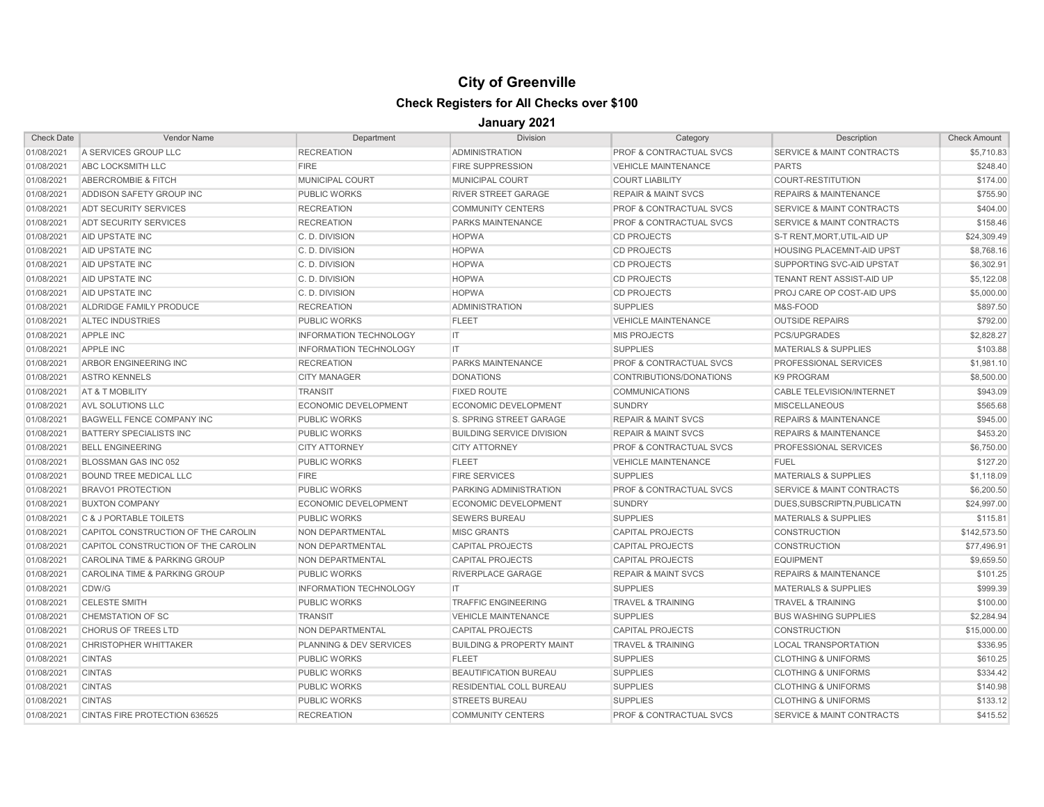# City of Greenville

## Check Registers for All Checks over $100

### January 2021

| Check Date | Vendor Name | Department | Division | Category | Description | Check Amount |
|---|---|---|---|---|---|---|
| 01/08/2021 | A SERVICES GROUP LLC | RECREATION | ADMINISTRATION | PROF & CONTRACTUAL SVCS | SERVICE & MAINT CONTRACTS | $5,710.83 |
| 01/08/2021 | ABC LOCKSMITH LLC | FIRE | FIRE SUPPRESSION | VEHICLE MAINTENANCE | PARTS | $248.40 |
| 01/08/2021 | ABERCROMBIE & FITCH | MUNICIPAL COURT | MUNICIPAL COURT | COURT LIABILITY | COURT-RESTITUTION | $174.00 |
| 01/08/2021 | ADDISON SAFETY GROUP INC | PUBLIC WORKS | RIVER STREET GARAGE | REPAIR & MAINT SVCS | REPAIRS & MAINTENANCE | $755.90 |
| 01/08/2021 | ADT SECURITY SERVICES | RECREATION | COMMUNITY CENTERS | PROF & CONTRACTUAL SVCS | SERVICE & MAINT CONTRACTS | $404.00 |
| 01/08/2021 | ADT SECURITY SERVICES | RECREATION | PARKS MAINTENANCE | PROF & CONTRACTUAL SVCS | SERVICE & MAINT CONTRACTS | $158.46 |
| 01/08/2021 | AID UPSTATE INC | C. D. DIVISION | HOPWA | CD PROJECTS | S-T RENT,MORT,UTIL-AID UP | $24,309.49 |
| 01/08/2021 | AID UPSTATE INC | C. D. DIVISION | HOPWA | CD PROJECTS | HOUSING PLACEMNT-AID UPST | $8,768.16 |
| 01/08/2021 | AID UPSTATE INC | C. D. DIVISION | HOPWA | CD PROJECTS | SUPPORTING SVC-AID UPSTAT | $6,302.91 |
| 01/08/2021 | AID UPSTATE INC | C. D. DIVISION | HOPWA | CD PROJECTS | TENANT RENT ASSIST-AID UP | $5,122.08 |
| 01/08/2021 | AID UPSTATE INC | C. D. DIVISION | HOPWA | CD PROJECTS | PROJ CARE OP COST-AID UPS | $5,000.00 |
| 01/08/2021 | ALDRIDGE FAMILY PRODUCE | RECREATION | ADMINISTRATION | SUPPLIES | M&S-FOOD | $897.50 |
| 01/08/2021 | ALTEC INDUSTRIES | PUBLIC WORKS | FLEET | VEHICLE MAINTENANCE | OUTSIDE REPAIRS | $792.00 |
| 01/08/2021 | APPLE INC | INFORMATION TECHNOLOGY | IT | MIS PROJECTS | PCS/UPGRADES | $2,828.27 |
| 01/08/2021 | APPLE INC | INFORMATION TECHNOLOGY | IT | SUPPLIES | MATERIALS & SUPPLIES | $103.88 |
| 01/08/2021 | ARBOR ENGINEERING INC | RECREATION | PARKS MAINTENANCE | PROF & CONTRACTUAL SVCS | PROFESSIONAL SERVICES | $1,981.10 |
| 01/08/2021 | ASTRO KENNELS | CITY MANAGER | DONATIONS | CONTRIBUTIONS/DONATIONS | K9 PROGRAM | $8,500.00 |
| 01/08/2021 | AT & T MOBILITY | TRANSIT | FIXED ROUTE | COMMUNICATIONS | CABLE TELEVISION/INTERNET | $943.09 |
| 01/08/2021 | AVL SOLUTIONS LLC | ECONOMIC DEVELOPMENT | ECONOMIC DEVELOPMENT | SUNDRY | MISCELLANEOUS | $565.68 |
| 01/08/2021 | BAGWELL FENCE COMPANY INC | PUBLIC WORKS | S. SPRING STREET GARAGE | REPAIR & MAINT SVCS | REPAIRS & MAINTENANCE | $945.00 |
| 01/08/2021 | BATTERY SPECIALISTS INC | PUBLIC WORKS | BUILDING SERVICE DIVISION | REPAIR & MAINT SVCS | REPAIRS & MAINTENANCE | $453.20 |
| 01/08/2021 | BELL ENGINEERING | CITY ATTORNEY | CITY ATTORNEY | PROF & CONTRACTUAL SVCS | PROFESSIONAL SERVICES | $6,750.00 |
| 01/08/2021 | BLOSSMAN GAS INC 052 | PUBLIC WORKS | FLEET | VEHICLE MAINTENANCE | FUEL | $127.20 |
| 01/08/2021 | BOUND TREE MEDICAL LLC | FIRE | FIRE SERVICES | SUPPLIES | MATERIALS & SUPPLIES | $1,118.09 |
| 01/08/2021 | BRAVO1 PROTECTION | PUBLIC WORKS | PARKING ADMINISTRATION | PROF & CONTRACTUAL SVCS | SERVICE & MAINT CONTRACTS | $6,200.50 |
| 01/08/2021 | BUXTON COMPANY | ECONOMIC DEVELOPMENT | ECONOMIC DEVELOPMENT | SUNDRY | DUES,SUBSCRIPTN,PUBLICATN | $24,997.00 |
| 01/08/2021 | C & J PORTABLE TOILETS | PUBLIC WORKS | SEWERS BUREAU | SUPPLIES | MATERIALS & SUPPLIES | $115.81 |
| 01/08/2021 | CAPITOL CONSTRUCTION OF THE CAROLIN | NON DEPARTMENTAL | MISC GRANTS | CAPITAL PROJECTS | CONSTRUCTION | $142,573.50 |
| 01/08/2021 | CAPITOL CONSTRUCTION OF THE CAROLIN | NON DEPARTMENTAL | CAPITAL PROJECTS | CAPITAL PROJECTS | CONSTRUCTION | $77,496.91 |
| 01/08/2021 | CAROLINA TIME & PARKING GROUP | NON DEPARTMENTAL | CAPITAL PROJECTS | CAPITAL PROJECTS | EQUIPMENT | $9,659.50 |
| 01/08/2021 | CAROLINA TIME & PARKING GROUP | PUBLIC WORKS | RIVERPLACE GARAGE | REPAIR & MAINT SVCS | REPAIRS & MAINTENANCE | $101.25 |
| 01/08/2021 | CDW/G | INFORMATION TECHNOLOGY | IT | SUPPLIES | MATERIALS & SUPPLIES | $999.39 |
| 01/08/2021 | CELESTE SMITH | PUBLIC WORKS | TRAFFIC ENGINEERING | TRAVEL & TRAINING | TRAVEL & TRAINING | $100.00 |
| 01/08/2021 | CHEMSTATION OF SC | TRANSIT | VEHICLE MAINTENANCE | SUPPLIES | BUS WASHING SUPPLIES | $2,284.94 |
| 01/08/2021 | CHORUS OF TREES LTD | NON DEPARTMENTAL | CAPITAL PROJECTS | CAPITAL PROJECTS | CONSTRUCTION | $15,000.00 |
| 01/08/2021 | CHRISTOPHER WHITTAKER | PLANNING & DEV SERVICES | BUILDING & PROPERTY MAINT | TRAVEL & TRAINING | LOCAL TRANSPORTATION | $336.95 |
| 01/08/2021 | CINTAS | PUBLIC WORKS | FLEET | SUPPLIES | CLOTHING & UNIFORMS | $610.25 |
| 01/08/2021 | CINTAS | PUBLIC WORKS | BEAUTIFICATION BUREAU | SUPPLIES | CLOTHING & UNIFORMS | $334.42 |
| 01/08/2021 | CINTAS | PUBLIC WORKS | RESIDENTIAL COLL BUREAU | SUPPLIES | CLOTHING & UNIFORMS | $140.98 |
| 01/08/2021 | CINTAS | PUBLIC WORKS | STREETS BUREAU | SUPPLIES | CLOTHING & UNIFORMS | $133.12 |
| 01/08/2021 | CINTAS FIRE PROTECTION 636525 | RECREATION | COMMUNITY CENTERS | PROF & CONTRACTUAL SVCS | SERVICE & MAINT CONTRACTS | $415.52 |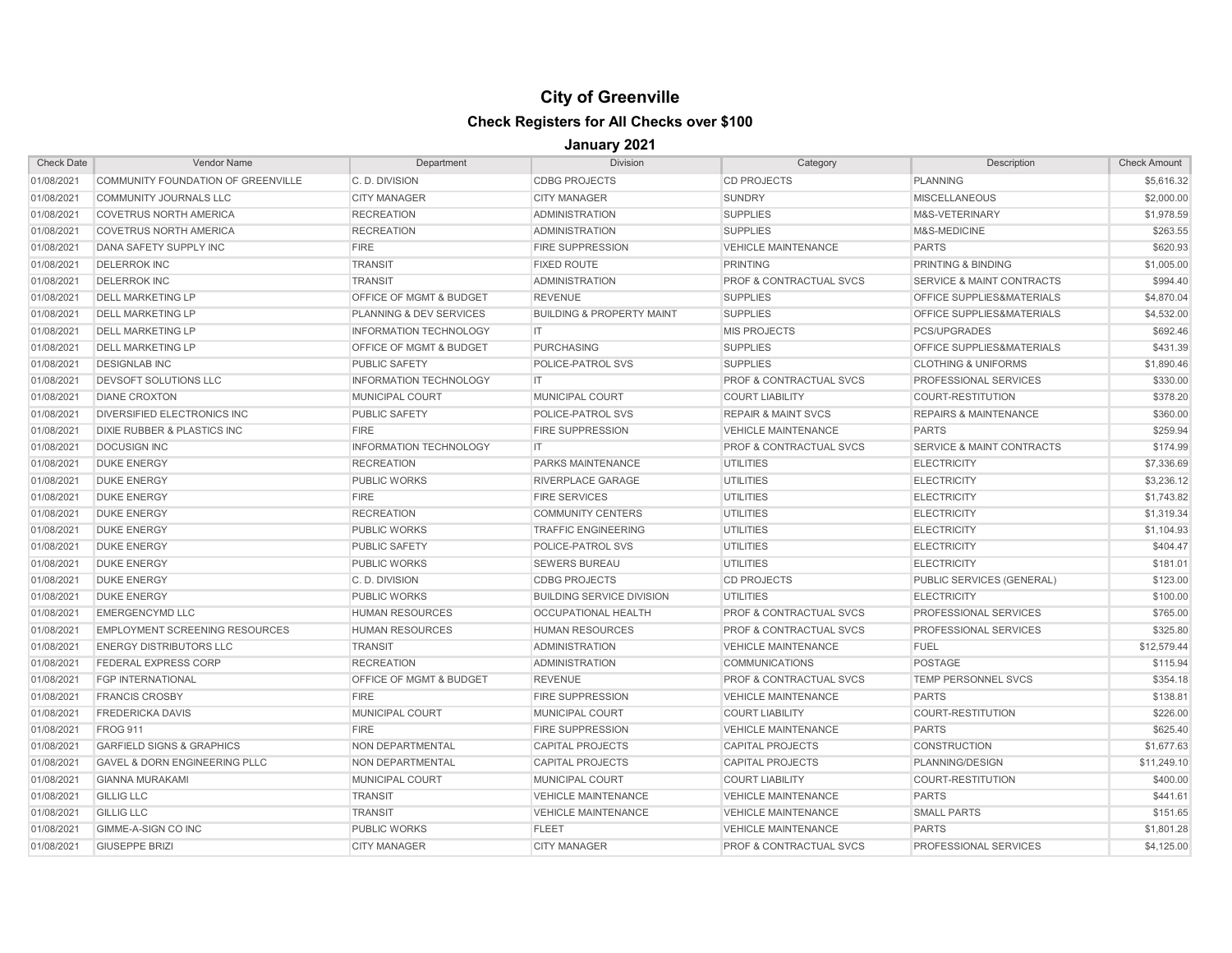# City of Greenville

## Check Registers for All Checks over $100

### January 2021

| Check Date | Vendor Name | Department | Division | Category | Description | Check Amount |
|---|---|---|---|---|---|---|
| 01/08/2021 | COMMUNITY FOUNDATION OF GREENVILLE | C. D. DIVISION | CDBG PROJECTS | CD PROJECTS | PLANNING | $5,616.32 |
| 01/08/2021 | COMMUNITY JOURNALS LLC | CITY MANAGER | CITY MANAGER | SUNDRY | MISCELLANEOUS | $2,000.00 |
| 01/08/2021 | COVETRUS NORTH AMERICA | RECREATION | ADMINISTRATION | SUPPLIES | M&S-VETERINARY | $1,978.59 |
| 01/08/2021 | COVETRUS NORTH AMERICA | RECREATION | ADMINISTRATION | SUPPLIES | M&S-MEDICINE | $263.55 |
| 01/08/2021 | DANA SAFETY SUPPLY INC | FIRE | FIRE SUPPRESSION | VEHICLE MAINTENANCE | PARTS | $620.93 |
| 01/08/2021 | DELERROK INC | TRANSIT | FIXED ROUTE | PRINTING | PRINTING & BINDING | $1,005.00 |
| 01/08/2021 | DELERROK INC | TRANSIT | ADMINISTRATION | PROF & CONTRACTUAL SVCS | SERVICE & MAINT CONTRACTS | $994.40 |
| 01/08/2021 | DELL MARKETING LP | OFFICE OF MGMT & BUDGET | REVENUE | SUPPLIES | OFFICE SUPPLIES&MATERIALS | $4,870.04 |
| 01/08/2021 | DELL MARKETING LP | PLANNING & DEV SERVICES | BUILDING & PROPERTY MAINT | SUPPLIES | OFFICE SUPPLIES&MATERIALS | $4,532.00 |
| 01/08/2021 | DELL MARKETING LP | INFORMATION TECHNOLOGY | IT | MIS PROJECTS | PCS/UPGRADES | $692.46 |
| 01/08/2021 | DELL MARKETING LP | OFFICE OF MGMT & BUDGET | PURCHASING | SUPPLIES | OFFICE SUPPLIES&MATERIALS | $431.39 |
| 01/08/2021 | DESIGNLAB INC | PUBLIC SAFETY | POLICE-PATROL SVS | SUPPLIES | CLOTHING & UNIFORMS | $1,890.46 |
| 01/08/2021 | DEVSOFT SOLUTIONS LLC | INFORMATION TECHNOLOGY | IT | PROF & CONTRACTUAL SVCS | PROFESSIONAL SERVICES | $330.00 |
| 01/08/2021 | DIANE CROXTON | MUNICIPAL COURT | MUNICIPAL COURT | COURT LIABILITY | COURT-RESTITUTION | $378.20 |
| 01/08/2021 | DIVERSIFIED ELECTRONICS INC | PUBLIC SAFETY | POLICE-PATROL SVS | REPAIR & MAINT SVCS | REPAIRS & MAINTENANCE | $360.00 |
| 01/08/2021 | DIXIE RUBBER & PLASTICS INC | FIRE | FIRE SUPPRESSION | VEHICLE MAINTENANCE | PARTS | $259.94 |
| 01/08/2021 | DOCUSIGN INC | INFORMATION TECHNOLOGY | IT | PROF & CONTRACTUAL SVCS | SERVICE & MAINT CONTRACTS | $174.99 |
| 01/08/2021 | DUKE ENERGY | RECREATION | PARKS MAINTENANCE | UTILITIES | ELECTRICITY | $7,336.69 |
| 01/08/2021 | DUKE ENERGY | PUBLIC WORKS | RIVERPLACE GARAGE | UTILITIES | ELECTRICITY | $3,236.12 |
| 01/08/2021 | DUKE ENERGY | FIRE | FIRE SERVICES | UTILITIES | ELECTRICITY | $1,743.82 |
| 01/08/2021 | DUKE ENERGY | RECREATION | COMMUNITY CENTERS | UTILITIES | ELECTRICITY | $1,319.34 |
| 01/08/2021 | DUKE ENERGY | PUBLIC WORKS | TRAFFIC ENGINEERING | UTILITIES | ELECTRICITY | $1,104.93 |
| 01/08/2021 | DUKE ENERGY | PUBLIC SAFETY | POLICE-PATROL SVS | UTILITIES | ELECTRICITY | $404.47 |
| 01/08/2021 | DUKE ENERGY | PUBLIC WORKS | SEWERS BUREAU | UTILITIES | ELECTRICITY | $181.01 |
| 01/08/2021 | DUKE ENERGY | C. D. DIVISION | CDBG PROJECTS | CD PROJECTS | PUBLIC SERVICES (GENERAL) | $123.00 |
| 01/08/2021 | DUKE ENERGY | PUBLIC WORKS | BUILDING SERVICE DIVISION | UTILITIES | ELECTRICITY | $100.00 |
| 01/08/2021 | EMERGENCYMD LLC | HUMAN RESOURCES | OCCUPATIONAL HEALTH | PROF & CONTRACTUAL SVCS | PROFESSIONAL SERVICES | $765.00 |
| 01/08/2021 | EMPLOYMENT SCREENING RESOURCES | HUMAN RESOURCES | HUMAN RESOURCES | PROF & CONTRACTUAL SVCS | PROFESSIONAL SERVICES | $325.80 |
| 01/08/2021 | ENERGY DISTRIBUTORS LLC | TRANSIT | ADMINISTRATION | VEHICLE MAINTENANCE | FUEL | $12,579.44 |
| 01/08/2021 | FEDERAL EXPRESS CORP | RECREATION | ADMINISTRATION | COMMUNICATIONS | POSTAGE | $115.94 |
| 01/08/2021 | FGP INTERNATIONAL | OFFICE OF MGMT & BUDGET | REVENUE | PROF & CONTRACTUAL SVCS | TEMP PERSONNEL SVCS | $354.18 |
| 01/08/2021 | FRANCIS CROSBY | FIRE | FIRE SUPPRESSION | VEHICLE MAINTENANCE | PARTS | $138.81 |
| 01/08/2021 | FREDERICKA DAVIS | MUNICIPAL COURT | MUNICIPAL COURT | COURT LIABILITY | COURT-RESTITUTION | $226.00 |
| 01/08/2021 | FROG 911 | FIRE | FIRE SUPPRESSION | VEHICLE MAINTENANCE | PARTS | $625.40 |
| 01/08/2021 | GARFIELD SIGNS & GRAPHICS | NON DEPARTMENTAL | CAPITAL PROJECTS | CAPITAL PROJECTS | CONSTRUCTION | $1,677.63 |
| 01/08/2021 | GAVEL & DORN ENGINEERING PLLC | NON DEPARTMENTAL | CAPITAL PROJECTS | CAPITAL PROJECTS | PLANNING/DESIGN | $11,249.10 |
| 01/08/2021 | GIANNA MURAKAMI | MUNICIPAL COURT | MUNICIPAL COURT | COURT LIABILITY | COURT-RESTITUTION | $400.00 |
| 01/08/2021 | GILLIG LLC | TRANSIT | VEHICLE MAINTENANCE | VEHICLE MAINTENANCE | PARTS | $441.61 |
| 01/08/2021 | GILLIG LLC | TRANSIT | VEHICLE MAINTENANCE | VEHICLE MAINTENANCE | SMALL PARTS | $151.65 |
| 01/08/2021 | GIMME-A-SIGN CO INC | PUBLIC WORKS | FLEET | VEHICLE MAINTENANCE | PARTS | $1,801.28 |
| 01/08/2021 | GIUSEPPE BRIZI | CITY MANAGER | CITY MANAGER | PROF & CONTRACTUAL SVCS | PROFESSIONAL SERVICES | $4,125.00 |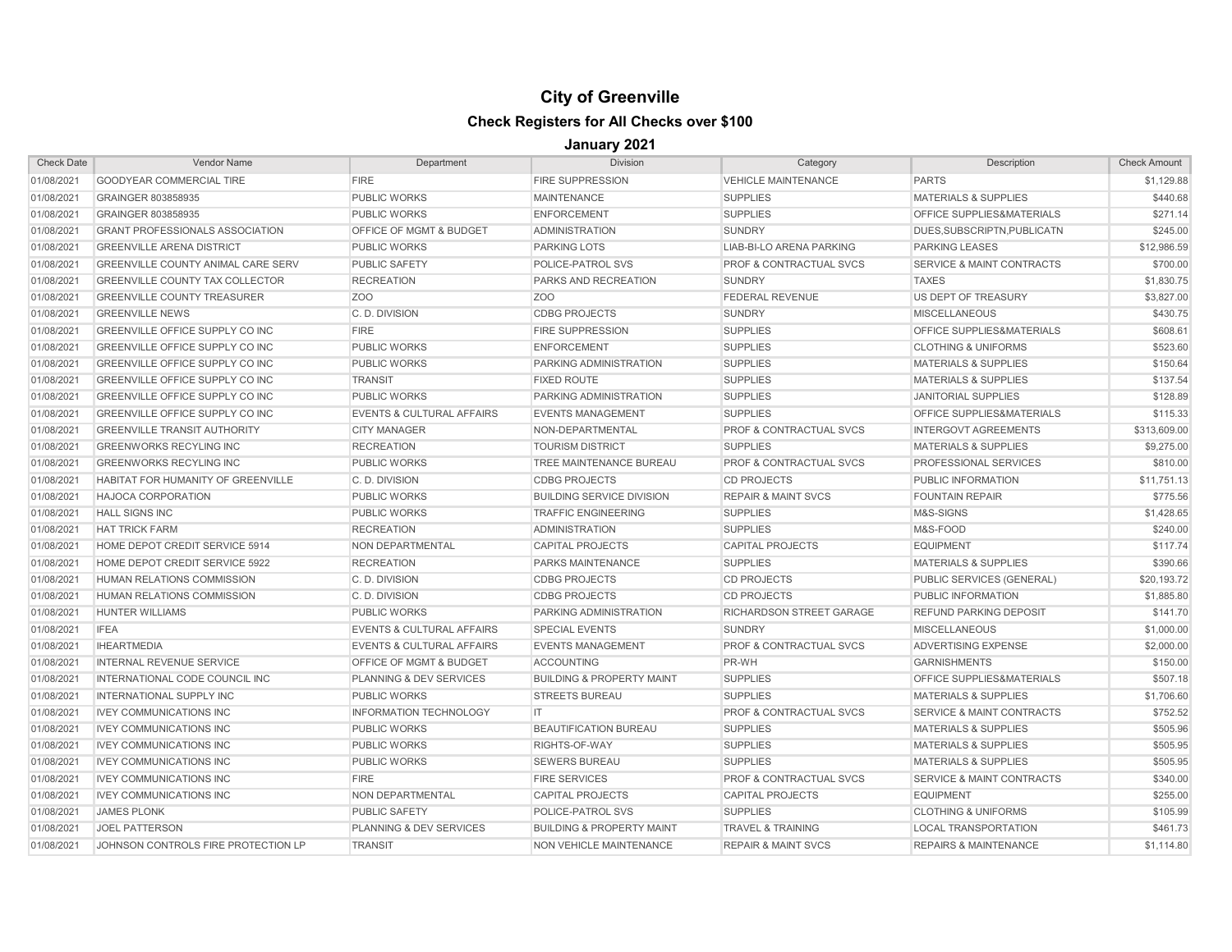# City of Greenville

## Check Registers for All Checks over $100

### January 2021

| Check Date | Vendor Name | Department | Division | Category | Description | Check Amount |
|---|---|---|---|---|---|---|
| 01/08/2021 | GOODYEAR COMMERCIAL TIRE | FIRE | FIRE SUPPRESSION | VEHICLE MAINTENANCE | PARTS | $1,129.88 |
| 01/08/2021 | GRAINGER 803858935 | PUBLIC WORKS | MAINTENANCE | SUPPLIES | MATERIALS & SUPPLIES | $440.68 |
| 01/08/2021 | GRAINGER 803858935 | PUBLIC WORKS | ENFORCEMENT | SUPPLIES | OFFICE SUPPLIES&MATERIALS | $271.14 |
| 01/08/2021 | GRANT PROFESSIONALS ASSOCIATION | OFFICE OF MGMT & BUDGET | ADMINISTRATION | SUNDRY | DUES,SUBSCRIPTN,PUBLICATN | $245.00 |
| 01/08/2021 | GREENVILLE ARENA DISTRICT | PUBLIC WORKS | PARKING LOTS | LIAB-BI-LO ARENA PARKING | PARKING LEASES | $12,986.59 |
| 01/08/2021 | GREENVILLE COUNTY ANIMAL CARE SERV | PUBLIC SAFETY | POLICE-PATROL SVS | PROF & CONTRACTUAL SVCS | SERVICE & MAINT CONTRACTS | $700.00 |
| 01/08/2021 | GREENVILLE COUNTY TAX COLLECTOR | RECREATION | PARKS AND RECREATION | SUNDRY | TAXES | $1,830.75 |
| 01/08/2021 | GREENVILLE COUNTY TREASURER | ZOO | ZOO | FEDERAL REVENUE | US DEPT OF TREASURY | $3,827.00 |
| 01/08/2021 | GREENVILLE NEWS | C. D. DIVISION | CDBG PROJECTS | SUNDRY | MISCELLANEOUS | $430.75 |
| 01/08/2021 | GREENVILLE OFFICE SUPPLY CO INC | FIRE | FIRE SUPPRESSION | SUPPLIES | OFFICE SUPPLIES&MATERIALS | $608.61 |
| 01/08/2021 | GREENVILLE OFFICE SUPPLY CO INC | PUBLIC WORKS | ENFORCEMENT | SUPPLIES | CLOTHING & UNIFORMS | $523.60 |
| 01/08/2021 | GREENVILLE OFFICE SUPPLY CO INC | PUBLIC WORKS | PARKING ADMINISTRATION | SUPPLIES | MATERIALS & SUPPLIES | $150.64 |
| 01/08/2021 | GREENVILLE OFFICE SUPPLY CO INC | TRANSIT | FIXED ROUTE | SUPPLIES | MATERIALS & SUPPLIES | $137.54 |
| 01/08/2021 | GREENVILLE OFFICE SUPPLY CO INC | PUBLIC WORKS | PARKING ADMINISTRATION | SUPPLIES | JANITORIAL SUPPLIES | $128.89 |
| 01/08/2021 | GREENVILLE OFFICE SUPPLY CO INC | EVENTS & CULTURAL AFFAIRS | EVENTS MANAGEMENT | SUPPLIES | OFFICE SUPPLIES&MATERIALS | $115.33 |
| 01/08/2021 | GREENVILLE TRANSIT AUTHORITY | CITY MANAGER | NON-DEPARTMENTAL | PROF & CONTRACTUAL SVCS | INTERGOVT AGREEMENTS | $313,609.00 |
| 01/08/2021 | GREENWORKS RECYLING INC | RECREATION | TOURISM DISTRICT | SUPPLIES | MATERIALS & SUPPLIES | $9,275.00 |
| 01/08/2021 | GREENWORKS RECYLING INC | PUBLIC WORKS | TREE MAINTENANCE BUREAU | PROF & CONTRACTUAL SVCS | PROFESSIONAL SERVICES | $810.00 |
| 01/08/2021 | HABITAT FOR HUMANITY OF GREENVILLE | C. D. DIVISION | CDBG PROJECTS | CD PROJECTS | PUBLIC INFORMATION | $11,751.13 |
| 01/08/2021 | HAJOCA CORPORATION | PUBLIC WORKS | BUILDING SERVICE DIVISION | REPAIR & MAINT SVCS | FOUNTAIN REPAIR | $775.56 |
| 01/08/2021 | HALL SIGNS INC | PUBLIC WORKS | TRAFFIC ENGINEERING | SUPPLIES | M&S-SIGNS | $1,428.65 |
| 01/08/2021 | HAT TRICK FARM | RECREATION | ADMINISTRATION | SUPPLIES | M&S-FOOD | $240.00 |
| 01/08/2021 | HOME DEPOT CREDIT SERVICE 5914 | NON DEPARTMENTAL | CAPITAL PROJECTS | CAPITAL PROJECTS | EQUIPMENT | $117.74 |
| 01/08/2021 | HOME DEPOT CREDIT SERVICE 5922 | RECREATION | PARKS MAINTENANCE | SUPPLIES | MATERIALS & SUPPLIES | $390.66 |
| 01/08/2021 | HUMAN RELATIONS COMMISSION | C. D. DIVISION | CDBG PROJECTS | CD PROJECTS | PUBLIC SERVICES (GENERAL) | $20,193.72 |
| 01/08/2021 | HUMAN RELATIONS COMMISSION | C. D. DIVISION | CDBG PROJECTS | CD PROJECTS | PUBLIC INFORMATION | $1,885.80 |
| 01/08/2021 | HUNTER WILLIAMS | PUBLIC WORKS | PARKING ADMINISTRATION | RICHARDSON STREET GARAGE | REFUND PARKING DEPOSIT | $141.70 |
| 01/08/2021 | IFEA | EVENTS & CULTURAL AFFAIRS | SPECIAL EVENTS | SUNDRY | MISCELLANEOUS | $1,000.00 |
| 01/08/2021 | IHEARTMEDIA | EVENTS & CULTURAL AFFAIRS | EVENTS MANAGEMENT | PROF & CONTRACTUAL SVCS | ADVERTISING EXPENSE | $2,000.00 |
| 01/08/2021 | INTERNAL REVENUE SERVICE | OFFICE OF MGMT & BUDGET | ACCOUNTING | PR-WH | GARNISHMENTS | $150.00 |
| 01/08/2021 | INTERNATIONAL CODE COUNCIL INC | PLANNING & DEV SERVICES | BUILDING & PROPERTY MAINT | SUPPLIES | OFFICE SUPPLIES&MATERIALS | $507.18 |
| 01/08/2021 | INTERNATIONAL SUPPLY INC | PUBLIC WORKS | STREETS BUREAU | SUPPLIES | MATERIALS & SUPPLIES | $1,706.60 |
| 01/08/2021 | IVEY COMMUNICATIONS INC | INFORMATION TECHNOLOGY | IT | PROF & CONTRACTUAL SVCS | SERVICE & MAINT CONTRACTS | $752.52 |
| 01/08/2021 | IVEY COMMUNICATIONS INC | PUBLIC WORKS | BEAUTIFICATION BUREAU | SUPPLIES | MATERIALS & SUPPLIES | $505.96 |
| 01/08/2021 | IVEY COMMUNICATIONS INC | PUBLIC WORKS | RIGHTS-OF-WAY | SUPPLIES | MATERIALS & SUPPLIES | $505.95 |
| 01/08/2021 | IVEY COMMUNICATIONS INC | PUBLIC WORKS | SEWERS BUREAU | SUPPLIES | MATERIALS & SUPPLIES | $505.95 |
| 01/08/2021 | IVEY COMMUNICATIONS INC | FIRE | FIRE SERVICES | PROF & CONTRACTUAL SVCS | SERVICE & MAINT CONTRACTS | $340.00 |
| 01/08/2021 | IVEY COMMUNICATIONS INC | NON DEPARTMENTAL | CAPITAL PROJECTS | CAPITAL PROJECTS | EQUIPMENT | $255.00 |
| 01/08/2021 | JAMES PLONK | PUBLIC SAFETY | POLICE-PATROL SVS | SUPPLIES | CLOTHING & UNIFORMS | $105.99 |
| 01/08/2021 | JOEL PATTERSON | PLANNING & DEV SERVICES | BUILDING & PROPERTY MAINT | TRAVEL & TRAINING | LOCAL TRANSPORTATION | $461.73 |
| 01/08/2021 | JOHNSON CONTROLS FIRE PROTECTION LP | TRANSIT | NON VEHICLE MAINTENANCE | REPAIR & MAINT SVCS | REPAIRS & MAINTENANCE | $1,114.80 |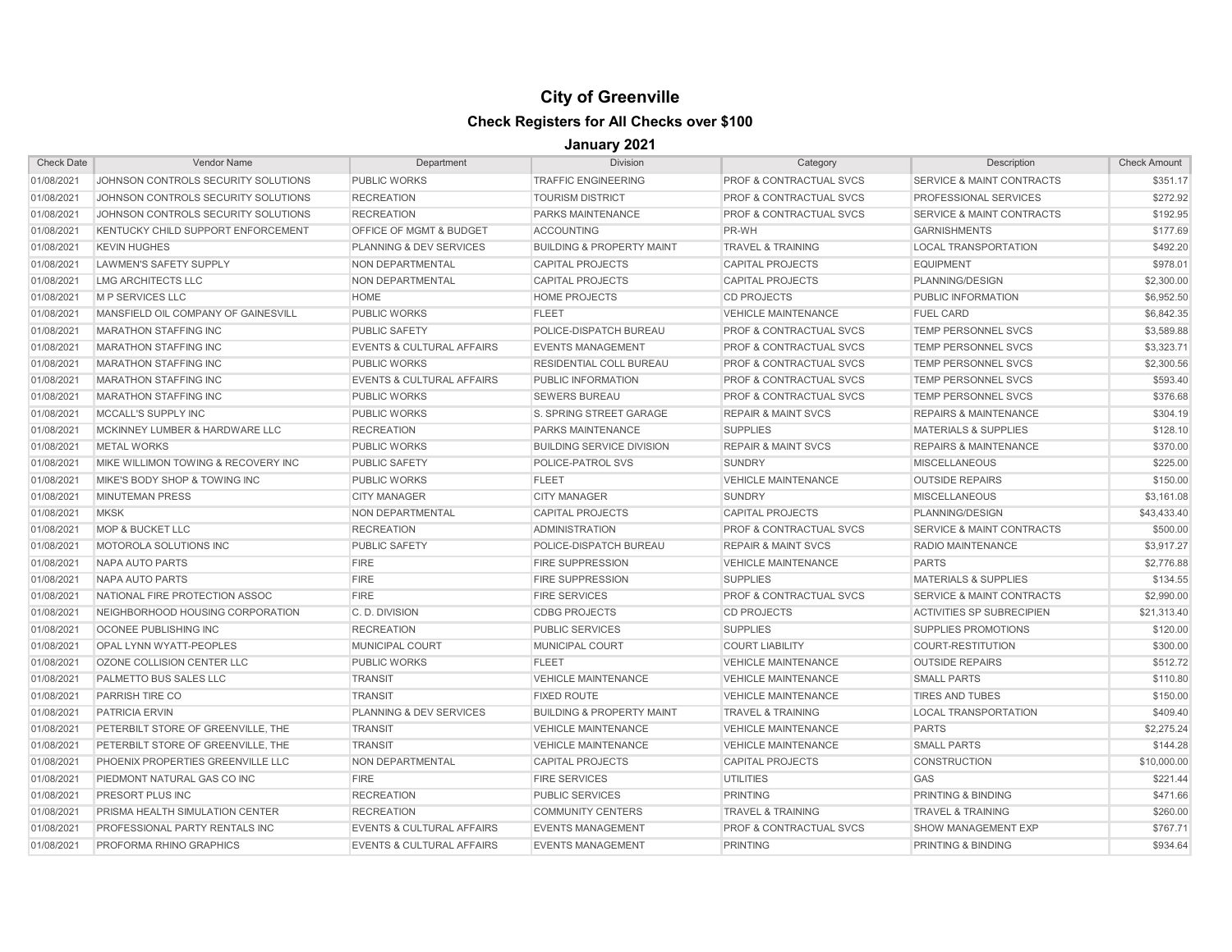# City of Greenville

## Check Registers for All Checks over $100

### January 2021

| Check Date | Vendor Name | Department | Division | Category | Description | Check Amount |
|---|---|---|---|---|---|---|
| 01/08/2021 | JOHNSON CONTROLS SECURITY SOLUTIONS | PUBLIC WORKS | TRAFFIC ENGINEERING | PROF & CONTRACTUAL SVCS | SERVICE & MAINT CONTRACTS | $351.17 |
| 01/08/2021 | JOHNSON CONTROLS SECURITY SOLUTIONS | RECREATION | TOURISM DISTRICT | PROF & CONTRACTUAL SVCS | PROFESSIONAL SERVICES | $272.92 |
| 01/08/2021 | JOHNSON CONTROLS SECURITY SOLUTIONS | RECREATION | PARKS MAINTENANCE | PROF & CONTRACTUAL SVCS | SERVICE & MAINT CONTRACTS | $192.95 |
| 01/08/2021 | KENTUCKY CHILD SUPPORT ENFORCEMENT | OFFICE OF MGMT & BUDGET | ACCOUNTING | PR-WH | GARNISHMENTS | $177.69 |
| 01/08/2021 | KEVIN HUGHES | PLANNING & DEV SERVICES | BUILDING & PROPERTY MAINT | TRAVEL & TRAINING | LOCAL TRANSPORTATION | $492.20 |
| 01/08/2021 | LAWMEN'S SAFETY SUPPLY | NON DEPARTMENTAL | CAPITAL PROJECTS | CAPITAL PROJECTS | EQUIPMENT | $978.01 |
| 01/08/2021 | LMG ARCHITECTS LLC | NON DEPARTMENTAL | CAPITAL PROJECTS | CAPITAL PROJECTS | PLANNING/DESIGN | $2,300.00 |
| 01/08/2021 | M P SERVICES LLC | HOME | HOME PROJECTS | CD PROJECTS | PUBLIC INFORMATION | $6,952.50 |
| 01/08/2021 | MANSFIELD OIL COMPANY OF GAINESVILL | PUBLIC WORKS | FLEET | VEHICLE MAINTENANCE | FUEL CARD | $6,842.35 |
| 01/08/2021 | MARATHON STAFFING INC | PUBLIC SAFETY | POLICE-DISPATCH BUREAU | PROF & CONTRACTUAL SVCS | TEMP PERSONNEL SVCS | $3,589.88 |
| 01/08/2021 | MARATHON STAFFING INC | EVENTS & CULTURAL AFFAIRS | EVENTS MANAGEMENT | PROF & CONTRACTUAL SVCS | TEMP PERSONNEL SVCS | $3,323.71 |
| 01/08/2021 | MARATHON STAFFING INC | PUBLIC WORKS | RESIDENTIAL COLL BUREAU | PROF & CONTRACTUAL SVCS | TEMP PERSONNEL SVCS | $2,300.56 |
| 01/08/2021 | MARATHON STAFFING INC | EVENTS & CULTURAL AFFAIRS | PUBLIC INFORMATION | PROF & CONTRACTUAL SVCS | TEMP PERSONNEL SVCS | $593.40 |
| 01/08/2021 | MARATHON STAFFING INC | PUBLIC WORKS | SEWERS BUREAU | PROF & CONTRACTUAL SVCS | TEMP PERSONNEL SVCS | $376.68 |
| 01/08/2021 | MCCALL'S SUPPLY INC | PUBLIC WORKS | S. SPRING STREET GARAGE | REPAIR & MAINT SVCS | REPAIRS & MAINTENANCE | $304.19 |
| 01/08/2021 | MCKINNEY LUMBER & HARDWARE LLC | RECREATION | PARKS MAINTENANCE | SUPPLIES | MATERIALS & SUPPLIES | $128.10 |
| 01/08/2021 | METAL WORKS | PUBLIC WORKS | BUILDING SERVICE DIVISION | REPAIR & MAINT SVCS | REPAIRS & MAINTENANCE | $370.00 |
| 01/08/2021 | MIKE WILLIMON TOWING & RECOVERY INC | PUBLIC SAFETY | POLICE-PATROL SVS | SUNDRY | MISCELLANEOUS | $225.00 |
| 01/08/2021 | MIKE'S BODY SHOP & TOWING INC | PUBLIC WORKS | FLEET | VEHICLE MAINTENANCE | OUTSIDE REPAIRS | $150.00 |
| 01/08/2021 | MINUTEMAN PRESS | CITY MANAGER | CITY MANAGER | SUNDRY | MISCELLANEOUS | $3,161.08 |
| 01/08/2021 | MKSK | NON DEPARTMENTAL | CAPITAL PROJECTS | CAPITAL PROJECTS | PLANNING/DESIGN | $43,433.40 |
| 01/08/2021 | MOP & BUCKET LLC | RECREATION | ADMINISTRATION | PROF & CONTRACTUAL SVCS | SERVICE & MAINT CONTRACTS | $500.00 |
| 01/08/2021 | MOTOROLA SOLUTIONS INC | PUBLIC SAFETY | POLICE-DISPATCH BUREAU | REPAIR & MAINT SVCS | RADIO MAINTENANCE | $3,917.27 |
| 01/08/2021 | NAPA AUTO PARTS | FIRE | FIRE SUPPRESSION | VEHICLE MAINTENANCE | PARTS | $2,776.88 |
| 01/08/2021 | NAPA AUTO PARTS | FIRE | FIRE SUPPRESSION | SUPPLIES | MATERIALS & SUPPLIES | $134.55 |
| 01/08/2021 | NATIONAL FIRE PROTECTION ASSOC | FIRE | FIRE SERVICES | PROF & CONTRACTUAL SVCS | SERVICE & MAINT CONTRACTS | $2,990.00 |
| 01/08/2021 | NEIGHBORHOOD HOUSING CORPORATION | C. D. DIVISION | CDBG PROJECTS | CD PROJECTS | ACTIVITIES SP SUBRECIPIEN | $21,313.40 |
| 01/08/2021 | OCONEE PUBLISHING INC | RECREATION | PUBLIC SERVICES | SUPPLIES | SUPPLIES PROMOTIONS | $120.00 |
| 01/08/2021 | OPAL LYNN WYATT-PEOPLES | MUNICIPAL COURT | MUNICIPAL COURT | COURT LIABILITY | COURT-RESTITUTION | $300.00 |
| 01/08/2021 | OZONE COLLISION CENTER LLC | PUBLIC WORKS | FLEET | VEHICLE MAINTENANCE | OUTSIDE REPAIRS | $512.72 |
| 01/08/2021 | PALMETTO BUS SALES LLC | TRANSIT | VEHICLE MAINTENANCE | VEHICLE MAINTENANCE | SMALL PARTS | $110.80 |
| 01/08/2021 | PARRISH TIRE CO | TRANSIT | FIXED ROUTE | VEHICLE MAINTENANCE | TIRES AND TUBES | $150.00 |
| 01/08/2021 | PATRICIA ERVIN | PLANNING & DEV SERVICES | BUILDING & PROPERTY MAINT | TRAVEL & TRAINING | LOCAL TRANSPORTATION | $409.40 |
| 01/08/2021 | PETERBILT STORE OF GREENVILLE, THE | TRANSIT | VEHICLE MAINTENANCE | VEHICLE MAINTENANCE | PARTS | $2,275.24 |
| 01/08/2021 | PETERBILT STORE OF GREENVILLE, THE | TRANSIT | VEHICLE MAINTENANCE | VEHICLE MAINTENANCE | SMALL PARTS | $144.28 |
| 01/08/2021 | PHOENIX PROPERTIES GREENVILLE LLC | NON DEPARTMENTAL | CAPITAL PROJECTS | CAPITAL PROJECTS | CONSTRUCTION | $10,000.00 |
| 01/08/2021 | PIEDMONT NATURAL GAS CO INC | FIRE | FIRE SERVICES | UTILITIES | GAS | $221.44 |
| 01/08/2021 | PRESORT PLUS INC | RECREATION | PUBLIC SERVICES | PRINTING | PRINTING & BINDING | $471.66 |
| 01/08/2021 | PRISMA HEALTH SIMULATION CENTER | RECREATION | COMMUNITY CENTERS | TRAVEL & TRAINING | TRAVEL & TRAINING | $260.00 |
| 01/08/2021 | PROFESSIONAL PARTY RENTALS INC | EVENTS & CULTURAL AFFAIRS | EVENTS MANAGEMENT | PROF & CONTRACTUAL SVCS | SHOW MANAGEMENT EXP | $767.71 |
| 01/08/2021 | PROFORMA RHINO GRAPHICS | EVENTS & CULTURAL AFFAIRS | EVENTS MANAGEMENT | PRINTING | PRINTING & BINDING | $934.64 |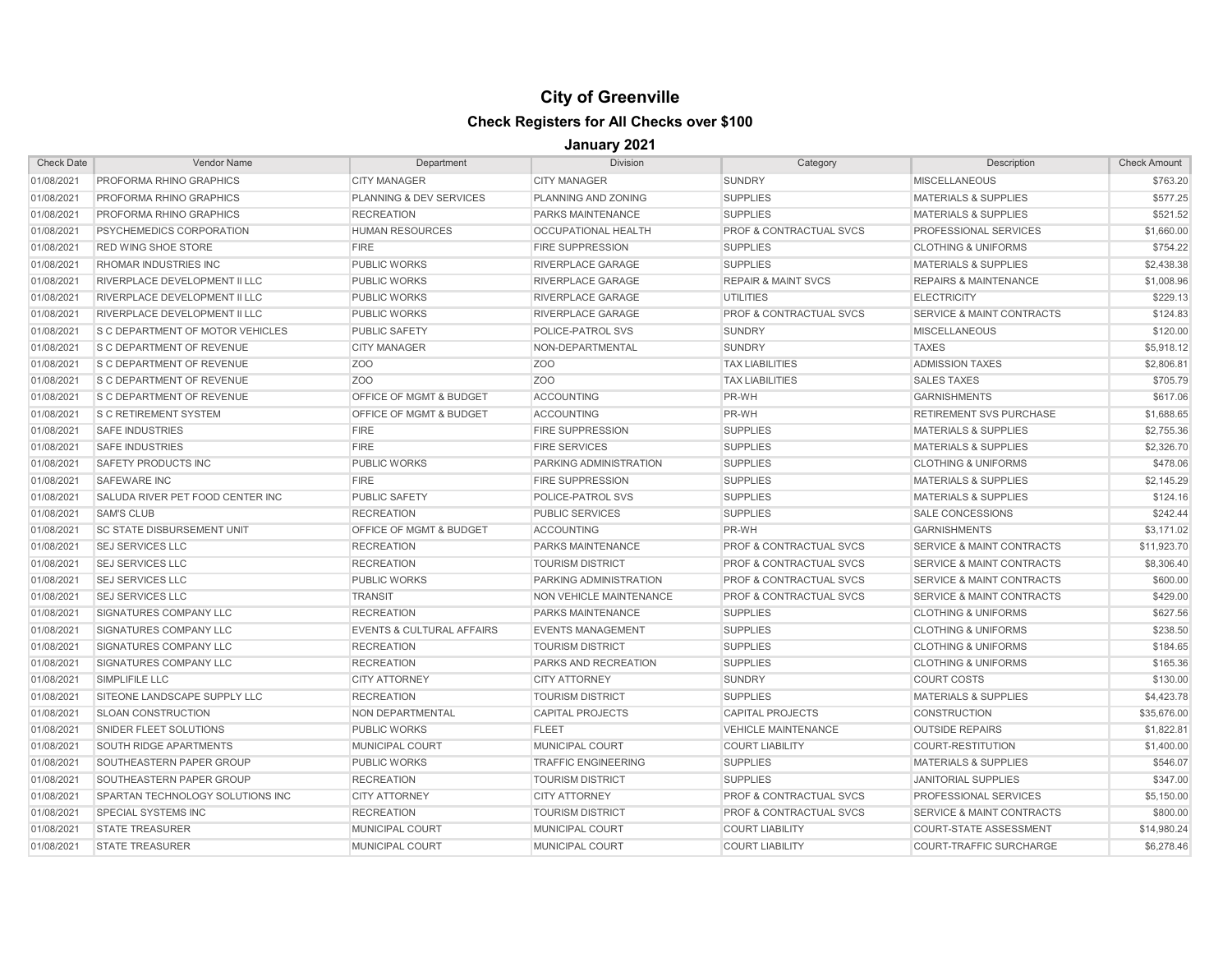# City of Greenville

## Check Registers for All Checks over $100

### January 2021

| Check Date | Vendor Name | Department | Division | Category | Description | Check Amount |
|---|---|---|---|---|---|---|
| 01/08/2021 | PROFORMA RHINO GRAPHICS | CITY MANAGER | CITY MANAGER | SUNDRY | MISCELLANEOUS | $763.20 |
| 01/08/2021 | PROFORMA RHINO GRAPHICS | PLANNING & DEV SERVICES | PLANNING AND ZONING | SUPPLIES | MATERIALS & SUPPLIES | $577.25 |
| 01/08/2021 | PROFORMA RHINO GRAPHICS | RECREATION | PARKS MAINTENANCE | SUPPLIES | MATERIALS & SUPPLIES | $521.52 |
| 01/08/2021 | PSYCHEMEDICS CORPORATION | HUMAN RESOURCES | OCCUPATIONAL HEALTH | PROF & CONTRACTUAL SVCS | PROFESSIONAL SERVICES | $1,660.00 |
| 01/08/2021 | RED WING SHOE STORE | FIRE | FIRE SUPPRESSION | SUPPLIES | CLOTHING & UNIFORMS | $754.22 |
| 01/08/2021 | RHOMAR INDUSTRIES INC | PUBLIC WORKS | RIVERPLACE GARAGE | SUPPLIES | MATERIALS & SUPPLIES | $2,438.38 |
| 01/08/2021 | RIVERPLACE DEVELOPMENT II LLC | PUBLIC WORKS | RIVERPLACE GARAGE | REPAIR & MAINT SVCS | REPAIRS & MAINTENANCE | $1,008.96 |
| 01/08/2021 | RIVERPLACE DEVELOPMENT II LLC | PUBLIC WORKS | RIVERPLACE GARAGE | UTILITIES | ELECTRICITY | $229.13 |
| 01/08/2021 | RIVERPLACE DEVELOPMENT II LLC | PUBLIC WORKS | RIVERPLACE GARAGE | PROF & CONTRACTUAL SVCS | SERVICE & MAINT CONTRACTS | $124.83 |
| 01/08/2021 | S C DEPARTMENT OF MOTOR VEHICLES | PUBLIC SAFETY | POLICE-PATROL SVS | SUNDRY | MISCELLANEOUS | $120.00 |
| 01/08/2021 | S C DEPARTMENT OF REVENUE | CITY MANAGER | NON-DEPARTMENTAL | SUNDRY | TAXES | $5,918.12 |
| 01/08/2021 | S C DEPARTMENT OF REVENUE | ZOO | ZOO | TAX LIABILITIES | ADMISSION TAXES | $2,806.81 |
| 01/08/2021 | S C DEPARTMENT OF REVENUE | ZOO | ZOO | TAX LIABILITIES | SALES TAXES | $705.79 |
| 01/08/2021 | S C DEPARTMENT OF REVENUE | OFFICE OF MGMT & BUDGET | ACCOUNTING | PR-WH | GARNISHMENTS | $617.06 |
| 01/08/2021 | S C RETIREMENT SYSTEM | OFFICE OF MGMT & BUDGET | ACCOUNTING | PR-WH | RETIREMENT SVS PURCHASE | $1,688.65 |
| 01/08/2021 | SAFE INDUSTRIES | FIRE | FIRE SUPPRESSION | SUPPLIES | MATERIALS & SUPPLIES | $2,755.36 |
| 01/08/2021 | SAFE INDUSTRIES | FIRE | FIRE SERVICES | SUPPLIES | MATERIALS & SUPPLIES | $2,326.70 |
| 01/08/2021 | SAFETY PRODUCTS INC | PUBLIC WORKS | PARKING ADMINISTRATION | SUPPLIES | CLOTHING & UNIFORMS | $478.06 |
| 01/08/2021 | SAFEWARE INC | FIRE | FIRE SUPPRESSION | SUPPLIES | MATERIALS & SUPPLIES | $2,145.29 |
| 01/08/2021 | SALUDA RIVER PET FOOD CENTER INC | PUBLIC SAFETY | POLICE-PATROL SVS | SUPPLIES | MATERIALS & SUPPLIES | $124.16 |
| 01/08/2021 | SAM'S CLUB | RECREATION | PUBLIC SERVICES | SUPPLIES | SALE CONCESSIONS | $242.44 |
| 01/08/2021 | SC STATE DISBURSEMENT UNIT | OFFICE OF MGMT & BUDGET | ACCOUNTING | PR-WH | GARNISHMENTS | $3,171.02 |
| 01/08/2021 | SEJ SERVICES LLC | RECREATION | PARKS MAINTENANCE | PROF & CONTRACTUAL SVCS | SERVICE & MAINT CONTRACTS | $11,923.70 |
| 01/08/2021 | SEJ SERVICES LLC | RECREATION | TOURISM DISTRICT | PROF & CONTRACTUAL SVCS | SERVICE & MAINT CONTRACTS | $8,306.40 |
| 01/08/2021 | SEJ SERVICES LLC | PUBLIC WORKS | PARKING ADMINISTRATION | PROF & CONTRACTUAL SVCS | SERVICE & MAINT CONTRACTS | $600.00 |
| 01/08/2021 | SEJ SERVICES LLC | TRANSIT | NON VEHICLE MAINTENANCE | PROF & CONTRACTUAL SVCS | SERVICE & MAINT CONTRACTS | $429.00 |
| 01/08/2021 | SIGNATURES COMPANY LLC | RECREATION | PARKS MAINTENANCE | SUPPLIES | CLOTHING & UNIFORMS | $627.56 |
| 01/08/2021 | SIGNATURES COMPANY LLC | EVENTS & CULTURAL AFFAIRS | EVENTS MANAGEMENT | SUPPLIES | CLOTHING & UNIFORMS | $238.50 |
| 01/08/2021 | SIGNATURES COMPANY LLC | RECREATION | TOURISM DISTRICT | SUPPLIES | CLOTHING & UNIFORMS | $184.65 |
| 01/08/2021 | SIGNATURES COMPANY LLC | RECREATION | PARKS AND RECREATION | SUPPLIES | CLOTHING & UNIFORMS | $165.36 |
| 01/08/2021 | SIMPLIFILE LLC | CITY ATTORNEY | CITY ATTORNEY | SUNDRY | COURT COSTS | $130.00 |
| 01/08/2021 | SITEONE LANDSCAPE SUPPLY LLC | RECREATION | TOURISM DISTRICT | SUPPLIES | MATERIALS & SUPPLIES | $4,423.78 |
| 01/08/2021 | SLOAN CONSTRUCTION | NON DEPARTMENTAL | CAPITAL PROJECTS | CAPITAL PROJECTS | CONSTRUCTION | $35,676.00 |
| 01/08/2021 | SNIDER FLEET SOLUTIONS | PUBLIC WORKS | FLEET | VEHICLE MAINTENANCE | OUTSIDE REPAIRS | $1,822.81 |
| 01/08/2021 | SOUTH RIDGE APARTMENTS | MUNICIPAL COURT | MUNICIPAL COURT | COURT LIABILITY | COURT-RESTITUTION | $1,400.00 |
| 01/08/2021 | SOUTHEASTERN PAPER GROUP | PUBLIC WORKS | TRAFFIC ENGINEERING | SUPPLIES | MATERIALS & SUPPLIES | $546.07 |
| 01/08/2021 | SOUTHEASTERN PAPER GROUP | RECREATION | TOURISM DISTRICT | SUPPLIES | JANITORIAL SUPPLIES | $347.00 |
| 01/08/2021 | SPARTAN TECHNOLOGY SOLUTIONS INC | CITY ATTORNEY | CITY ATTORNEY | PROF & CONTRACTUAL SVCS | PROFESSIONAL SERVICES | $5,150.00 |
| 01/08/2021 | SPECIAL SYSTEMS INC | RECREATION | TOURISM DISTRICT | PROF & CONTRACTUAL SVCS | SERVICE & MAINT CONTRACTS | $800.00 |
| 01/08/2021 | STATE TREASURER | MUNICIPAL COURT | MUNICIPAL COURT | COURT LIABILITY | COURT-STATE ASSESSMENT | $14,980.24 |
| 01/08/2021 | STATE TREASURER | MUNICIPAL COURT | MUNICIPAL COURT | COURT LIABILITY | COURT-TRAFFIC SURCHARGE | $6,278.46 |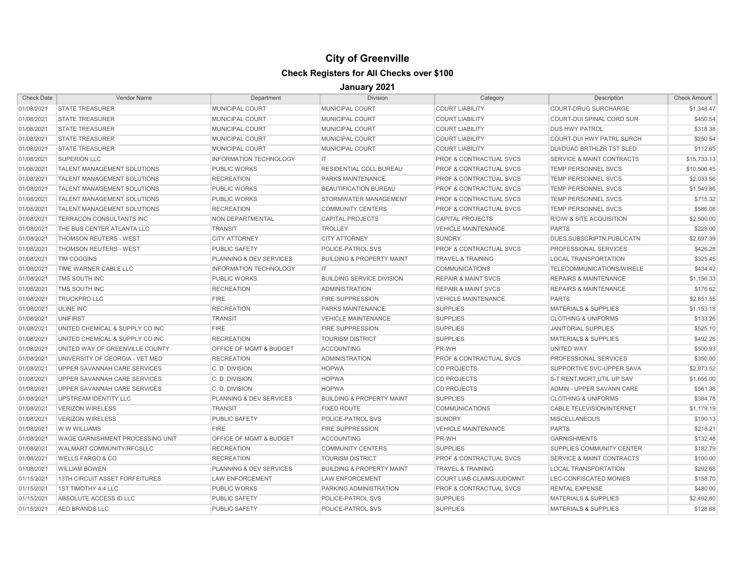# City of Greenville

## Check Registers for All Checks over $100

### January 2021

| Check Date | Vendor Name | Department | Division | Category | Description | Check Amount |
|---|---|---|---|---|---|---|
| 01/08/2021 | STATE TREASURER | MUNICIPAL COURT | MUNICIPAL COURT | COURT LIABILITY | COURT-DRUG SURCHARGE | $1,348.47 |
| 01/08/2021 | STATE TREASURER | MUNICIPAL COURT | MUNICIPAL COURT | COURT LIABILITY | COURT-DUI SPINAL CORD SUR | $450.54 |
| 01/08/2021 | STATE TREASURER | MUNICIPAL COURT | MUNICIPAL COURT | COURT LIABILITY | DUS HWY PATROL | $318.38 |
| 01/08/2021 | STATE TREASURER | MUNICIPAL COURT | MUNICIPAL COURT | COURT LIABILITY | COURT-DUI HWY PATRL SURCH | $250.54 |
| 01/08/2021 | STATE TREASURER | MUNICIPAL COURT | MUNICIPAL COURT | COURT LIABILITY | DUI/DUAC BRTHLZR TST SLED | $112.65 |
| 01/08/2021 | SUPERION LLC | INFORMATION TECHNOLOGY | IT | PROF & CONTRACTUAL SVCS | SERVICE & MAINT CONTRACTS | $15,733.13 |
| 01/08/2021 | TALENT MANAGEMENT SOLUTIONS | PUBLIC WORKS | RESIDENTIAL COLL BUREAU | PROF & CONTRACTUAL SVCS | TEMP PERSONNEL SVCS | $10,506.45 |
| 01/08/2021 | TALENT MANAGEMENT SOLUTIONS | RECREATION | PARKS MAINTENANCE | PROF & CONTRACTUAL SVCS | TEMP PERSONNEL SVCS | $2,033.56 |
| 01/08/2021 | TALENT MANAGEMENT SOLUTIONS | PUBLIC WORKS | BEAUTIFICATION BUREAU | PROF & CONTRACTUAL SVCS | TEMP PERSONNEL SVCS | $1,549.86 |
| 01/08/2021 | TALENT MANAGEMENT SOLUTIONS | PUBLIC WORKS | STORMWATER MANAGEMENT | PROF & CONTRACTUAL SVCS | TEMP PERSONNEL SVCS | $715.32 |
| 01/08/2021 | TALENT MANAGEMENT SOLUTIONS | RECREATION | COMMUNITY CENTERS | PROF & CONTRACTUAL SVCS | TEMP PERSONNEL SVCS | $586.08 |
| 01/08/2021 | TERRACON CONSULTANTS INC | NON DEPARTMENTAL | CAPITAL PROJECTS | CAPITAL PROJECTS | R/O/W & SITE ACQUISITION | $2,500.00 |
| 01/08/2021 | THE BUS CENTER ATLANTA LLC | TRANSIT | TROLLEY | VEHICLE MAINTENANCE | PARTS | $228.00 |
| 01/08/2021 | THOMSON REUTERS - WEST | CITY ATTORNEY | CITY ATTORNEY | SUNDRY | DUES,SUBSCRIPTN,PUBLICATN | $2,697.39 |
| 01/08/2021 | THOMSON REUTERS - WEST | PUBLIC SAFETY | POLICE-PATROL SVS | PROF & CONTRACTUAL SVCS | PROFESSIONAL SERVICES | $426.28 |
| 01/08/2021 | TIM COGGINS | PLANNING & DEV SERVICES | BUILDING & PROPERTY MAINT | TRAVEL & TRAINING | LOCAL TRANSPORTATION | $325.45 |
| 01/08/2021 | TIME WARNER CABLE LLC | INFORMATION TECHNOLOGY | IT | COMMUNICATIONS | TELECOMMUNICATIONS/WIRELE | $434.42 |
| 01/08/2021 | TMS SOUTH INC | PUBLIC WORKS | BUILDING SERVICE DIVISION | REPAIR & MAINT SVCS | REPAIRS & MAINTENANCE | $1,156.33 |
| 01/08/2021 | TMS SOUTH INC | RECREATION | ADMINISTRATION | REPAIR & MAINT SVCS | REPAIRS & MAINTENANCE | $176.62 |
| 01/08/2021 | TRUCKPRO LLC | FIRE | FIRE SUPPRESSION | VEHICLE MAINTENANCE | PARTS | $2,851.55 |
| 01/08/2021 | ULINE INC | RECREATION | PARKS MAINTENANCE | SUPPLIES | MATERIALS & SUPPLIES | $1,153.18 |
| 01/08/2021 | UNIFIRST | TRANSIT | VEHICLE MAINTENANCE | SUPPLIES | CLOTHING & UNIFORMS | $133.26 |
| 01/08/2021 | UNITED CHEMICAL & SUPPLY CO INC | FIRE | FIRE SUPPRESSION | SUPPLIES | JANITORIAL SUPPLIES | $525.10 |
| 01/08/2021 | UNITED CHEMICAL & SUPPLY CO INC | RECREATION | TOURISM DISTRICT | SUPPLIES | MATERIALS & SUPPLIES | $492.26 |
| 01/08/2021 | UNITED WAY OF GREENVILLE COUNTY | OFFICE OF MGMT & BUDGET | ACCOUNTING | PR-WH | UNITED WAY | $500.93 |
| 01/08/2021 | UNIVERSITY OF GEORGIA - VET MED | RECREATION | ADMINISTRATION | PROF & CONTRACTUAL SVCS | PROFESSIONAL SERVICES | $350.00 |
| 01/08/2021 | UPPER SAVANNAH CARE SERVICES | C. D. DIVISION | HOPWA | CD PROJECTS | SUPPORTIVE SVC-UPPER SAVA | $2,873.52 |
| 01/08/2021 | UPPER SAVANNAH CARE SERVICES | C. D. DIVISION | HOPWA | CD PROJECTS | S-T RENT,MORT,UTIL UP SAV | $1,655.00 |
| 01/08/2021 | UPPER SAVANNAH CARE SERVICES | C. D. DIVISION | HOPWA | CD PROJECTS | ADMIN - UPPER SAVANN CARE | $561.38 |
| 01/08/2021 | UPSTREAM IDENTITY LLC | PLANNING & DEV SERVICES | BUILDING & PROPERTY MAINT | SUPPLIES | CLOTHING & UNIFORMS | $384.78 |
| 01/08/2021 | VERIZON WIRELESS | TRANSIT | FIXED ROUTE | COMMUNICATIONS | CABLE TELEVISION/INTERNET | $1,179.19 |
| 01/08/2021 | VERIZON WIRELESS | PUBLIC SAFETY | POLICE-PATROL SVS | SUNDRY | MISCELLANEOUS | $190.13 |
| 01/08/2021 | W W WILLIAMS | FIRE | FIRE SUPPRESSION | VEHICLE MAINTENANCE | PARTS | $218.21 |
| 01/08/2021 | WAGE GARNISHMENT PROCESSING UNIT | OFFICE OF MGMT & BUDGET | ACCOUNTING | PR-WH | GARNISHMENTS | $132.48 |
| 01/08/2021 | WALMART COMMUNITY/RFCSLLC | RECREATION | COMMUNITY CENTERS | SUPPLIES | SUPPLIES COMMUNITY CENTER | $182.79 |
| 01/08/2021 | WELLS FARGO & CO | RECREATION | TOURISM DISTRICT | PROF & CONTRACTUAL SVCS | SERVICE & MAINT CONTRACTS | $100.00 |
| 01/08/2021 | WILLIAM BOWEN | PLANNING & DEV SERVICES | BUILDING & PROPERTY MAINT | TRAVEL & TRAINING | LOCAL TRANSPORTATION | $292.68 |
| 01/15/2021 | 13TH CIRCUIT ASSET FORFEITURES | LAW ENFORCEMENT | LAW ENFORCEMENT | COURT LIAB-CLAIMS/JUDGMNT | LEC-CONFISCATED MONIES | $158.70 |
| 01/15/2021 | 1ST TIMOTHY 4:4 LLC | PUBLIC WORKS | PARKING ADMINISTRATION | PROF & CONTRACTUAL SVCS | RENTAL EXPENSE | $480.00 |
| 01/15/2021 | ABSOLUTE ACCESS ID LLC | PUBLIC SAFETY | POLICE-PATROL SVS | SUPPLIES | MATERIALS & SUPPLIES | $2,492.80 |
| 01/15/2021 | AED BRANDS LLC | PUBLIC SAFETY | POLICE-PATROL SVS | SUPPLIES | MATERIALS & SUPPLIES | $128.68 |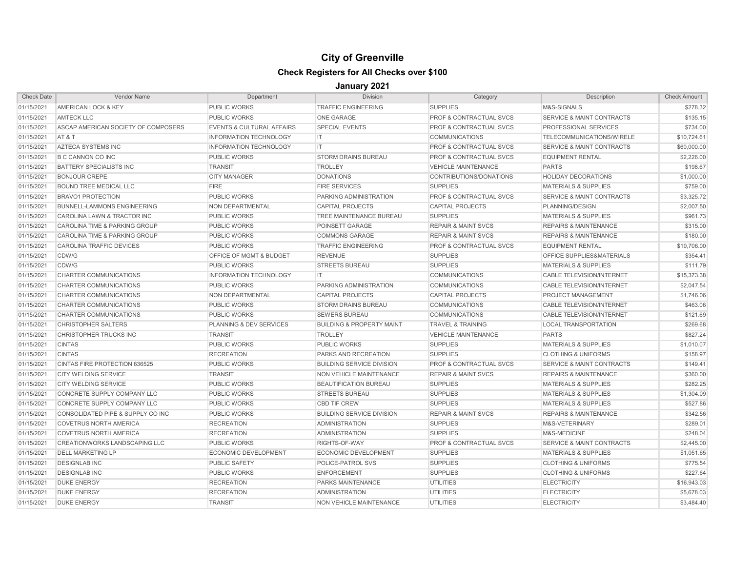# City of Greenville

## Check Registers for All Checks over $100

### January 2021

| Check Date | Vendor Name | Department | Division | Category | Description | Check Amount |
|---|---|---|---|---|---|---|
| 01/15/2021 | AMERICAN LOCK & KEY | PUBLIC WORKS | TRAFFIC ENGINEERING | SUPPLIES | M&S-SIGNALS | $278.32 |
| 01/15/2021 | AMTECK LLC | PUBLIC WORKS | ONE GARAGE | PROF & CONTRACTUAL SVCS | SERVICE & MAINT CONTRACTS | $135.15 |
| 01/15/2021 | ASCAP AMERICAN SOCIETY OF COMPOSERS | EVENTS & CULTURAL AFFAIRS | SPECIAL EVENTS | PROF & CONTRACTUAL SVCS | PROFESSIONAL SERVICES | $734.00 |
| 01/15/2021 | AT & T | INFORMATION TECHNOLOGY | IT | COMMUNICATIONS | TELECOMMUNICATIONS/WIRELE | $10,724.61 |
| 01/15/2021 | AZTECA SYSTEMS INC | INFORMATION TECHNOLOGY | IT | PROF & CONTRACTUAL SVCS | SERVICE & MAINT CONTRACTS | $60,000.00 |
| 01/15/2021 | B C CANNON CO INC | PUBLIC WORKS | STORM DRAINS BUREAU | PROF & CONTRACTUAL SVCS | EQUIPMENT RENTAL | $2,226.00 |
| 01/15/2021 | BATTERY SPECIALISTS INC | TRANSIT | TROLLEY | VEHICLE MAINTENANCE | PARTS | $198.67 |
| 01/15/2021 | BONJOUR CREPE | CITY MANAGER | DONATIONS | CONTRIBUTIONS/DONATIONS | HOLIDAY DECORATIONS | $1,000.00 |
| 01/15/2021 | BOUND TREE MEDICAL LLC | FIRE | FIRE SERVICES | SUPPLIES | MATERIALS & SUPPLIES | $759.00 |
| 01/15/2021 | BRAVO1 PROTECTION | PUBLIC WORKS | PARKING ADMINISTRATION | PROF & CONTRACTUAL SVCS | SERVICE & MAINT CONTRACTS | $3,325.72 |
| 01/15/2021 | BUNNELL-LAMMONS ENGINEERING | NON DEPARTMENTAL | CAPITAL PROJECTS | CAPITAL PROJECTS | PLANNING/DESIGN | $2,007.50 |
| 01/15/2021 | CAROLINA LAWN & TRACTOR INC | PUBLIC WORKS | TREE MAINTENANCE BUREAU | SUPPLIES | MATERIALS & SUPPLIES | $961.73 |
| 01/15/2021 | CAROLINA TIME & PARKING GROUP | PUBLIC WORKS | POINSETT GARAGE | REPAIR & MAINT SVCS | REPAIRS & MAINTENANCE | $315.00 |
| 01/15/2021 | CAROLINA TIME & PARKING GROUP | PUBLIC WORKS | COMMONS GARAGE | REPAIR & MAINT SVCS | REPAIRS & MAINTENANCE | $180.00 |
| 01/15/2021 | CAROLINA TRAFFIC DEVICES | PUBLIC WORKS | TRAFFIC ENGINEERING | PROF & CONTRACTUAL SVCS | EQUIPMENT RENTAL | $10,706.00 |
| 01/15/2021 | CDW/G | OFFICE OF MGMT & BUDGET | REVENUE | SUPPLIES | OFFICE SUPPLIES&MATERIALS | $354.41 |
| 01/15/2021 | CDW/G | PUBLIC WORKS | STREETS BUREAU | SUPPLIES | MATERIALS & SUPPLIES | $111.79 |
| 01/15/2021 | CHARTER COMMUNICATIONS | INFORMATION TECHNOLOGY | IT | COMMUNICATIONS | CABLE TELEVISION/INTERNET | $15,373.38 |
| 01/15/2021 | CHARTER COMMUNICATIONS | PUBLIC WORKS | PARKING ADMINISTRATION | COMMUNICATIONS | CABLE TELEVISION/INTERNET | $2,047.54 |
| 01/15/2021 | CHARTER COMMUNICATIONS | NON DEPARTMENTAL | CAPITAL PROJECTS | CAPITAL PROJECTS | PROJECT MANAGEMENT | $1,746.06 |
| 01/15/2021 | CHARTER COMMUNICATIONS | PUBLIC WORKS | STORM DRAINS BUREAU | COMMUNICATIONS | CABLE TELEVISION/INTERNET | $463.06 |
| 01/15/2021 | CHARTER COMMUNICATIONS | PUBLIC WORKS | SEWERS BUREAU | COMMUNICATIONS | CABLE TELEVISION/INTERNET | $121.69 |
| 01/15/2021 | CHRISTOPHER SALTERS | PLANNING & DEV SERVICES | BUILDING & PROPERTY MAINT | TRAVEL & TRAINING | LOCAL TRANSPORTATION | $269.68 |
| 01/15/2021 | CHRISTOPHER TRUCKS INC | TRANSIT | TROLLEY | VEHICLE MAINTENANCE | PARTS | $827.24 |
| 01/15/2021 | CINTAS | PUBLIC WORKS | PUBLIC WORKS | SUPPLIES | MATERIALS & SUPPLIES | $1,010.07 |
| 01/15/2021 | CINTAS | RECREATION | PARKS AND RECREATION | SUPPLIES | CLOTHING & UNIFORMS | $158.97 |
| 01/15/2021 | CINTAS FIRE PROTECTION 636525 | PUBLIC WORKS | BUILDING SERVICE DIVISION | PROF & CONTRACTUAL SVCS | SERVICE & MAINT CONTRACTS | $149.41 |
| 01/15/2021 | CITY WELDING SERVICE | TRANSIT | NON VEHICLE MAINTENANCE | REPAIR & MAINT SVCS | REPAIRS & MAINTENANCE | $360.00 |
| 01/15/2021 | CITY WELDING SERVICE | PUBLIC WORKS | BEAUTIFICATION BUREAU | SUPPLIES | MATERIALS & SUPPLIES | $282.25 |
| 01/15/2021 | CONCRETE SUPPLY COMPANY LLC | PUBLIC WORKS | STREETS BUREAU | SUPPLIES | MATERIALS & SUPPLIES | $1,304.09 |
| 01/15/2021 | CONCRETE SUPPLY COMPANY LLC | PUBLIC WORKS | CBD TIF CREW | SUPPLIES | MATERIALS & SUPPLIES | $527.86 |
| 01/15/2021 | CONSOLIDATED PIPE & SUPPLY CO INC | PUBLIC WORKS | BUILDING SERVICE DIVISION | REPAIR & MAINT SVCS | REPAIRS & MAINTENANCE | $342.56 |
| 01/15/2021 | COVETRUS NORTH AMERICA | RECREATION | ADMINISTRATION | SUPPLIES | M&S-VETERINARY | $289.01 |
| 01/15/2021 | COVETRUS NORTH AMERICA | RECREATION | ADMINISTRATION | SUPPLIES | M&S-MEDICINE | $248.04 |
| 01/15/2021 | CREATIONWORKS LANDSCAPING LLC | PUBLIC WORKS | RIGHTS-OF-WAY | PROF & CONTRACTUAL SVCS | SERVICE & MAINT CONTRACTS | $2,445.00 |
| 01/15/2021 | DELL MARKETING LP | ECONOMIC DEVELOPMENT | ECONOMIC DEVELOPMENT | SUPPLIES | MATERIALS & SUPPLIES | $1,051.65 |
| 01/15/2021 | DESIGNLAB INC | PUBLIC SAFETY | POLICE-PATROL SVS | SUPPLIES | CLOTHING & UNIFORMS | $775.54 |
| 01/15/2021 | DESIGNLAB INC | PUBLIC WORKS | ENFORCEMENT | SUPPLIES | CLOTHING & UNIFORMS | $227.64 |
| 01/15/2021 | DUKE ENERGY | RECREATION | PARKS MAINTENANCE | UTILITIES | ELECTRICITY | $16,943.03 |
| 01/15/2021 | DUKE ENERGY | RECREATION | ADMINISTRATION | UTILITIES | ELECTRICITY | $5,678.03 |
| 01/15/2021 | DUKE ENERGY | TRANSIT | NON VEHICLE MAINTENANCE | UTILITIES | ELECTRICITY | $3,484.40 |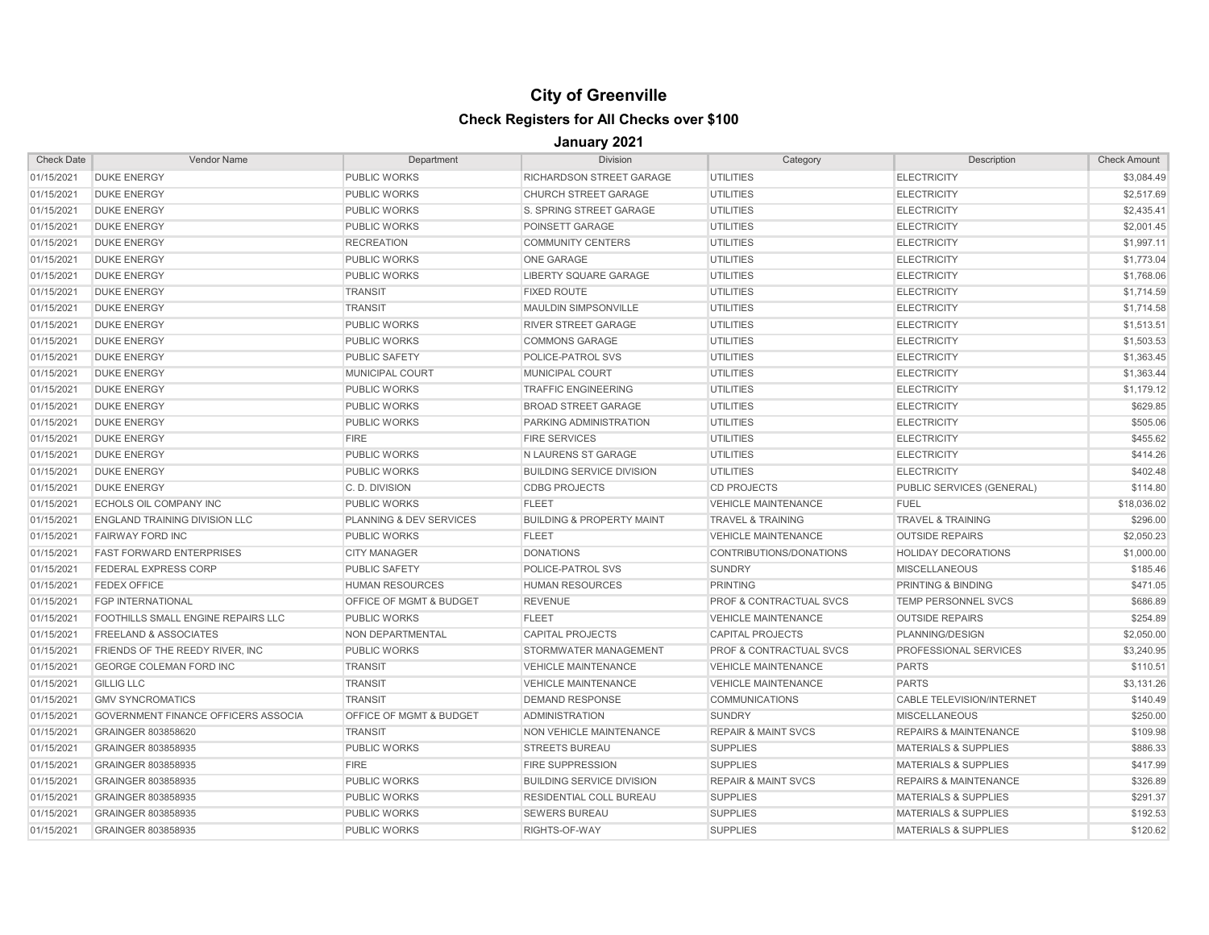# City of Greenville

## Check Registers for All Checks over $100

### January 2021

| Check Date | Vendor Name | Department | Division | Category | Description | Check Amount |
|---|---|---|---|---|---|---|
| 01/15/2021 | DUKE ENERGY | PUBLIC WORKS | RICHARDSON STREET GARAGE | UTILITIES | ELECTRICITY | $3,084.49 |
| 01/15/2021 | DUKE ENERGY | PUBLIC WORKS | CHURCH STREET GARAGE | UTILITIES | ELECTRICITY | $2,517.69 |
| 01/15/2021 | DUKE ENERGY | PUBLIC WORKS | S. SPRING STREET GARAGE | UTILITIES | ELECTRICITY | $2,435.41 |
| 01/15/2021 | DUKE ENERGY | PUBLIC WORKS | POINSETT GARAGE | UTILITIES | ELECTRICITY | $2,001.45 |
| 01/15/2021 | DUKE ENERGY | RECREATION | COMMUNITY CENTERS | UTILITIES | ELECTRICITY | $1,997.11 |
| 01/15/2021 | DUKE ENERGY | PUBLIC WORKS | ONE GARAGE | UTILITIES | ELECTRICITY | $1,773.04 |
| 01/15/2021 | DUKE ENERGY | PUBLIC WORKS | LIBERTY SQUARE GARAGE | UTILITIES | ELECTRICITY | $1,768.06 |
| 01/15/2021 | DUKE ENERGY | TRANSIT | FIXED ROUTE | UTILITIES | ELECTRICITY | $1,714.59 |
| 01/15/2021 | DUKE ENERGY | TRANSIT | MAULDIN SIMPSONVILLE | UTILITIES | ELECTRICITY | $1,714.58 |
| 01/15/2021 | DUKE ENERGY | PUBLIC WORKS | RIVER STREET GARAGE | UTILITIES | ELECTRICITY | $1,513.51 |
| 01/15/2021 | DUKE ENERGY | PUBLIC WORKS | COMMONS GARAGE | UTILITIES | ELECTRICITY | $1,503.53 |
| 01/15/2021 | DUKE ENERGY | PUBLIC SAFETY | POLICE-PATROL SVS | UTILITIES | ELECTRICITY | $1,363.45 |
| 01/15/2021 | DUKE ENERGY | MUNICIPAL COURT | MUNICIPAL COURT | UTILITIES | ELECTRICITY | $1,363.44 |
| 01/15/2021 | DUKE ENERGY | PUBLIC WORKS | TRAFFIC ENGINEERING | UTILITIES | ELECTRICITY | $1,179.12 |
| 01/15/2021 | DUKE ENERGY | PUBLIC WORKS | BROAD STREET GARAGE | UTILITIES | ELECTRICITY | $629.85 |
| 01/15/2021 | DUKE ENERGY | PUBLIC WORKS | PARKING ADMINISTRATION | UTILITIES | ELECTRICITY | $505.06 |
| 01/15/2021 | DUKE ENERGY | FIRE | FIRE SERVICES | UTILITIES | ELECTRICITY | $455.62 |
| 01/15/2021 | DUKE ENERGY | PUBLIC WORKS | N LAURENS ST GARAGE | UTILITIES | ELECTRICITY | $414.26 |
| 01/15/2021 | DUKE ENERGY | PUBLIC WORKS | BUILDING SERVICE DIVISION | UTILITIES | ELECTRICITY | $402.48 |
| 01/15/2021 | DUKE ENERGY | C. D. DIVISION | CDBG PROJECTS | CD PROJECTS | PUBLIC SERVICES (GENERAL) | $114.80 |
| 01/15/2021 | ECHOLS OIL COMPANY INC | PUBLIC WORKS | FLEET | VEHICLE MAINTENANCE | FUEL | $18,036.02 |
| 01/15/2021 | ENGLAND TRAINING DIVISION LLC | PLANNING & DEV SERVICES | BUILDING & PROPERTY MAINT | TRAVEL & TRAINING | TRAVEL & TRAINING | $296.00 |
| 01/15/2021 | FAIRWAY FORD INC | PUBLIC WORKS | FLEET | VEHICLE MAINTENANCE | OUTSIDE REPAIRS | $2,050.23 |
| 01/15/2021 | FAST FORWARD ENTERPRISES | CITY MANAGER | DONATIONS | CONTRIBUTIONS/DONATIONS | HOLIDAY DECORATIONS | $1,000.00 |
| 01/15/2021 | FEDERAL EXPRESS CORP | PUBLIC SAFETY | POLICE-PATROL SVS | SUNDRY | MISCELLANEOUS | $185.46 |
| 01/15/2021 | FEDEX OFFICE | HUMAN RESOURCES | HUMAN RESOURCES | PRINTING | PRINTING & BINDING | $471.05 |
| 01/15/2021 | FGP INTERNATIONAL | OFFICE OF MGMT & BUDGET | REVENUE | PROF & CONTRACTUAL SVCS | TEMP PERSONNEL SVCS | $686.89 |
| 01/15/2021 | FOOTHILLS SMALL ENGINE REPAIRS LLC | PUBLIC WORKS | FLEET | VEHICLE MAINTENANCE | OUTSIDE REPAIRS | $254.89 |
| 01/15/2021 | FREELAND & ASSOCIATES | NON DEPARTMENTAL | CAPITAL PROJECTS | CAPITAL PROJECTS | PLANNING/DESIGN | $2,050.00 |
| 01/15/2021 | FRIENDS OF THE REEDY RIVER, INC | PUBLIC WORKS | STORMWATER MANAGEMENT | PROF & CONTRACTUAL SVCS | PROFESSIONAL SERVICES | $3,240.95 |
| 01/15/2021 | GEORGE COLEMAN FORD INC | TRANSIT | VEHICLE MAINTENANCE | VEHICLE MAINTENANCE | PARTS | $110.51 |
| 01/15/2021 | GILLIG LLC | TRANSIT | VEHICLE MAINTENANCE | VEHICLE MAINTENANCE | PARTS | $3,131.26 |
| 01/15/2021 | GMV SYNCROMATICS | TRANSIT | DEMAND RESPONSE | COMMUNICATIONS | CABLE TELEVISION/INTERNET | $140.49 |
| 01/15/2021 | GOVERNMENT FINANCE OFFICERS ASSOCIA | OFFICE OF MGMT & BUDGET | ADMINISTRATION | SUNDRY | MISCELLANEOUS | $250.00 |
| 01/15/2021 | GRAINGER 803858620 | TRANSIT | NON VEHICLE MAINTENANCE | REPAIR & MAINT SVCS | REPAIRS & MAINTENANCE | $109.98 |
| 01/15/2021 | GRAINGER 803858935 | PUBLIC WORKS | STREETS BUREAU | SUPPLIES | MATERIALS & SUPPLIES | $886.33 |
| 01/15/2021 | GRAINGER 803858935 | FIRE | FIRE SUPPRESSION | SUPPLIES | MATERIALS & SUPPLIES | $417.99 |
| 01/15/2021 | GRAINGER 803858935 | PUBLIC WORKS | BUILDING SERVICE DIVISION | REPAIR & MAINT SVCS | REPAIRS & MAINTENANCE | $326.89 |
| 01/15/2021 | GRAINGER 803858935 | PUBLIC WORKS | RESIDENTIAL COLL BUREAU | SUPPLIES | MATERIALS & SUPPLIES | $291.37 |
| 01/15/2021 | GRAINGER 803858935 | PUBLIC WORKS | SEWERS BUREAU | SUPPLIES | MATERIALS & SUPPLIES | $192.53 |
| 01/15/2021 | GRAINGER 803858935 | PUBLIC WORKS | RIGHTS-OF-WAY | SUPPLIES | MATERIALS & SUPPLIES | $120.62 |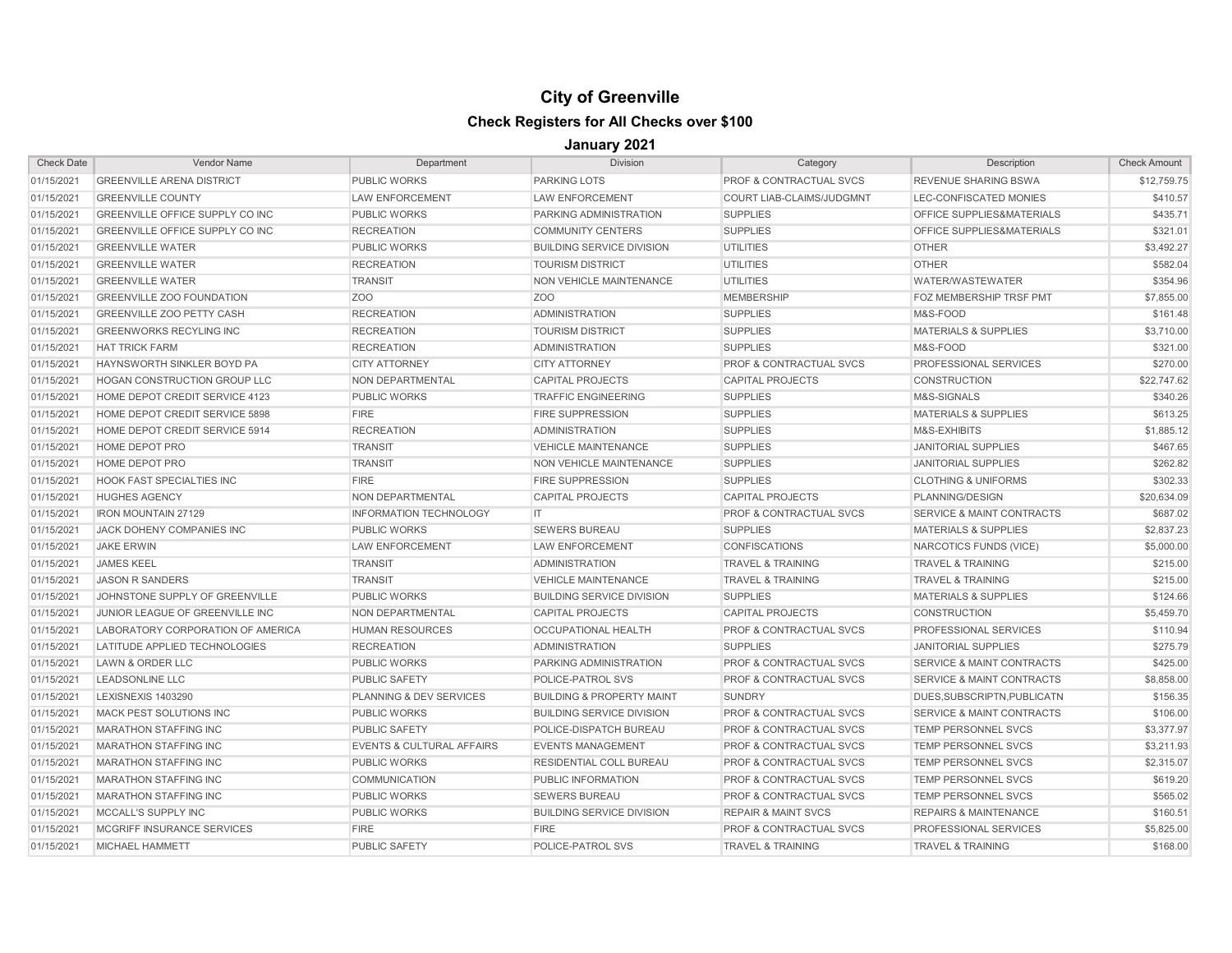# City of Greenville

## Check Registers for All Checks over $100

### January 2021

| Check Date | Vendor Name | Department | Division | Category | Description | Check Amount |
|---|---|---|---|---|---|---|
| 01/15/2021 | GREENVILLE ARENA DISTRICT | PUBLIC WORKS | PARKING LOTS | PROF & CONTRACTUAL SVCS | REVENUE SHARING BSWA | $12,759.75 |
| 01/15/2021 | GREENVILLE COUNTY | LAW ENFORCEMENT | LAW ENFORCEMENT | COURT LIAB-CLAIMS/JUDGMNT | LEC-CONFISCATED MONIES | $410.57 |
| 01/15/2021 | GREENVILLE OFFICE SUPPLY CO INC | PUBLIC WORKS | PARKING ADMINISTRATION | SUPPLIES | OFFICE SUPPLIES&MATERIALS | $435.71 |
| 01/15/2021 | GREENVILLE OFFICE SUPPLY CO INC | RECREATION | COMMUNITY CENTERS | SUPPLIES | OFFICE SUPPLIES&MATERIALS | $321.01 |
| 01/15/2021 | GREENVILLE WATER | PUBLIC WORKS | BUILDING SERVICE DIVISION | UTILITIES | OTHER | $3,492.27 |
| 01/15/2021 | GREENVILLE WATER | RECREATION | TOURISM DISTRICT | UTILITIES | OTHER | $582.04 |
| 01/15/2021 | GREENVILLE WATER | TRANSIT | NON VEHICLE MAINTENANCE | UTILITIES | WATER/WASTEWATER | $354.96 |
| 01/15/2021 | GREENVILLE ZOO FOUNDATION | ZOO | ZOO | MEMBERSHIP | FOZ MEMBERSHIP TRSF PMT | $7,855.00 |
| 01/15/2021 | GREENVILLE ZOO PETTY CASH | RECREATION | ADMINISTRATION | SUPPLIES | M&S-FOOD | $161.48 |
| 01/15/2021 | GREENWORKS RECYLING INC | RECREATION | TOURISM DISTRICT | SUPPLIES | MATERIALS & SUPPLIES | $3,710.00 |
| 01/15/2021 | HAT TRICK FARM | RECREATION | ADMINISTRATION | SUPPLIES | M&S-FOOD | $321.00 |
| 01/15/2021 | HAYNSWORTH SINKLER BOYD PA | CITY ATTORNEY | CITY ATTORNEY | PROF & CONTRACTUAL SVCS | PROFESSIONAL SERVICES | $270.00 |
| 01/15/2021 | HOGAN CONSTRUCTION GROUP LLC | NON DEPARTMENTAL | CAPITAL PROJECTS | CAPITAL PROJECTS | CONSTRUCTION | $22,747.62 |
| 01/15/2021 | HOME DEPOT CREDIT SERVICE 4123 | PUBLIC WORKS | TRAFFIC ENGINEERING | SUPPLIES | M&S-SIGNALS | $340.26 |
| 01/15/2021 | HOME DEPOT CREDIT SERVICE 5898 | FIRE | FIRE SUPPRESSION | SUPPLIES | MATERIALS & SUPPLIES | $613.25 |
| 01/15/2021 | HOME DEPOT CREDIT SERVICE 5914 | RECREATION | ADMINISTRATION | SUPPLIES | M&S-EXHIBITS | $1,885.12 |
| 01/15/2021 | HOME DEPOT PRO | TRANSIT | VEHICLE MAINTENANCE | SUPPLIES | JANITORIAL SUPPLIES | $467.65 |
| 01/15/2021 | HOME DEPOT PRO | TRANSIT | NON VEHICLE MAINTENANCE | SUPPLIES | JANITORIAL SUPPLIES | $262.82 |
| 01/15/2021 | HOOK FAST SPECIALTIES INC | FIRE | FIRE SUPPRESSION | SUPPLIES | CLOTHING & UNIFORMS | $302.33 |
| 01/15/2021 | HUGHES AGENCY | NON DEPARTMENTAL | CAPITAL PROJECTS | CAPITAL PROJECTS | PLANNING/DESIGN | $20,634.09 |
| 01/15/2021 | IRON MOUNTAIN 27129 | INFORMATION TECHNOLOGY | IT | PROF & CONTRACTUAL SVCS | SERVICE & MAINT CONTRACTS | $687.02 |
| 01/15/2021 | JACK DOHENY COMPANIES INC | PUBLIC WORKS | SEWERS BUREAU | SUPPLIES | MATERIALS & SUPPLIES | $2,837.23 |
| 01/15/2021 | JAKE ERWIN | LAW ENFORCEMENT | LAW ENFORCEMENT | CONFISCATIONS | NARCOTICS FUNDS (VICE) | $5,000.00 |
| 01/15/2021 | JAMES KEEL | TRANSIT | ADMINISTRATION | TRAVEL & TRAINING | TRAVEL & TRAINING | $215.00 |
| 01/15/2021 | JASON R SANDERS | TRANSIT | VEHICLE MAINTENANCE | TRAVEL & TRAINING | TRAVEL & TRAINING | $215.00 |
| 01/15/2021 | JOHNSTONE SUPPLY OF GREENVILLE | PUBLIC WORKS | BUILDING SERVICE DIVISION | SUPPLIES | MATERIALS & SUPPLIES | $124.66 |
| 01/15/2021 | JUNIOR LEAGUE OF GREENVILLE INC | NON DEPARTMENTAL | CAPITAL PROJECTS | CAPITAL PROJECTS | CONSTRUCTION | $5,459.70 |
| 01/15/2021 | LABORATORY CORPORATION OF AMERICA | HUMAN RESOURCES | OCCUPATIONAL HEALTH | PROF & CONTRACTUAL SVCS | PROFESSIONAL SERVICES | $110.94 |
| 01/15/2021 | LATITUDE APPLIED TECHNOLOGIES | RECREATION | ADMINISTRATION | SUPPLIES | JANITORIAL SUPPLIES | $275.79 |
| 01/15/2021 | LAWN & ORDER LLC | PUBLIC WORKS | PARKING ADMINISTRATION | PROF & CONTRACTUAL SVCS | SERVICE & MAINT CONTRACTS | $425.00 |
| 01/15/2021 | LEADSONLINE LLC | PUBLIC SAFETY | POLICE-PATROL SVS | PROF & CONTRACTUAL SVCS | SERVICE & MAINT CONTRACTS | $8,858.00 |
| 01/15/2021 | LEXISNEXIS 1403290 | PLANNING & DEV SERVICES | BUILDING & PROPERTY MAINT | SUNDRY | DUES,SUBSCRIPTN,PUBLICATN | $156.35 |
| 01/15/2021 | MACK PEST SOLUTIONS INC | PUBLIC WORKS | BUILDING SERVICE DIVISION | PROF & CONTRACTUAL SVCS | SERVICE & MAINT CONTRACTS | $106.00 |
| 01/15/2021 | MARATHON STAFFING INC | PUBLIC SAFETY | POLICE-DISPATCH BUREAU | PROF & CONTRACTUAL SVCS | TEMP PERSONNEL SVCS | $3,377.97 |
| 01/15/2021 | MARATHON STAFFING INC | EVENTS & CULTURAL AFFAIRS | EVENTS MANAGEMENT | PROF & CONTRACTUAL SVCS | TEMP PERSONNEL SVCS | $3,211.93 |
| 01/15/2021 | MARATHON STAFFING INC | PUBLIC WORKS | RESIDENTIAL COLL BUREAU | PROF & CONTRACTUAL SVCS | TEMP PERSONNEL SVCS | $2,315.07 |
| 01/15/2021 | MARATHON STAFFING INC | COMMUNICATION | PUBLIC INFORMATION | PROF & CONTRACTUAL SVCS | TEMP PERSONNEL SVCS | $619.20 |
| 01/15/2021 | MARATHON STAFFING INC | PUBLIC WORKS | SEWERS BUREAU | PROF & CONTRACTUAL SVCS | TEMP PERSONNEL SVCS | $565.02 |
| 01/15/2021 | MCCALL'S SUPPLY INC | PUBLIC WORKS | BUILDING SERVICE DIVISION | REPAIR & MAINT SVCS | REPAIRS & MAINTENANCE | $160.51 |
| 01/15/2021 | MCGRIFF INSURANCE SERVICES | FIRE | FIRE | PROF & CONTRACTUAL SVCS | PROFESSIONAL SERVICES | $5,825.00 |
| 01/15/2021 | MICHAEL HAMMETT | PUBLIC SAFETY | POLICE-PATROL SVS | TRAVEL & TRAINING | TRAVEL & TRAINING | $168.00 |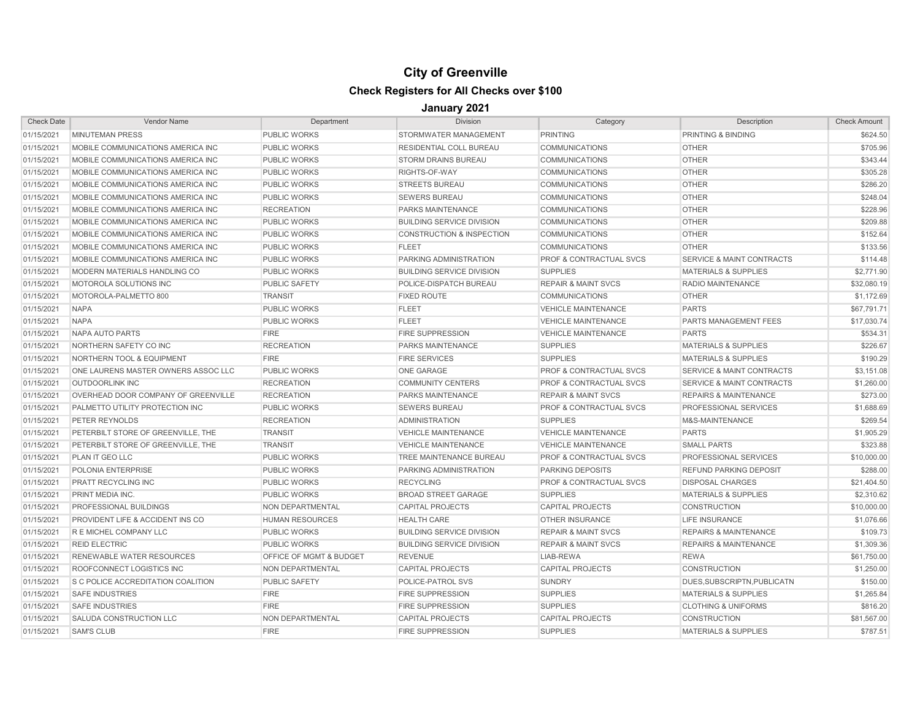# City of Greenville

## Check Registers for All Checks over $100

### January 2021

| Check Date | Vendor Name | Department | Division | Category | Description | Check Amount |
|---|---|---|---|---|---|---|
| 01/15/2021 | MINUTEMAN PRESS | PUBLIC WORKS | STORMWATER MANAGEMENT | PRINTING | PRINTING & BINDING | $624.50 |
| 01/15/2021 | MOBILE COMMUNICATIONS AMERICA INC | PUBLIC WORKS | RESIDENTIAL COLL BUREAU | COMMUNICATIONS | OTHER | $705.96 |
| 01/15/2021 | MOBILE COMMUNICATIONS AMERICA INC | PUBLIC WORKS | STORM DRAINS BUREAU | COMMUNICATIONS | OTHER | $343.44 |
| 01/15/2021 | MOBILE COMMUNICATIONS AMERICA INC | PUBLIC WORKS | RIGHTS-OF-WAY | COMMUNICATIONS | OTHER | $305.28 |
| 01/15/2021 | MOBILE COMMUNICATIONS AMERICA INC | PUBLIC WORKS | STREETS BUREAU | COMMUNICATIONS | OTHER | $286.20 |
| 01/15/2021 | MOBILE COMMUNICATIONS AMERICA INC | PUBLIC WORKS | SEWERS BUREAU | COMMUNICATIONS | OTHER | $248.04 |
| 01/15/2021 | MOBILE COMMUNICATIONS AMERICA INC | RECREATION | PARKS MAINTENANCE | COMMUNICATIONS | OTHER | $228.96 |
| 01/15/2021 | MOBILE COMMUNICATIONS AMERICA INC | PUBLIC WORKS | BUILDING SERVICE DIVISION | COMMUNICATIONS | OTHER | $209.88 |
| 01/15/2021 | MOBILE COMMUNICATIONS AMERICA INC | PUBLIC WORKS | CONSTRUCTION & INSPECTION | COMMUNICATIONS | OTHER | $152.64 |
| 01/15/2021 | MOBILE COMMUNICATIONS AMERICA INC | PUBLIC WORKS | FLEET | COMMUNICATIONS | OTHER | $133.56 |
| 01/15/2021 | MOBILE COMMUNICATIONS AMERICA INC | PUBLIC WORKS | PARKING ADMINISTRATION | PROF & CONTRACTUAL SVCS | SERVICE & MAINT CONTRACTS | $114.48 |
| 01/15/2021 | MODERN MATERIALS HANDLING CO | PUBLIC WORKS | BUILDING SERVICE DIVISION | SUPPLIES | MATERIALS & SUPPLIES | $2,771.90 |
| 01/15/2021 | MOTOROLA SOLUTIONS INC | PUBLIC SAFETY | POLICE-DISPATCH BUREAU | REPAIR & MAINT SVCS | RADIO MAINTENANCE | $32,080.19 |
| 01/15/2021 | MOTOROLA-PALMETTO 800 | TRANSIT | FIXED ROUTE | COMMUNICATIONS | OTHER | $1,172.69 |
| 01/15/2021 | NAPA | PUBLIC WORKS | FLEET | VEHICLE MAINTENANCE | PARTS | $67,791.71 |
| 01/15/2021 | NAPA | PUBLIC WORKS | FLEET | VEHICLE MAINTENANCE | PARTS MANAGEMENT FEES | $17,030.74 |
| 01/15/2021 | NAPA AUTO PARTS | FIRE | FIRE SUPPRESSION | VEHICLE MAINTENANCE | PARTS | $534.31 |
| 01/15/2021 | NORTHERN SAFETY CO INC | RECREATION | PARKS MAINTENANCE | SUPPLIES | MATERIALS & SUPPLIES | $226.67 |
| 01/15/2021 | NORTHERN TOOL & EQUIPMENT | FIRE | FIRE SERVICES | SUPPLIES | MATERIALS & SUPPLIES | $190.29 |
| 01/15/2021 | ONE LAURENS MASTER OWNERS ASSOC LLC | PUBLIC WORKS | ONE GARAGE | PROF & CONTRACTUAL SVCS | SERVICE & MAINT CONTRACTS | $3,151.08 |
| 01/15/2021 | OUTDOORLINK INC | RECREATION | COMMUNITY CENTERS | PROF & CONTRACTUAL SVCS | SERVICE & MAINT CONTRACTS | $1,260.00 |
| 01/15/2021 | OVERHEAD DOOR COMPANY OF GREENVILLE | RECREATION | PARKS MAINTENANCE | REPAIR & MAINT SVCS | REPAIRS & MAINTENANCE | $273.00 |
| 01/15/2021 | PALMETTO UTILITY PROTECTION INC | PUBLIC WORKS | SEWERS BUREAU | PROF & CONTRACTUAL SVCS | PROFESSIONAL SERVICES | $1,688.69 |
| 01/15/2021 | PETER REYNOLDS | RECREATION | ADMINISTRATION | SUPPLIES | M&S-MAINTENANCE | $269.54 |
| 01/15/2021 | PETERBILT STORE OF GREENVILLE, THE | TRANSIT | VEHICLE MAINTENANCE | VEHICLE MAINTENANCE | PARTS | $1,905.29 |
| 01/15/2021 | PETERBILT STORE OF GREENVILLE, THE | TRANSIT | VEHICLE MAINTENANCE | VEHICLE MAINTENANCE | SMALL PARTS | $323.88 |
| 01/15/2021 | PLAN IT GEO LLC | PUBLIC WORKS | TREE MAINTENANCE BUREAU | PROF & CONTRACTUAL SVCS | PROFESSIONAL SERVICES | $10,000.00 |
| 01/15/2021 | POLONIA ENTERPRISE | PUBLIC WORKS | PARKING ADMINISTRATION | PARKING DEPOSITS | REFUND PARKING DEPOSIT | $288.00 |
| 01/15/2021 | PRATT RECYCLING INC | PUBLIC WORKS | RECYCLING | PROF & CONTRACTUAL SVCS | DISPOSAL CHARGES | $21,404.50 |
| 01/15/2021 | PRINT MEDIA INC. | PUBLIC WORKS | BROAD STREET GARAGE | SUPPLIES | MATERIALS & SUPPLIES | $2,310.62 |
| 01/15/2021 | PROFESSIONAL BUILDINGS | NON DEPARTMENTAL | CAPITAL PROJECTS | CAPITAL PROJECTS | CONSTRUCTION | $10,000.00 |
| 01/15/2021 | PROVIDENT LIFE & ACCIDENT INS CO | HUMAN RESOURCES | HEALTH CARE | OTHER INSURANCE | LIFE INSURANCE | $1,076.66 |
| 01/15/2021 | R E MICHEL COMPANY LLC | PUBLIC WORKS | BUILDING SERVICE DIVISION | REPAIR & MAINT SVCS | REPAIRS & MAINTENANCE | $109.73 |
| 01/15/2021 | REID ELECTRIC | PUBLIC WORKS | BUILDING SERVICE DIVISION | REPAIR & MAINT SVCS | REPAIRS & MAINTENANCE | $1,309.36 |
| 01/15/2021 | RENEWABLE WATER RESOURCES | OFFICE OF MGMT & BUDGET | REVENUE | LIAB-REWA | REWA | $61,750.00 |
| 01/15/2021 | ROOFCONNECT LOGISTICS INC | NON DEPARTMENTAL | CAPITAL PROJECTS | CAPITAL PROJECTS | CONSTRUCTION | $1,250.00 |
| 01/15/2021 | S C POLICE ACCREDITATION COALITION | PUBLIC SAFETY | POLICE-PATROL SVS | SUNDRY | DUES,SUBSCRIPTN,PUBLICATN | $150.00 |
| 01/15/2021 | SAFE INDUSTRIES | FIRE | FIRE SUPPRESSION | SUPPLIES | MATERIALS & SUPPLIES | $1,265.84 |
| 01/15/2021 | SAFE INDUSTRIES | FIRE | FIRE SUPPRESSION | SUPPLIES | CLOTHING & UNIFORMS | $816.20 |
| 01/15/2021 | SALUDA CONSTRUCTION LLC | NON DEPARTMENTAL | CAPITAL PROJECTS | CAPITAL PROJECTS | CONSTRUCTION | $81,567.00 |
| 01/15/2021 | SAM'S CLUB | FIRE | FIRE SUPPRESSION | SUPPLIES | MATERIALS & SUPPLIES | $787.51 |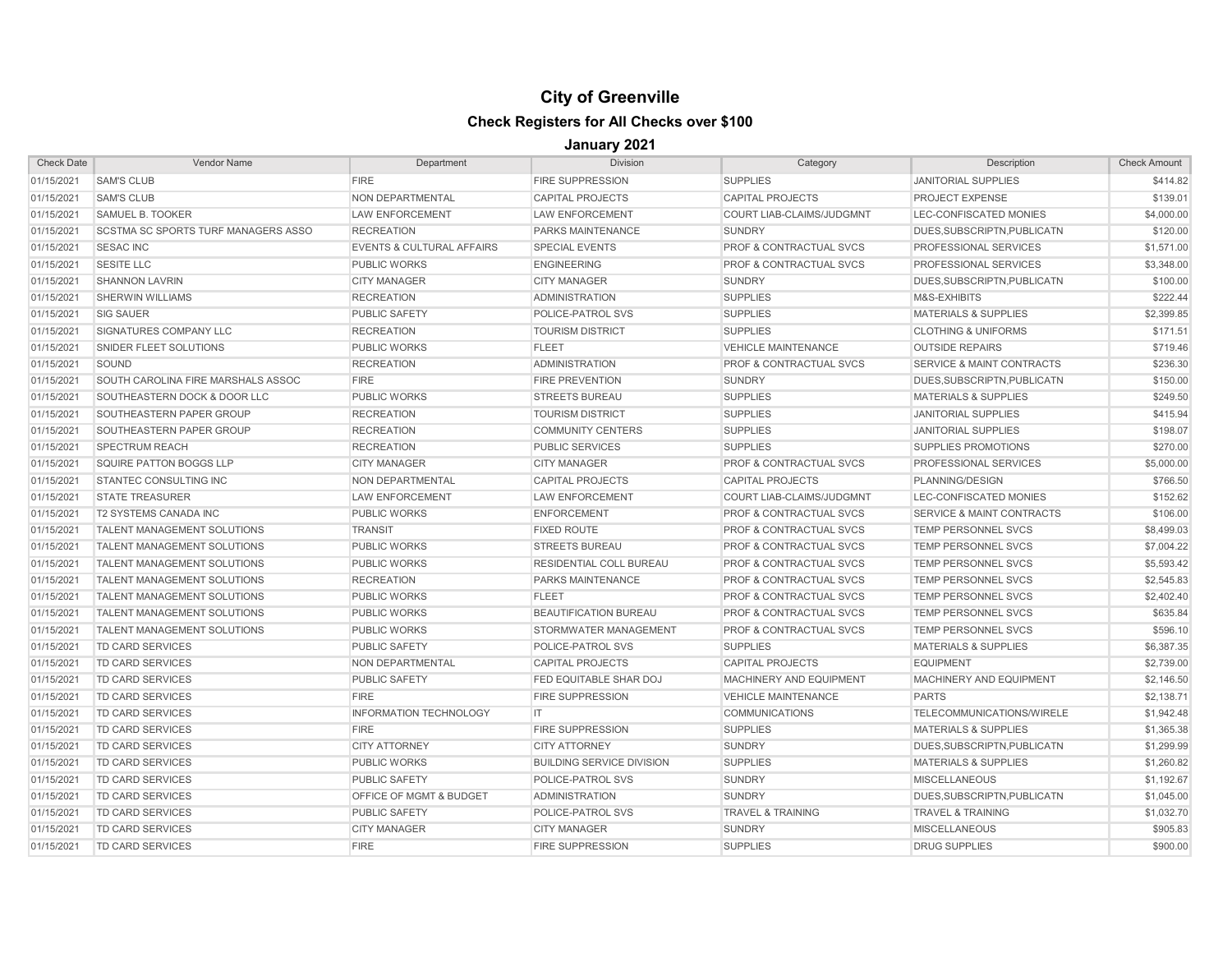# City of Greenville

## Check Registers for All Checks over $100

### January 2021

| Check Date | Vendor Name | Department | Division | Category | Description | Check Amount |
|---|---|---|---|---|---|---|
| 01/15/2021 | SAM'S CLUB | FIRE | FIRE SUPPRESSION | SUPPLIES | JANITORIAL SUPPLIES | $414.82 |
| 01/15/2021 | SAM'S CLUB | NON DEPARTMENTAL | CAPITAL PROJECTS | CAPITAL PROJECTS | PROJECT EXPENSE | $139.01 |
| 01/15/2021 | SAMUEL B. TOOKER | LAW ENFORCEMENT | LAW ENFORCEMENT | COURT LIAB-CLAIMS/JUDGMNT | LEC-CONFISCATED MONIES | $4,000.00 |
| 01/15/2021 | SCSTMA SC SPORTS TURF MANAGERS ASSO | RECREATION | PARKS MAINTENANCE | SUNDRY | DUES,SUBSCRIPTN,PUBLICATN | $120.00 |
| 01/15/2021 | SESAC INC | EVENTS & CULTURAL AFFAIRS | SPECIAL EVENTS | PROF & CONTRACTUAL SVCS | PROFESSIONAL SERVICES | $1,571.00 |
| 01/15/2021 | SESITE LLC | PUBLIC WORKS | ENGINEERING | PROF & CONTRACTUAL SVCS | PROFESSIONAL SERVICES | $3,348.00 |
| 01/15/2021 | SHANNON LAVRIN | CITY MANAGER | CITY MANAGER | SUNDRY | DUES,SUBSCRIPTN,PUBLICATN | $100.00 |
| 01/15/2021 | SHERWIN WILLIAMS | RECREATION | ADMINISTRATION | SUPPLIES | M&S-EXHIBITS | $222.44 |
| 01/15/2021 | SIG SAUER | PUBLIC SAFETY | POLICE-PATROL SVS | SUPPLIES | MATERIALS & SUPPLIES | $2,399.85 |
| 01/15/2021 | SIGNATURES COMPANY LLC | RECREATION | TOURISM DISTRICT | SUPPLIES | CLOTHING & UNIFORMS | $171.51 |
| 01/15/2021 | SNIDER FLEET SOLUTIONS | PUBLIC WORKS | FLEET | VEHICLE MAINTENANCE | OUTSIDE REPAIRS | $719.46 |
| 01/15/2021 | SOUND | RECREATION | ADMINISTRATION | PROF & CONTRACTUAL SVCS | SERVICE & MAINT CONTRACTS | $236.30 |
| 01/15/2021 | SOUTH CAROLINA FIRE MARSHALS ASSOC | FIRE | FIRE PREVENTION | SUNDRY | DUES,SUBSCRIPTN,PUBLICATN | $150.00 |
| 01/15/2021 | SOUTHEASTERN DOCK & DOOR LLC | PUBLIC WORKS | STREETS BUREAU | SUPPLIES | MATERIALS & SUPPLIES | $249.50 |
| 01/15/2021 | SOUTHEASTERN PAPER GROUP | RECREATION | TOURISM DISTRICT | SUPPLIES | JANITORIAL SUPPLIES | $415.94 |
| 01/15/2021 | SOUTHEASTERN PAPER GROUP | RECREATION | COMMUNITY CENTERS | SUPPLIES | JANITORIAL SUPPLIES | $198.07 |
| 01/15/2021 | SPECTRUM REACH | RECREATION | PUBLIC SERVICES | SUPPLIES | SUPPLIES PROMOTIONS | $270.00 |
| 01/15/2021 | SQUIRE PATTON BOGGS LLP | CITY MANAGER | CITY MANAGER | PROF & CONTRACTUAL SVCS | PROFESSIONAL SERVICES | $5,000.00 |
| 01/15/2021 | STANTEC CONSULTING INC | NON DEPARTMENTAL | CAPITAL PROJECTS | CAPITAL PROJECTS | PLANNING/DESIGN | $766.50 |
| 01/15/2021 | STATE TREASURER | LAW ENFORCEMENT | LAW ENFORCEMENT | COURT LIAB-CLAIMS/JUDGMNT | LEC-CONFISCATED MONIES | $152.62 |
| 01/15/2021 | T2 SYSTEMS CANADA INC | PUBLIC WORKS | ENFORCEMENT | PROF & CONTRACTUAL SVCS | SERVICE & MAINT CONTRACTS | $106.00 |
| 01/15/2021 | TALENT MANAGEMENT SOLUTIONS | TRANSIT | FIXED ROUTE | PROF & CONTRACTUAL SVCS | TEMP PERSONNEL SVCS | $8,499.03 |
| 01/15/2021 | TALENT MANAGEMENT SOLUTIONS | PUBLIC WORKS | STREETS BUREAU | PROF & CONTRACTUAL SVCS | TEMP PERSONNEL SVCS | $7,004.22 |
| 01/15/2021 | TALENT MANAGEMENT SOLUTIONS | PUBLIC WORKS | RESIDENTIAL COLL BUREAU | PROF & CONTRACTUAL SVCS | TEMP PERSONNEL SVCS | $5,593.42 |
| 01/15/2021 | TALENT MANAGEMENT SOLUTIONS | RECREATION | PARKS MAINTENANCE | PROF & CONTRACTUAL SVCS | TEMP PERSONNEL SVCS | $2,545.83 |
| 01/15/2021 | TALENT MANAGEMENT SOLUTIONS | PUBLIC WORKS | FLEET | PROF & CONTRACTUAL SVCS | TEMP PERSONNEL SVCS | $2,402.40 |
| 01/15/2021 | TALENT MANAGEMENT SOLUTIONS | PUBLIC WORKS | BEAUTIFICATION BUREAU | PROF & CONTRACTUAL SVCS | TEMP PERSONNEL SVCS | $635.84 |
| 01/15/2021 | TALENT MANAGEMENT SOLUTIONS | PUBLIC WORKS | STORMWATER MANAGEMENT | PROF & CONTRACTUAL SVCS | TEMP PERSONNEL SVCS | $596.10 |
| 01/15/2021 | TD CARD SERVICES | PUBLIC SAFETY | POLICE-PATROL SVS | SUPPLIES | MATERIALS & SUPPLIES | $6,387.35 |
| 01/15/2021 | TD CARD SERVICES | NON DEPARTMENTAL | CAPITAL PROJECTS | CAPITAL PROJECTS | EQUIPMENT | $2,739.00 |
| 01/15/2021 | TD CARD SERVICES | PUBLIC SAFETY | FED EQUITABLE SHAR DOJ | MACHINERY AND EQUIPMENT | MACHINERY AND EQUIPMENT | $2,146.50 |
| 01/15/2021 | TD CARD SERVICES | FIRE | FIRE SUPPRESSION | VEHICLE MAINTENANCE | PARTS | $2,138.71 |
| 01/15/2021 | TD CARD SERVICES | INFORMATION TECHNOLOGY | IT | COMMUNICATIONS | TELECOMMUNICATIONS/WIRELE | $1,942.48 |
| 01/15/2021 | TD CARD SERVICES | FIRE | FIRE SUPPRESSION | SUPPLIES | MATERIALS & SUPPLIES | $1,365.38 |
| 01/15/2021 | TD CARD SERVICES | CITY ATTORNEY | CITY ATTORNEY | SUNDRY | DUES,SUBSCRIPTN,PUBLICATN | $1,299.99 |
| 01/15/2021 | TD CARD SERVICES | PUBLIC WORKS | BUILDING SERVICE DIVISION | SUPPLIES | MATERIALS & SUPPLIES | $1,260.82 |
| 01/15/2021 | TD CARD SERVICES | PUBLIC SAFETY | POLICE-PATROL SVS | SUNDRY | MISCELLANEOUS | $1,192.67 |
| 01/15/2021 | TD CARD SERVICES | OFFICE OF MGMT & BUDGET | ADMINISTRATION | SUNDRY | DUES,SUBSCRIPTN,PUBLICATN | $1,045.00 |
| 01/15/2021 | TD CARD SERVICES | PUBLIC SAFETY | POLICE-PATROL SVS | TRAVEL & TRAINING | TRAVEL & TRAINING | $1,032.70 |
| 01/15/2021 | TD CARD SERVICES | CITY MANAGER | CITY MANAGER | SUNDRY | MISCELLANEOUS | $905.83 |
| 01/15/2021 | TD CARD SERVICES | FIRE | FIRE SUPPRESSION | SUPPLIES | DRUG SUPPLIES | $900.00 |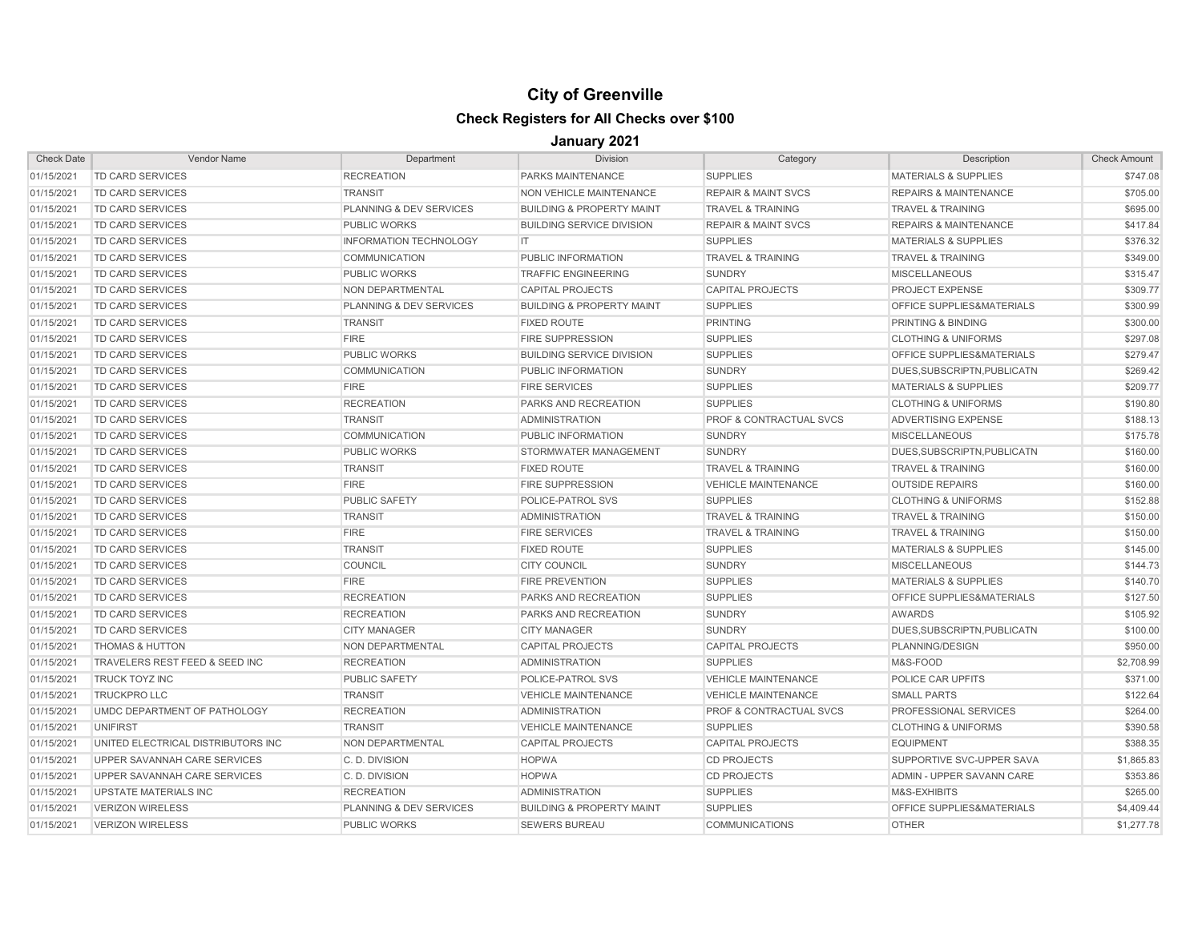# City of Greenville

## Check Registers for All Checks over $100

### January 2021

| Check Date | Vendor Name | Department | Division | Category | Description | Check Amount |
|---|---|---|---|---|---|---|
| 01/15/2021 | TD CARD SERVICES | RECREATION | PARKS MAINTENANCE | SUPPLIES | MATERIALS & SUPPLIES | $747.08 |
| 01/15/2021 | TD CARD SERVICES | TRANSIT | NON VEHICLE MAINTENANCE | REPAIR & MAINT SVCS | REPAIRS & MAINTENANCE | $705.00 |
| 01/15/2021 | TD CARD SERVICES | PLANNING & DEV SERVICES | BUILDING & PROPERTY MAINT | TRAVEL & TRAINING | TRAVEL & TRAINING | $695.00 |
| 01/15/2021 | TD CARD SERVICES | PUBLIC WORKS | BUILDING SERVICE DIVISION | REPAIR & MAINT SVCS | REPAIRS & MAINTENANCE | $417.84 |
| 01/15/2021 | TD CARD SERVICES | INFORMATION TECHNOLOGY | IT | SUPPLIES | MATERIALS & SUPPLIES | $376.32 |
| 01/15/2021 | TD CARD SERVICES | COMMUNICATION | PUBLIC INFORMATION | TRAVEL & TRAINING | TRAVEL & TRAINING | $349.00 |
| 01/15/2021 | TD CARD SERVICES | PUBLIC WORKS | TRAFFIC ENGINEERING | SUNDRY | MISCELLANEOUS | $315.47 |
| 01/15/2021 | TD CARD SERVICES | NON DEPARTMENTAL | CAPITAL PROJECTS | CAPITAL PROJECTS | PROJECT EXPENSE | $309.77 |
| 01/15/2021 | TD CARD SERVICES | PLANNING & DEV SERVICES | BUILDING & PROPERTY MAINT | SUPPLIES | OFFICE SUPPLIES&MATERIALS | $300.99 |
| 01/15/2021 | TD CARD SERVICES | TRANSIT | FIXED ROUTE | PRINTING | PRINTING & BINDING | $300.00 |
| 01/15/2021 | TD CARD SERVICES | FIRE | FIRE SUPPRESSION | SUPPLIES | CLOTHING & UNIFORMS | $297.08 |
| 01/15/2021 | TD CARD SERVICES | PUBLIC WORKS | BUILDING SERVICE DIVISION | SUPPLIES | OFFICE SUPPLIES&MATERIALS | $279.47 |
| 01/15/2021 | TD CARD SERVICES | COMMUNICATION | PUBLIC INFORMATION | SUNDRY | DUES,SUBSCRIPTN,PUBLICATN | $269.42 |
| 01/15/2021 | TD CARD SERVICES | FIRE | FIRE SERVICES | SUPPLIES | MATERIALS & SUPPLIES | $209.77 |
| 01/15/2021 | TD CARD SERVICES | RECREATION | PARKS AND RECREATION | SUPPLIES | CLOTHING & UNIFORMS | $190.80 |
| 01/15/2021 | TD CARD SERVICES | TRANSIT | ADMINISTRATION | PROF & CONTRACTUAL SVCS | ADVERTISING EXPENSE | $188.13 |
| 01/15/2021 | TD CARD SERVICES | COMMUNICATION | PUBLIC INFORMATION | SUNDRY | MISCELLANEOUS | $175.78 |
| 01/15/2021 | TD CARD SERVICES | PUBLIC WORKS | STORMWATER MANAGEMENT | SUNDRY | DUES,SUBSCRIPTN,PUBLICATN | $160.00 |
| 01/15/2021 | TD CARD SERVICES | TRANSIT | FIXED ROUTE | TRAVEL & TRAINING | TRAVEL & TRAINING | $160.00 |
| 01/15/2021 | TD CARD SERVICES | FIRE | FIRE SUPPRESSION | VEHICLE MAINTENANCE | OUTSIDE REPAIRS | $160.00 |
| 01/15/2021 | TD CARD SERVICES | PUBLIC SAFETY | POLICE-PATROL SVS | SUPPLIES | CLOTHING & UNIFORMS | $152.88 |
| 01/15/2021 | TD CARD SERVICES | TRANSIT | ADMINISTRATION | TRAVEL & TRAINING | TRAVEL & TRAINING | $150.00 |
| 01/15/2021 | TD CARD SERVICES | FIRE | FIRE SERVICES | TRAVEL & TRAINING | TRAVEL & TRAINING | $150.00 |
| 01/15/2021 | TD CARD SERVICES | TRANSIT | FIXED ROUTE | SUPPLIES | MATERIALS & SUPPLIES | $145.00 |
| 01/15/2021 | TD CARD SERVICES | COUNCIL | CITY COUNCIL | SUNDRY | MISCELLANEOUS | $144.73 |
| 01/15/2021 | TD CARD SERVICES | FIRE | FIRE PREVENTION | SUPPLIES | MATERIALS & SUPPLIES | $140.70 |
| 01/15/2021 | TD CARD SERVICES | RECREATION | PARKS AND RECREATION | SUPPLIES | OFFICE SUPPLIES&MATERIALS | $127.50 |
| 01/15/2021 | TD CARD SERVICES | RECREATION | PARKS AND RECREATION | SUNDRY | AWARDS | $105.92 |
| 01/15/2021 | TD CARD SERVICES | CITY MANAGER | CITY MANAGER | SUNDRY | DUES,SUBSCRIPTN,PUBLICATN | $100.00 |
| 01/15/2021 | THOMAS & HUTTON | NON DEPARTMENTAL | CAPITAL PROJECTS | CAPITAL PROJECTS | PLANNING/DESIGN | $950.00 |
| 01/15/2021 | TRAVELERS REST FEED & SEED INC | RECREATION | ADMINISTRATION | SUPPLIES | M&S-FOOD | $2,708.99 |
| 01/15/2021 | TRUCK TOYZ INC | PUBLIC SAFETY | POLICE-PATROL SVS | VEHICLE MAINTENANCE | POLICE CAR UPFITS | $371.00 |
| 01/15/2021 | TRUCKPRO LLC | TRANSIT | VEHICLE MAINTENANCE | VEHICLE MAINTENANCE | SMALL PARTS | $122.64 |
| 01/15/2021 | UMDC DEPARTMENT OF PATHOLOGY | RECREATION | ADMINISTRATION | PROF & CONTRACTUAL SVCS | PROFESSIONAL SERVICES | $264.00 |
| 01/15/2021 | UNIFIRST | TRANSIT | VEHICLE MAINTENANCE | SUPPLIES | CLOTHING & UNIFORMS | $390.58 |
| 01/15/2021 | UNITED ELECTRICAL DISTRIBUTORS INC | NON DEPARTMENTAL | CAPITAL PROJECTS | CAPITAL PROJECTS | EQUIPMENT | $388.35 |
| 01/15/2021 | UPPER SAVANNAH CARE SERVICES | C. D. DIVISION | HOPWA | CD PROJECTS | SUPPORTIVE SVC-UPPER SAVA | $1,865.83 |
| 01/15/2021 | UPPER SAVANNAH CARE SERVICES | C. D. DIVISION | HOPWA | CD PROJECTS | ADMIN - UPPER SAVANN CARE | $353.86 |
| 01/15/2021 | UPSTATE MATERIALS INC | RECREATION | ADMINISTRATION | SUPPLIES | M&S-EXHIBITS | $265.00 |
| 01/15/2021 | VERIZON WIRELESS | PLANNING & DEV SERVICES | BUILDING & PROPERTY MAINT | SUPPLIES | OFFICE SUPPLIES&MATERIALS | $4,409.44 |
| 01/15/2021 | VERIZON WIRELESS | PUBLIC WORKS | SEWERS BUREAU | COMMUNICATIONS | OTHER | $1,277.78 |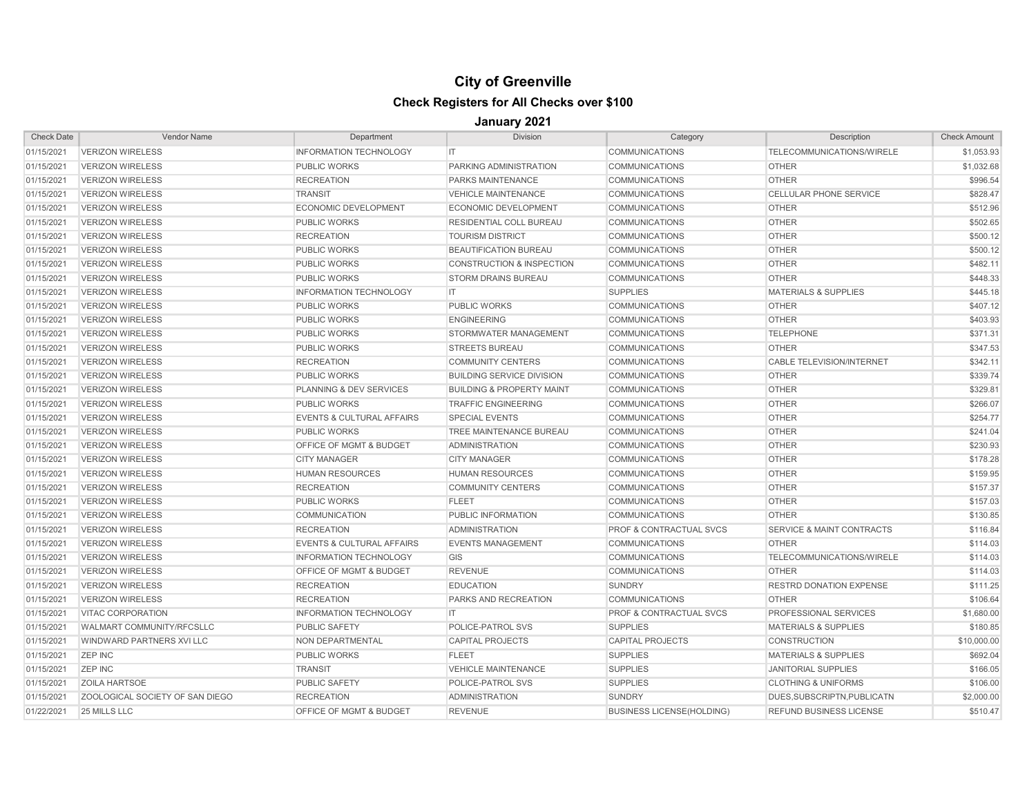# City of Greenville

## Check Registers for All Checks over $100

### January 2021

| Check Date | Vendor Name | Department | Division | Category | Description | Check Amount |
|---|---|---|---|---|---|---|
| 01/15/2021 | VERIZON WIRELESS | INFORMATION TECHNOLOGY | IT | COMMUNICATIONS | TELECOMMUNICATIONS/WIRELE | $1,053.93 |
| 01/15/2021 | VERIZON WIRELESS | PUBLIC WORKS | PARKING ADMINISTRATION | COMMUNICATIONS | OTHER | $1,032.68 |
| 01/15/2021 | VERIZON WIRELESS | RECREATION | PARKS MAINTENANCE | COMMUNICATIONS | OTHER | $996.54 |
| 01/15/2021 | VERIZON WIRELESS | TRANSIT | VEHICLE MAINTENANCE | COMMUNICATIONS | CELLULAR PHONE SERVICE | $828.47 |
| 01/15/2021 | VERIZON WIRELESS | ECONOMIC DEVELOPMENT | ECONOMIC DEVELOPMENT | COMMUNICATIONS | OTHER | $512.96 |
| 01/15/2021 | VERIZON WIRELESS | PUBLIC WORKS | RESIDENTIAL COLL BUREAU | COMMUNICATIONS | OTHER | $502.65 |
| 01/15/2021 | VERIZON WIRELESS | RECREATION | TOURISM DISTRICT | COMMUNICATIONS | OTHER | $500.12 |
| 01/15/2021 | VERIZON WIRELESS | PUBLIC WORKS | BEAUTIFICATION BUREAU | COMMUNICATIONS | OTHER | $500.12 |
| 01/15/2021 | VERIZON WIRELESS | PUBLIC WORKS | CONSTRUCTION & INSPECTION | COMMUNICATIONS | OTHER | $482.11 |
| 01/15/2021 | VERIZON WIRELESS | PUBLIC WORKS | STORM DRAINS BUREAU | COMMUNICATIONS | OTHER | $448.33 |
| 01/15/2021 | VERIZON WIRELESS | INFORMATION TECHNOLOGY | IT | SUPPLIES | MATERIALS & SUPPLIES | $445.18 |
| 01/15/2021 | VERIZON WIRELESS | PUBLIC WORKS | PUBLIC WORKS | COMMUNICATIONS | OTHER | $407.12 |
| 01/15/2021 | VERIZON WIRELESS | PUBLIC WORKS | ENGINEERING | COMMUNICATIONS | OTHER | $403.93 |
| 01/15/2021 | VERIZON WIRELESS | PUBLIC WORKS | STORMWATER MANAGEMENT | COMMUNICATIONS | TELEPHONE | $371.31 |
| 01/15/2021 | VERIZON WIRELESS | PUBLIC WORKS | STREETS BUREAU | COMMUNICATIONS | OTHER | $347.53 |
| 01/15/2021 | VERIZON WIRELESS | RECREATION | COMMUNITY CENTERS | COMMUNICATIONS | CABLE TELEVISION/INTERNET | $342.11 |
| 01/15/2021 | VERIZON WIRELESS | PUBLIC WORKS | BUILDING SERVICE DIVISION | COMMUNICATIONS | OTHER | $339.74 |
| 01/15/2021 | VERIZON WIRELESS | PLANNING & DEV SERVICES | BUILDING & PROPERTY MAINT | COMMUNICATIONS | OTHER | $329.81 |
| 01/15/2021 | VERIZON WIRELESS | PUBLIC WORKS | TRAFFIC ENGINEERING | COMMUNICATIONS | OTHER | $266.07 |
| 01/15/2021 | VERIZON WIRELESS | EVENTS & CULTURAL AFFAIRS | SPECIAL EVENTS | COMMUNICATIONS | OTHER | $254.77 |
| 01/15/2021 | VERIZON WIRELESS | PUBLIC WORKS | TREE MAINTENANCE BUREAU | COMMUNICATIONS | OTHER | $241.04 |
| 01/15/2021 | VERIZON WIRELESS | OFFICE OF MGMT & BUDGET | ADMINISTRATION | COMMUNICATIONS | OTHER | $230.93 |
| 01/15/2021 | VERIZON WIRELESS | CITY MANAGER | CITY MANAGER | COMMUNICATIONS | OTHER | $178.28 |
| 01/15/2021 | VERIZON WIRELESS | HUMAN RESOURCES | HUMAN RESOURCES | COMMUNICATIONS | OTHER | $159.95 |
| 01/15/2021 | VERIZON WIRELESS | RECREATION | COMMUNITY CENTERS | COMMUNICATIONS | OTHER | $157.37 |
| 01/15/2021 | VERIZON WIRELESS | PUBLIC WORKS | FLEET | COMMUNICATIONS | OTHER | $157.03 |
| 01/15/2021 | VERIZON WIRELESS | COMMUNICATION | PUBLIC INFORMATION | COMMUNICATIONS | OTHER | $130.85 |
| 01/15/2021 | VERIZON WIRELESS | RECREATION | ADMINISTRATION | PROF & CONTRACTUAL SVCS | SERVICE & MAINT CONTRACTS | $116.84 |
| 01/15/2021 | VERIZON WIRELESS | EVENTS & CULTURAL AFFAIRS | EVENTS MANAGEMENT | COMMUNICATIONS | OTHER | $114.03 |
| 01/15/2021 | VERIZON WIRELESS | INFORMATION TECHNOLOGY | GIS | COMMUNICATIONS | TELECOMMUNICATIONS/WIRELE | $114.03 |
| 01/15/2021 | VERIZON WIRELESS | OFFICE OF MGMT & BUDGET | REVENUE | COMMUNICATIONS | OTHER | $114.03 |
| 01/15/2021 | VERIZON WIRELESS | RECREATION | EDUCATION | SUNDRY | RESTRD DONATION EXPENSE | $111.25 |
| 01/15/2021 | VERIZON WIRELESS | RECREATION | PARKS AND RECREATION | COMMUNICATIONS | OTHER | $106.64 |
| 01/15/2021 | VITAC CORPORATION | INFORMATION TECHNOLOGY | IT | PROF & CONTRACTUAL SVCS | PROFESSIONAL SERVICES | $1,680.00 |
| 01/15/2021 | WALMART COMMUNITY/RFCSLLC | PUBLIC SAFETY | POLICE-PATROL SVS | SUPPLIES | MATERIALS & SUPPLIES | $180.85 |
| 01/15/2021 | WINDWARD PARTNERS XVI LLC | NON DEPARTMENTAL | CAPITAL PROJECTS | CAPITAL PROJECTS | CONSTRUCTION | $10,000.00 |
| 01/15/2021 | ZEP INC | PUBLIC WORKS | FLEET | SUPPLIES | MATERIALS & SUPPLIES | $692.04 |
| 01/15/2021 | ZEP INC | TRANSIT | VEHICLE MAINTENANCE | SUPPLIES | JANITORIAL SUPPLIES | $166.05 |
| 01/15/2021 | ZOILA HARTSOE | PUBLIC SAFETY | POLICE-PATROL SVS | SUPPLIES | CLOTHING & UNIFORMS | $106.00 |
| 01/15/2021 | ZOOLOGICAL SOCIETY OF SAN DIEGO | RECREATION | ADMINISTRATION | SUNDRY | DUES,SUBSCRIPTN,PUBLICATN | $2,000.00 |
| 01/22/2021 | 25 MILLS LLC | OFFICE OF MGMT & BUDGET | REVENUE | BUSINESS LICENSE(HOLDING) | REFUND BUSINESS LICENSE | $510.47 |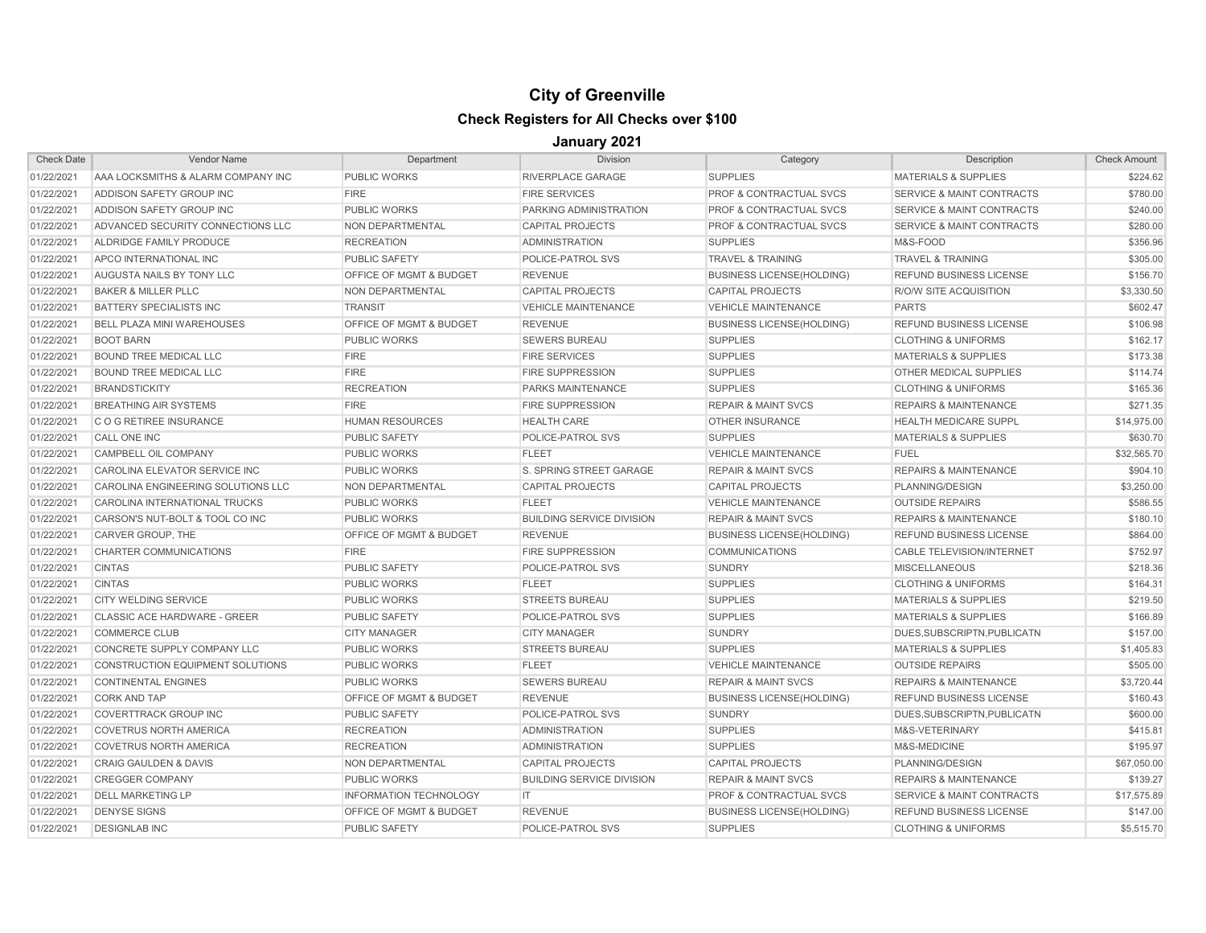# City of Greenville

## Check Registers for All Checks over $100

### January 2021

| Check Date | Vendor Name | Department | Division | Category | Description | Check Amount |
|---|---|---|---|---|---|---|
| 01/22/2021 | AAA LOCKSMITHS & ALARM COMPANY INC | PUBLIC WORKS | RIVERPLACE GARAGE | SUPPLIES | MATERIALS & SUPPLIES | $224.62 |
| 01/22/2021 | ADDISON SAFETY GROUP INC | FIRE | FIRE SERVICES | PROF & CONTRACTUAL SVCS | SERVICE & MAINT CONTRACTS | $780.00 |
| 01/22/2021 | ADDISON SAFETY GROUP INC | PUBLIC WORKS | PARKING ADMINISTRATION | PROF & CONTRACTUAL SVCS | SERVICE & MAINT CONTRACTS | $240.00 |
| 01/22/2021 | ADVANCED SECURITY CONNECTIONS LLC | NON DEPARTMENTAL | CAPITAL PROJECTS | PROF & CONTRACTUAL SVCS | SERVICE & MAINT CONTRACTS | $280.00 |
| 01/22/2021 | ALDRIDGE FAMILY PRODUCE | RECREATION | ADMINISTRATION | SUPPLIES | M&S-FOOD | $356.96 |
| 01/22/2021 | APCO INTERNATIONAL INC | PUBLIC SAFETY | POLICE-PATROL SVS | TRAVEL & TRAINING | TRAVEL & TRAINING | $305.00 |
| 01/22/2021 | AUGUSTA NAILS BY TONY LLC | OFFICE OF MGMT & BUDGET | REVENUE | BUSINESS LICENSE(HOLDING) | REFUND BUSINESS LICENSE | $156.70 |
| 01/22/2021 | BAKER & MILLER PLLC | NON DEPARTMENTAL | CAPITAL PROJECTS | CAPITAL PROJECTS | R/O/W SITE ACQUISITION | $3,330.50 |
| 01/22/2021 | BATTERY SPECIALISTS INC | TRANSIT | VEHICLE MAINTENANCE | VEHICLE MAINTENANCE | PARTS | $602.47 |
| 01/22/2021 | BELL PLAZA MINI WAREHOUSES | OFFICE OF MGMT & BUDGET | REVENUE | BUSINESS LICENSE(HOLDING) | REFUND BUSINESS LICENSE | $106.98 |
| 01/22/2021 | BOOT BARN | PUBLIC WORKS | SEWERS BUREAU | SUPPLIES | CLOTHING & UNIFORMS | $162.17 |
| 01/22/2021 | BOUND TREE MEDICAL LLC | FIRE | FIRE SERVICES | SUPPLIES | MATERIALS & SUPPLIES | $173.38 |
| 01/22/2021 | BOUND TREE MEDICAL LLC | FIRE | FIRE SUPPRESSION | SUPPLIES | OTHER MEDICAL SUPPLIES | $114.74 |
| 01/22/2021 | BRANDSTICKITY | RECREATION | PARKS MAINTENANCE | SUPPLIES | CLOTHING & UNIFORMS | $165.36 |
| 01/22/2021 | BREATHING AIR SYSTEMS | FIRE | FIRE SUPPRESSION | REPAIR & MAINT SVCS | REPAIRS & MAINTENANCE | $271.35 |
| 01/22/2021 | C O G RETIREE INSURANCE | HUMAN RESOURCES | HEALTH CARE | OTHER INSURANCE | HEALTH MEDICARE SUPPL | $14,975.00 |
| 01/22/2021 | CALL ONE INC | PUBLIC SAFETY | POLICE-PATROL SVS | SUPPLIES | MATERIALS & SUPPLIES | $630.70 |
| 01/22/2021 | CAMPBELL OIL COMPANY | PUBLIC WORKS | FLEET | VEHICLE MAINTENANCE | FUEL | $32,565.70 |
| 01/22/2021 | CAROLINA ELEVATOR SERVICE INC | PUBLIC WORKS | S. SPRING STREET GARAGE | REPAIR & MAINT SVCS | REPAIRS & MAINTENANCE | $904.10 |
| 01/22/2021 | CAROLINA ENGINEERING SOLUTIONS LLC | NON DEPARTMENTAL | CAPITAL PROJECTS | CAPITAL PROJECTS | PLANNING/DESIGN | $3,250.00 |
| 01/22/2021 | CAROLINA INTERNATIONAL TRUCKS | PUBLIC WORKS | FLEET | VEHICLE MAINTENANCE | OUTSIDE REPAIRS | $586.55 |
| 01/22/2021 | CARSON'S NUT-BOLT & TOOL CO INC | PUBLIC WORKS | BUILDING SERVICE DIVISION | REPAIR & MAINT SVCS | REPAIRS & MAINTENANCE | $180.10 |
| 01/22/2021 | CARVER GROUP, THE | OFFICE OF MGMT & BUDGET | REVENUE | BUSINESS LICENSE(HOLDING) | REFUND BUSINESS LICENSE | $864.00 |
| 01/22/2021 | CHARTER COMMUNICATIONS | FIRE | FIRE SUPPRESSION | COMMUNICATIONS | CABLE TELEVISION/INTERNET | $752.97 |
| 01/22/2021 | CINTAS | PUBLIC SAFETY | POLICE-PATROL SVS | SUNDRY | MISCELLANEOUS | $218.36 |
| 01/22/2021 | CINTAS | PUBLIC WORKS | FLEET | SUPPLIES | CLOTHING & UNIFORMS | $164.31 |
| 01/22/2021 | CITY WELDING SERVICE | PUBLIC WORKS | STREETS BUREAU | SUPPLIES | MATERIALS & SUPPLIES | $219.50 |
| 01/22/2021 | CLASSIC ACE HARDWARE - GREER | PUBLIC SAFETY | POLICE-PATROL SVS | SUPPLIES | MATERIALS & SUPPLIES | $166.89 |
| 01/22/2021 | COMMERCE CLUB | CITY MANAGER | CITY MANAGER | SUNDRY | DUES,SUBSCRIPTN,PUBLICATN | $157.00 |
| 01/22/2021 | CONCRETE SUPPLY COMPANY LLC | PUBLIC WORKS | STREETS BUREAU | SUPPLIES | MATERIALS & SUPPLIES | $1,405.83 |
| 01/22/2021 | CONSTRUCTION EQUIPMENT SOLUTIONS | PUBLIC WORKS | FLEET | VEHICLE MAINTENANCE | OUTSIDE REPAIRS | $505.00 |
| 01/22/2021 | CONTINENTAL ENGINES | PUBLIC WORKS | SEWERS BUREAU | REPAIR & MAINT SVCS | REPAIRS & MAINTENANCE | $3,720.44 |
| 01/22/2021 | CORK AND TAP | OFFICE OF MGMT & BUDGET | REVENUE | BUSINESS LICENSE(HOLDING) | REFUND BUSINESS LICENSE | $160.43 |
| 01/22/2021 | COVERTTRACK GROUP INC | PUBLIC SAFETY | POLICE-PATROL SVS | SUNDRY | DUES,SUBSCRIPTN,PUBLICATN | $600.00 |
| 01/22/2021 | COVETRUS NORTH AMERICA | RECREATION | ADMINISTRATION | SUPPLIES | M&S-VETERINARY | $415.81 |
| 01/22/2021 | COVETRUS NORTH AMERICA | RECREATION | ADMINISTRATION | SUPPLIES | M&S-MEDICINE | $195.97 |
| 01/22/2021 | CRAIG GAULDEN & DAVIS | NON DEPARTMENTAL | CAPITAL PROJECTS | CAPITAL PROJECTS | PLANNING/DESIGN | $67,050.00 |
| 01/22/2021 | CREGGER COMPANY | PUBLIC WORKS | BUILDING SERVICE DIVISION | REPAIR & MAINT SVCS | REPAIRS & MAINTENANCE | $139.27 |
| 01/22/2021 | DELL MARKETING LP | INFORMATION TECHNOLOGY | IT | PROF & CONTRACTUAL SVCS | SERVICE & MAINT CONTRACTS | $17,575.89 |
| 01/22/2021 | DENYSE SIGNS | OFFICE OF MGMT & BUDGET | REVENUE | BUSINESS LICENSE(HOLDING) | REFUND BUSINESS LICENSE | $147.00 |
| 01/22/2021 | DESIGNLAB INC | PUBLIC SAFETY | POLICE-PATROL SVS | SUPPLIES | CLOTHING & UNIFORMS | $5,515.70 |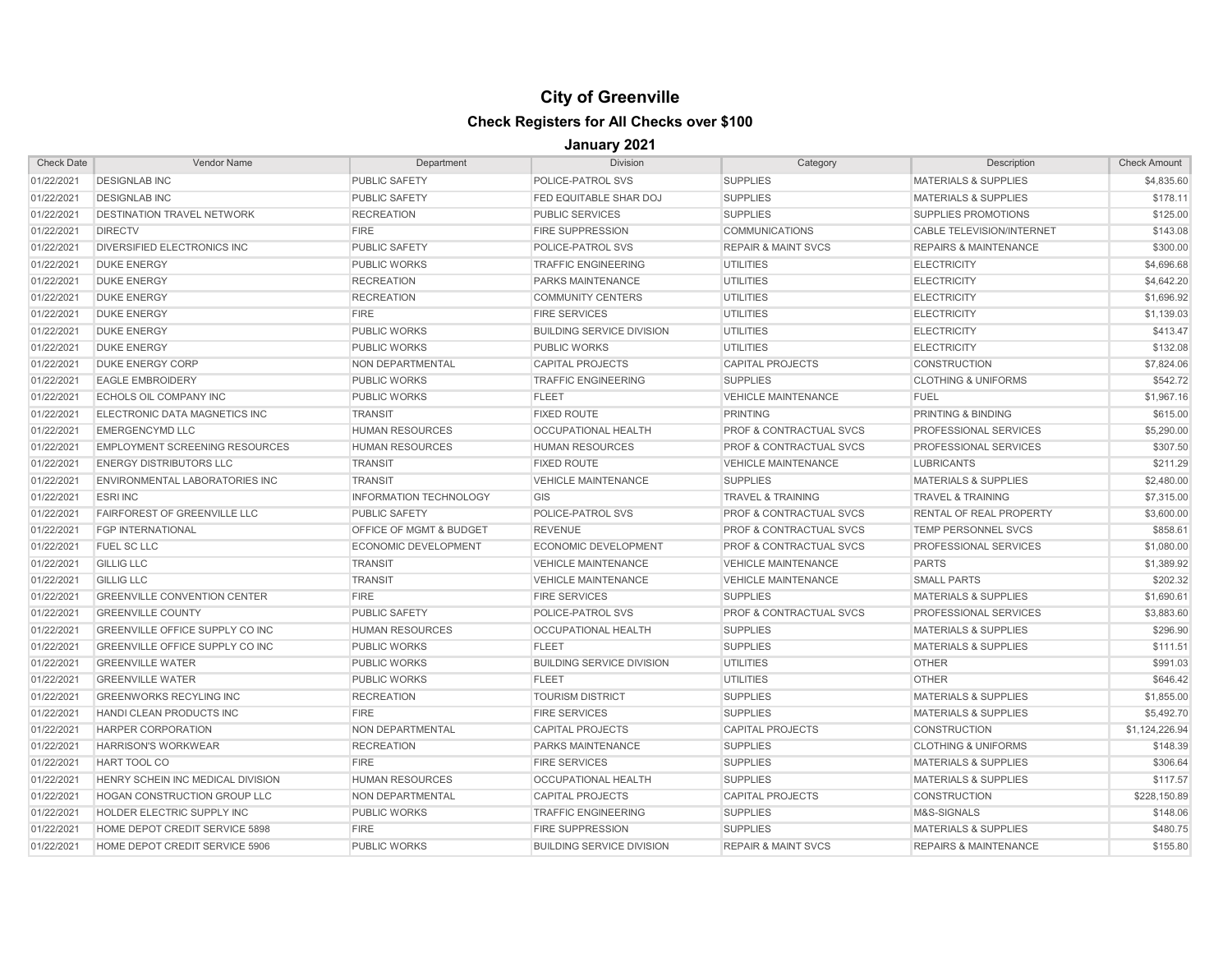# City of Greenville

## Check Registers for All Checks over $100

### January 2021

| Check Date | Vendor Name | Department | Division | Category | Description | Check Amount |
|---|---|---|---|---|---|---|
| 01/22/2021 | DESIGNLAB INC | PUBLIC SAFETY | POLICE-PATROL SVS | SUPPLIES | MATERIALS & SUPPLIES | $4,835.60 |
| 01/22/2021 | DESIGNLAB INC | PUBLIC SAFETY | FED EQUITABLE SHAR DOJ | SUPPLIES | MATERIALS & SUPPLIES | $178.11 |
| 01/22/2021 | DESTINATION TRAVEL NETWORK | RECREATION | PUBLIC SERVICES | SUPPLIES | SUPPLIES PROMOTIONS | $125.00 |
| 01/22/2021 | DIRECTV | FIRE | FIRE SUPPRESSION | COMMUNICATIONS | CABLE TELEVISION/INTERNET | $143.08 |
| 01/22/2021 | DIVERSIFIED ELECTRONICS INC | PUBLIC SAFETY | POLICE-PATROL SVS | REPAIR & MAINT SVCS | REPAIRS & MAINTENANCE | $300.00 |
| 01/22/2021 | DUKE ENERGY | PUBLIC WORKS | TRAFFIC ENGINEERING | UTILITIES | ELECTRICITY | $4,696.68 |
| 01/22/2021 | DUKE ENERGY | RECREATION | PARKS MAINTENANCE | UTILITIES | ELECTRICITY | $4,642.20 |
| 01/22/2021 | DUKE ENERGY | RECREATION | COMMUNITY CENTERS | UTILITIES | ELECTRICITY | $1,696.92 |
| 01/22/2021 | DUKE ENERGY | FIRE | FIRE SERVICES | UTILITIES | ELECTRICITY | $1,139.03 |
| 01/22/2021 | DUKE ENERGY | PUBLIC WORKS | BUILDING SERVICE DIVISION | UTILITIES | ELECTRICITY | $413.47 |
| 01/22/2021 | DUKE ENERGY | PUBLIC WORKS | PUBLIC WORKS | UTILITIES | ELECTRICITY | $132.08 |
| 01/22/2021 | DUKE ENERGY CORP | NON DEPARTMENTAL | CAPITAL PROJECTS | CAPITAL PROJECTS | CONSTRUCTION | $7,824.06 |
| 01/22/2021 | EAGLE EMBROIDERY | PUBLIC WORKS | TRAFFIC ENGINEERING | SUPPLIES | CLOTHING & UNIFORMS | $542.72 |
| 01/22/2021 | ECHOLS OIL COMPANY INC | PUBLIC WORKS | FLEET | VEHICLE MAINTENANCE | FUEL | $1,967.16 |
| 01/22/2021 | ELECTRONIC DATA MAGNETICS INC | TRANSIT | FIXED ROUTE | PRINTING | PRINTING & BINDING | $615.00 |
| 01/22/2021 | EMERGENCYMD LLC | HUMAN RESOURCES | OCCUPATIONAL HEALTH | PROF & CONTRACTUAL SVCS | PROFESSIONAL SERVICES | $5,290.00 |
| 01/22/2021 | EMPLOYMENT SCREENING RESOURCES | HUMAN RESOURCES | HUMAN RESOURCES | PROF & CONTRACTUAL SVCS | PROFESSIONAL SERVICES | $307.50 |
| 01/22/2021 | ENERGY DISTRIBUTORS LLC | TRANSIT | FIXED ROUTE | VEHICLE MAINTENANCE | LUBRICANTS | $211.29 |
| 01/22/2021 | ENVIRONMENTAL LABORATORIES INC | TRANSIT | VEHICLE MAINTENANCE | SUPPLIES | MATERIALS & SUPPLIES | $2,480.00 |
| 01/22/2021 | ESRI INC | INFORMATION TECHNOLOGY | GIS | TRAVEL & TRAINING | TRAVEL & TRAINING | $7,315.00 |
| 01/22/2021 | FAIRFOREST OF GREENVILLE LLC | PUBLIC SAFETY | POLICE-PATROL SVS | PROF & CONTRACTUAL SVCS | RENTAL OF REAL PROPERTY | $3,600.00 |
| 01/22/2021 | FGP INTERNATIONAL | OFFICE OF MGMT & BUDGET | REVENUE | PROF & CONTRACTUAL SVCS | TEMP PERSONNEL SVCS | $858.61 |
| 01/22/2021 | FUEL SC LLC | ECONOMIC DEVELOPMENT | ECONOMIC DEVELOPMENT | PROF & CONTRACTUAL SVCS | PROFESSIONAL SERVICES | $1,080.00 |
| 01/22/2021 | GILLIG LLC | TRANSIT | VEHICLE MAINTENANCE | VEHICLE MAINTENANCE | PARTS | $1,389.92 |
| 01/22/2021 | GILLIG LLC | TRANSIT | VEHICLE MAINTENANCE | VEHICLE MAINTENANCE | SMALL PARTS | $202.32 |
| 01/22/2021 | GREENVILLE CONVENTION CENTER | FIRE | FIRE SERVICES | SUPPLIES | MATERIALS & SUPPLIES | $1,690.61 |
| 01/22/2021 | GREENVILLE COUNTY | PUBLIC SAFETY | POLICE-PATROL SVS | PROF & CONTRACTUAL SVCS | PROFESSIONAL SERVICES | $3,883.60 |
| 01/22/2021 | GREENVILLE OFFICE SUPPLY CO INC | HUMAN RESOURCES | OCCUPATIONAL HEALTH | SUPPLIES | MATERIALS & SUPPLIES | $296.90 |
| 01/22/2021 | GREENVILLE OFFICE SUPPLY CO INC | PUBLIC WORKS | FLEET | SUPPLIES | MATERIALS & SUPPLIES | $111.51 |
| 01/22/2021 | GREENVILLE WATER | PUBLIC WORKS | BUILDING SERVICE DIVISION | UTILITIES | OTHER | $991.03 |
| 01/22/2021 | GREENVILLE WATER | PUBLIC WORKS | FLEET | UTILITIES | OTHER | $646.42 |
| 01/22/2021 | GREENWORKS RECYLING INC | RECREATION | TOURISM DISTRICT | SUPPLIES | MATERIALS & SUPPLIES | $1,855.00 |
| 01/22/2021 | HANDI CLEAN PRODUCTS INC | FIRE | FIRE SERVICES | SUPPLIES | MATERIALS & SUPPLIES | $5,492.70 |
| 01/22/2021 | HARPER CORPORATION | NON DEPARTMENTAL | CAPITAL PROJECTS | CAPITAL PROJECTS | CONSTRUCTION | $1,124,226.94 |
| 01/22/2021 | HARRISON'S WORKWEAR | RECREATION | PARKS MAINTENANCE | SUPPLIES | CLOTHING & UNIFORMS | $148.39 |
| 01/22/2021 | HART TOOL CO | FIRE | FIRE SERVICES | SUPPLIES | MATERIALS & SUPPLIES | $306.64 |
| 01/22/2021 | HENRY SCHEIN INC MEDICAL DIVISION | HUMAN RESOURCES | OCCUPATIONAL HEALTH | SUPPLIES | MATERIALS & SUPPLIES | $117.57 |
| 01/22/2021 | HOGAN CONSTRUCTION GROUP LLC | NON DEPARTMENTAL | CAPITAL PROJECTS | CAPITAL PROJECTS | CONSTRUCTION | $228,150.89 |
| 01/22/2021 | HOLDER ELECTRIC SUPPLY INC | PUBLIC WORKS | TRAFFIC ENGINEERING | SUPPLIES | M&S-SIGNALS | $148.06 |
| 01/22/2021 | HOME DEPOT CREDIT SERVICE 5898 | FIRE | FIRE SUPPRESSION | SUPPLIES | MATERIALS & SUPPLIES | $480.75 |
| 01/22/2021 | HOME DEPOT CREDIT SERVICE 5906 | PUBLIC WORKS | BUILDING SERVICE DIVISION | REPAIR & MAINT SVCS | REPAIRS & MAINTENANCE | $155.80 |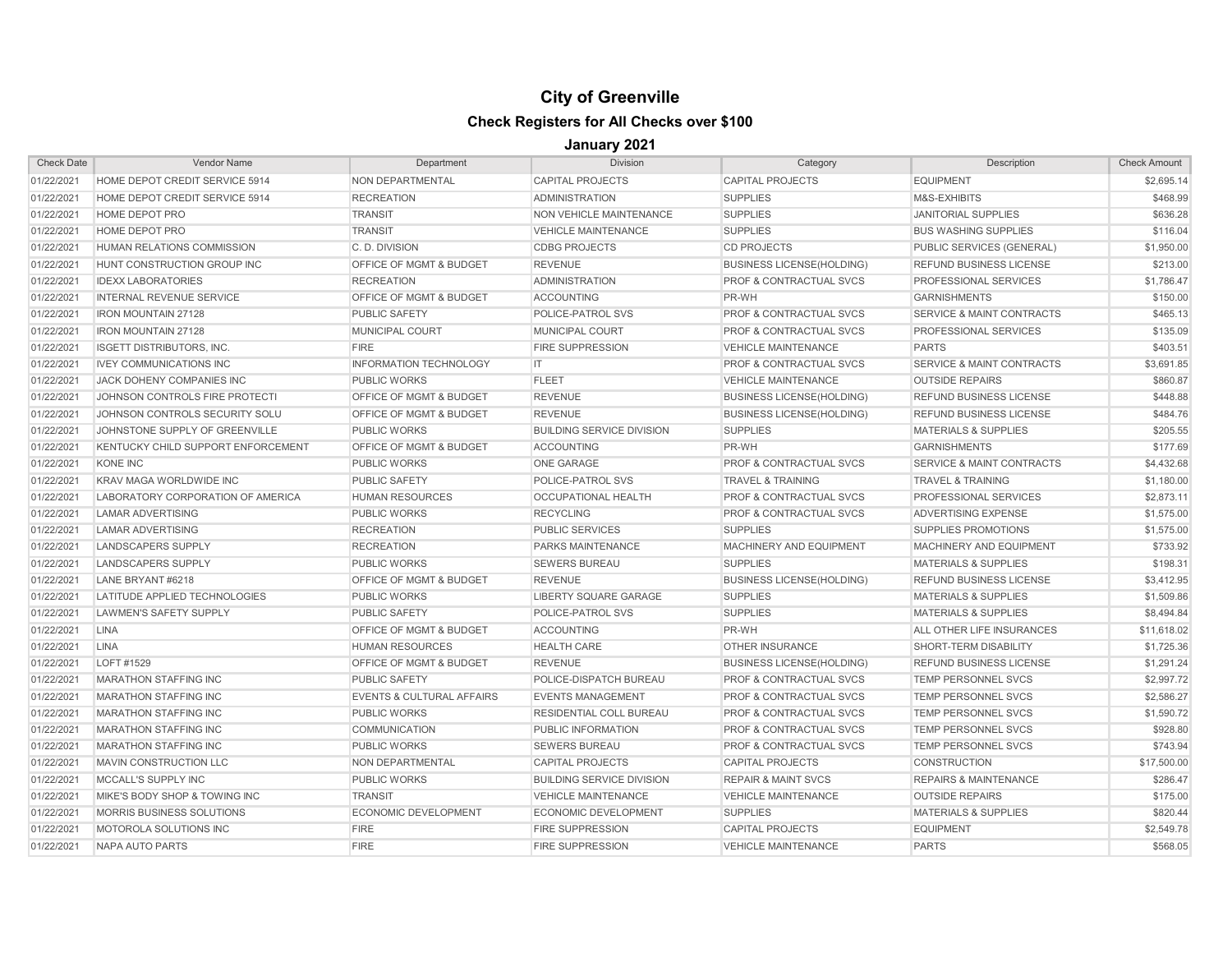# City of Greenville

## Check Registers for All Checks over $100

### January 2021

| Check Date | Vendor Name | Department | Division | Category | Description | Check Amount |
|---|---|---|---|---|---|---|
| 01/22/2021 | HOME DEPOT CREDIT SERVICE 5914 | NON DEPARTMENTAL | CAPITAL PROJECTS | CAPITAL PROJECTS | EQUIPMENT | $2,695.14 |
| 01/22/2021 | HOME DEPOT CREDIT SERVICE 5914 | RECREATION | ADMINISTRATION | SUPPLIES | M&S-EXHIBITS | $468.99 |
| 01/22/2021 | HOME DEPOT PRO | TRANSIT | NON VEHICLE MAINTENANCE | SUPPLIES | JANITORIAL SUPPLIES | $636.28 |
| 01/22/2021 | HOME DEPOT PRO | TRANSIT | VEHICLE MAINTENANCE | SUPPLIES | BUS WASHING SUPPLIES | $116.04 |
| 01/22/2021 | HUMAN RELATIONS COMMISSION | C. D. DIVISION | CDBG PROJECTS | CD PROJECTS | PUBLIC SERVICES (GENERAL) | $1,950.00 |
| 01/22/2021 | HUNT CONSTRUCTION GROUP INC | OFFICE OF MGMT & BUDGET | REVENUE | BUSINESS LICENSE(HOLDING) | REFUND BUSINESS LICENSE | $213.00 |
| 01/22/2021 | IDEXX LABORATORIES | RECREATION | ADMINISTRATION | PROF & CONTRACTUAL SVCS | PROFESSIONAL SERVICES | $1,786.47 |
| 01/22/2021 | INTERNAL REVENUE SERVICE | OFFICE OF MGMT & BUDGET | ACCOUNTING | PR-WH | GARNISHMENTS | $150.00 |
| 01/22/2021 | IRON MOUNTAIN 27128 | PUBLIC SAFETY | POLICE-PATROL SVS | PROF & CONTRACTUAL SVCS | SERVICE & MAINT CONTRACTS | $465.13 |
| 01/22/2021 | IRON MOUNTAIN 27128 | MUNICIPAL COURT | MUNICIPAL COURT | PROF & CONTRACTUAL SVCS | PROFESSIONAL SERVICES | $135.09 |
| 01/22/2021 | ISGETT DISTRIBUTORS, INC. | FIRE | FIRE SUPPRESSION | VEHICLE MAINTENANCE | PARTS | $403.51 |
| 01/22/2021 | IVEY COMMUNICATIONS INC | INFORMATION TECHNOLOGY | IT | PROF & CONTRACTUAL SVCS | SERVICE & MAINT CONTRACTS | $3,691.85 |
| 01/22/2021 | JACK DOHENY COMPANIES INC | PUBLIC WORKS | FLEET | VEHICLE MAINTENANCE | OUTSIDE REPAIRS | $860.87 |
| 01/22/2021 | JOHNSON CONTROLS FIRE PROTECTI | OFFICE OF MGMT & BUDGET | REVENUE | BUSINESS LICENSE(HOLDING) | REFUND BUSINESS LICENSE | $448.88 |
| 01/22/2021 | JOHNSON CONTROLS SECURITY SOLU | OFFICE OF MGMT & BUDGET | REVENUE | BUSINESS LICENSE(HOLDING) | REFUND BUSINESS LICENSE | $484.76 |
| 01/22/2021 | JOHNSTONE SUPPLY OF GREENVILLE | PUBLIC WORKS | BUILDING SERVICE DIVISION | SUPPLIES | MATERIALS & SUPPLIES | $205.55 |
| 01/22/2021 | KENTUCKY CHILD SUPPORT ENFORCEMENT | OFFICE OF MGMT & BUDGET | ACCOUNTING | PR-WH | GARNISHMENTS | $177.69 |
| 01/22/2021 | KONE INC | PUBLIC WORKS | ONE GARAGE | PROF & CONTRACTUAL SVCS | SERVICE & MAINT CONTRACTS | $4,432.68 |
| 01/22/2021 | KRAV MAGA WORLDWIDE INC | PUBLIC SAFETY | POLICE-PATROL SVS | TRAVEL & TRAINING | TRAVEL & TRAINING | $1,180.00 |
| 01/22/2021 | LABORATORY CORPORATION OF AMERICA | HUMAN RESOURCES | OCCUPATIONAL HEALTH | PROF & CONTRACTUAL SVCS | PROFESSIONAL SERVICES | $2,873.11 |
| 01/22/2021 | LAMAR ADVERTISING | PUBLIC WORKS | RECYCLING | PROF & CONTRACTUAL SVCS | ADVERTISING EXPENSE | $1,575.00 |
| 01/22/2021 | LAMAR ADVERTISING | RECREATION | PUBLIC SERVICES | SUPPLIES | SUPPLIES PROMOTIONS | $1,575.00 |
| 01/22/2021 | LANDSCAPERS SUPPLY | RECREATION | PARKS MAINTENANCE | MACHINERY AND EQUIPMENT | MACHINERY AND EQUIPMENT | $733.92 |
| 01/22/2021 | LANDSCAPERS SUPPLY | PUBLIC WORKS | SEWERS BUREAU | SUPPLIES | MATERIALS & SUPPLIES | $198.31 |
| 01/22/2021 | LANE BRYANT #6218 | OFFICE OF MGMT & BUDGET | REVENUE | BUSINESS LICENSE(HOLDING) | REFUND BUSINESS LICENSE | $3,412.95 |
| 01/22/2021 | LATITUDE APPLIED TECHNOLOGIES | PUBLIC WORKS | LIBERTY SQUARE GARAGE | SUPPLIES | MATERIALS & SUPPLIES | $1,509.86 |
| 01/22/2021 | LAWMEN'S SAFETY SUPPLY | PUBLIC SAFETY | POLICE-PATROL SVS | SUPPLIES | MATERIALS & SUPPLIES | $8,494.84 |
| 01/22/2021 | LINA | OFFICE OF MGMT & BUDGET | ACCOUNTING | PR-WH | ALL OTHER LIFE INSURANCES | $11,618.02 |
| 01/22/2021 | LINA | HUMAN RESOURCES | HEALTH CARE | OTHER INSURANCE | SHORT-TERM DISABILITY | $1,725.36 |
| 01/22/2021 | LOFT #1529 | OFFICE OF MGMT & BUDGET | REVENUE | BUSINESS LICENSE(HOLDING) | REFUND BUSINESS LICENSE | $1,291.24 |
| 01/22/2021 | MARATHON STAFFING INC | PUBLIC SAFETY | POLICE-DISPATCH BUREAU | PROF & CONTRACTUAL SVCS | TEMP PERSONNEL SVCS | $2,997.72 |
| 01/22/2021 | MARATHON STAFFING INC | EVENTS & CULTURAL AFFAIRS | EVENTS MANAGEMENT | PROF & CONTRACTUAL SVCS | TEMP PERSONNEL SVCS | $2,586.27 |
| 01/22/2021 | MARATHON STAFFING INC | PUBLIC WORKS | RESIDENTIAL COLL BUREAU | PROF & CONTRACTUAL SVCS | TEMP PERSONNEL SVCS | $1,590.72 |
| 01/22/2021 | MARATHON STAFFING INC | COMMUNICATION | PUBLIC INFORMATION | PROF & CONTRACTUAL SVCS | TEMP PERSONNEL SVCS | $928.80 |
| 01/22/2021 | MARATHON STAFFING INC | PUBLIC WORKS | SEWERS BUREAU | PROF & CONTRACTUAL SVCS | TEMP PERSONNEL SVCS | $743.94 |
| 01/22/2021 | MAVIN CONSTRUCTION LLC | NON DEPARTMENTAL | CAPITAL PROJECTS | CAPITAL PROJECTS | CONSTRUCTION | $17,500.00 |
| 01/22/2021 | MCCALL'S SUPPLY INC | PUBLIC WORKS | BUILDING SERVICE DIVISION | REPAIR & MAINT SVCS | REPAIRS & MAINTENANCE | $286.47 |
| 01/22/2021 | MIKE'S BODY SHOP & TOWING INC | TRANSIT | VEHICLE MAINTENANCE | VEHICLE MAINTENANCE | OUTSIDE REPAIRS | $175.00 |
| 01/22/2021 | MORRIS BUSINESS SOLUTIONS | ECONOMIC DEVELOPMENT | ECONOMIC DEVELOPMENT | SUPPLIES | MATERIALS & SUPPLIES | $820.44 |
| 01/22/2021 | MOTOROLA SOLUTIONS INC | FIRE | FIRE SUPPRESSION | CAPITAL PROJECTS | EQUIPMENT | $2,549.78 |
| 01/22/2021 | NAPA AUTO PARTS | FIRE | FIRE SUPPRESSION | VEHICLE MAINTENANCE | PARTS | $568.05 |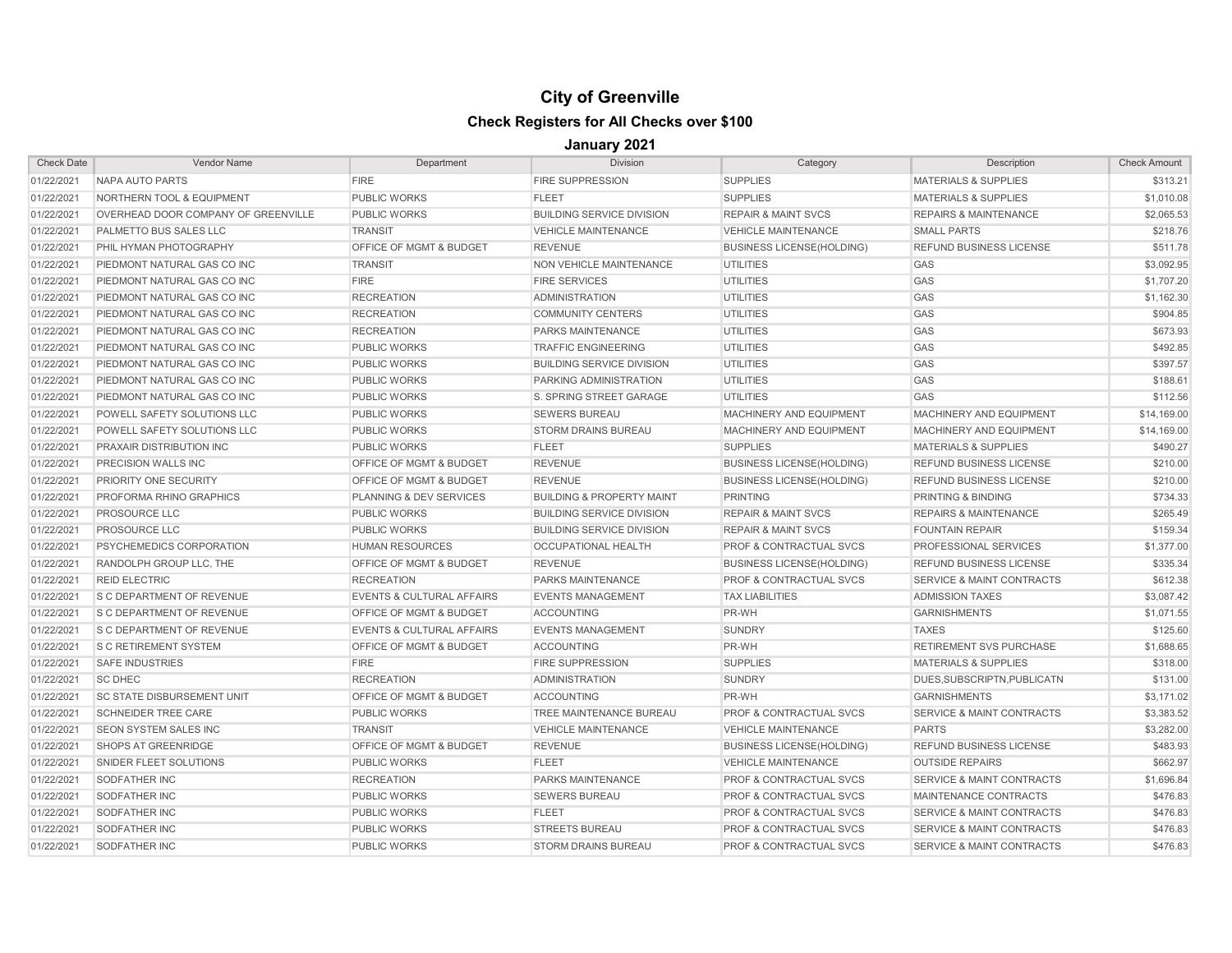# City of Greenville

## Check Registers for All Checks over $100

### January 2021

| Check Date | Vendor Name | Department | Division | Category | Description | Check Amount |
|---|---|---|---|---|---|---|
| 01/22/2021 | NAPA AUTO PARTS | FIRE | FIRE SUPPRESSION | SUPPLIES | MATERIALS & SUPPLIES | $313.21 |
| 01/22/2021 | NORTHERN TOOL & EQUIPMENT | PUBLIC WORKS | FLEET | SUPPLIES | MATERIALS & SUPPLIES | $1,010.08 |
| 01/22/2021 | OVERHEAD DOOR COMPANY OF GREENVILLE | PUBLIC WORKS | BUILDING SERVICE DIVISION | REPAIR & MAINT SVCS | REPAIRS & MAINTENANCE | $2,065.53 |
| 01/22/2021 | PALMETTO BUS SALES LLC | TRANSIT | VEHICLE MAINTENANCE | VEHICLE MAINTENANCE | SMALL PARTS | $218.76 |
| 01/22/2021 | PHIL HYMAN PHOTOGRAPHY | OFFICE OF MGMT & BUDGET | REVENUE | BUSINESS LICENSE(HOLDING) | REFUND BUSINESS LICENSE | $511.78 |
| 01/22/2021 | PIEDMONT NATURAL GAS CO INC | TRANSIT | NON VEHICLE MAINTENANCE | UTILITIES | GAS | $3,092.95 |
| 01/22/2021 | PIEDMONT NATURAL GAS CO INC | FIRE | FIRE SERVICES | UTILITIES | GAS | $1,707.20 |
| 01/22/2021 | PIEDMONT NATURAL GAS CO INC | RECREATION | ADMINISTRATION | UTILITIES | GAS | $1,162.30 |
| 01/22/2021 | PIEDMONT NATURAL GAS CO INC | RECREATION | COMMUNITY CENTERS | UTILITIES | GAS | $904.85 |
| 01/22/2021 | PIEDMONT NATURAL GAS CO INC | RECREATION | PARKS MAINTENANCE | UTILITIES | GAS | $673.93 |
| 01/22/2021 | PIEDMONT NATURAL GAS CO INC | PUBLIC WORKS | TRAFFIC ENGINEERING | UTILITIES | GAS | $492.85 |
| 01/22/2021 | PIEDMONT NATURAL GAS CO INC | PUBLIC WORKS | BUILDING SERVICE DIVISION | UTILITIES | GAS | $397.57 |
| 01/22/2021 | PIEDMONT NATURAL GAS CO INC | PUBLIC WORKS | PARKING ADMINISTRATION | UTILITIES | GAS | $188.61 |
| 01/22/2021 | PIEDMONT NATURAL GAS CO INC | PUBLIC WORKS | S. SPRING STREET GARAGE | UTILITIES | GAS | $112.56 |
| 01/22/2021 | POWELL SAFETY SOLUTIONS LLC | PUBLIC WORKS | SEWERS BUREAU | MACHINERY AND EQUIPMENT | MACHINERY AND EQUIPMENT | $14,169.00 |
| 01/22/2021 | POWELL SAFETY SOLUTIONS LLC | PUBLIC WORKS | STORM DRAINS BUREAU | MACHINERY AND EQUIPMENT | MACHINERY AND EQUIPMENT | $14,169.00 |
| 01/22/2021 | PRAXAIR DISTRIBUTION INC | PUBLIC WORKS | FLEET | SUPPLIES | MATERIALS & SUPPLIES | $490.27 |
| 01/22/2021 | PRECISION WALLS INC | OFFICE OF MGMT & BUDGET | REVENUE | BUSINESS LICENSE(HOLDING) | REFUND BUSINESS LICENSE | $210.00 |
| 01/22/2021 | PRIORITY ONE SECURITY | OFFICE OF MGMT & BUDGET | REVENUE | BUSINESS LICENSE(HOLDING) | REFUND BUSINESS LICENSE | $210.00 |
| 01/22/2021 | PROFORMA RHINO GRAPHICS | PLANNING & DEV SERVICES | BUILDING & PROPERTY MAINT | PRINTING | PRINTING & BINDING | $734.33 |
| 01/22/2021 | PROSOURCE LLC | PUBLIC WORKS | BUILDING SERVICE DIVISION | REPAIR & MAINT SVCS | REPAIRS & MAINTENANCE | $265.49 |
| 01/22/2021 | PROSOURCE LLC | PUBLIC WORKS | BUILDING SERVICE DIVISION | REPAIR & MAINT SVCS | FOUNTAIN REPAIR | $159.34 |
| 01/22/2021 | PSYCHEMEDICS CORPORATION | HUMAN RESOURCES | OCCUPATIONAL HEALTH | PROF & CONTRACTUAL SVCS | PROFESSIONAL SERVICES | $1,377.00 |
| 01/22/2021 | RANDOLPH GROUP LLC, THE | OFFICE OF MGMT & BUDGET | REVENUE | BUSINESS LICENSE(HOLDING) | REFUND BUSINESS LICENSE | $335.34 |
| 01/22/2021 | REID ELECTRIC | RECREATION | PARKS MAINTENANCE | PROF & CONTRACTUAL SVCS | SERVICE & MAINT CONTRACTS | $612.38 |
| 01/22/2021 | S C DEPARTMENT OF REVENUE | EVENTS & CULTURAL AFFAIRS | EVENTS MANAGEMENT | TAX LIABILITIES | ADMISSION TAXES | $3,087.42 |
| 01/22/2021 | S C DEPARTMENT OF REVENUE | OFFICE OF MGMT & BUDGET | ACCOUNTING | PR-WH | GARNISHMENTS | $1,071.55 |
| 01/22/2021 | S C DEPARTMENT OF REVENUE | EVENTS & CULTURAL AFFAIRS | EVENTS MANAGEMENT | SUNDRY | TAXES | $125.60 |
| 01/22/2021 | S C RETIREMENT SYSTEM | OFFICE OF MGMT & BUDGET | ACCOUNTING | PR-WH | RETIREMENT SVS PURCHASE | $1,688.65 |
| 01/22/2021 | SAFE INDUSTRIES | FIRE | FIRE SUPPRESSION | SUPPLIES | MATERIALS & SUPPLIES | $318.00 |
| 01/22/2021 | SC DHEC | RECREATION | ADMINISTRATION | SUNDRY | DUES,SUBSCRIPTN,PUBLICATN | $131.00 |
| 01/22/2021 | SC STATE DISBURSEMENT UNIT | OFFICE OF MGMT & BUDGET | ACCOUNTING | PR-WH | GARNISHMENTS | $3,171.02 |
| 01/22/2021 | SCHNEIDER TREE CARE | PUBLIC WORKS | TREE MAINTENANCE BUREAU | PROF & CONTRACTUAL SVCS | SERVICE & MAINT CONTRACTS | $3,383.52 |
| 01/22/2021 | SEON SYSTEM SALES INC | TRANSIT | VEHICLE MAINTENANCE | VEHICLE MAINTENANCE | PARTS | $3,282.00 |
| 01/22/2021 | SHOPS AT GREENRIDGE | OFFICE OF MGMT & BUDGET | REVENUE | BUSINESS LICENSE(HOLDING) | REFUND BUSINESS LICENSE | $483.93 |
| 01/22/2021 | SNIDER FLEET SOLUTIONS | PUBLIC WORKS | FLEET | VEHICLE MAINTENANCE | OUTSIDE REPAIRS | $662.97 |
| 01/22/2021 | SODFATHER INC | RECREATION | PARKS MAINTENANCE | PROF & CONTRACTUAL SVCS | SERVICE & MAINT CONTRACTS | $1,696.84 |
| 01/22/2021 | SODFATHER INC | PUBLIC WORKS | SEWERS BUREAU | PROF & CONTRACTUAL SVCS | MAINTENANCE CONTRACTS | $476.83 |
| 01/22/2021 | SODFATHER INC | PUBLIC WORKS | FLEET | PROF & CONTRACTUAL SVCS | SERVICE & MAINT CONTRACTS | $476.83 |
| 01/22/2021 | SODFATHER INC | PUBLIC WORKS | STREETS BUREAU | PROF & CONTRACTUAL SVCS | SERVICE & MAINT CONTRACTS | $476.83 |
| 01/22/2021 | SODFATHER INC | PUBLIC WORKS | STORM DRAINS BUREAU | PROF & CONTRACTUAL SVCS | SERVICE & MAINT CONTRACTS | $476.83 |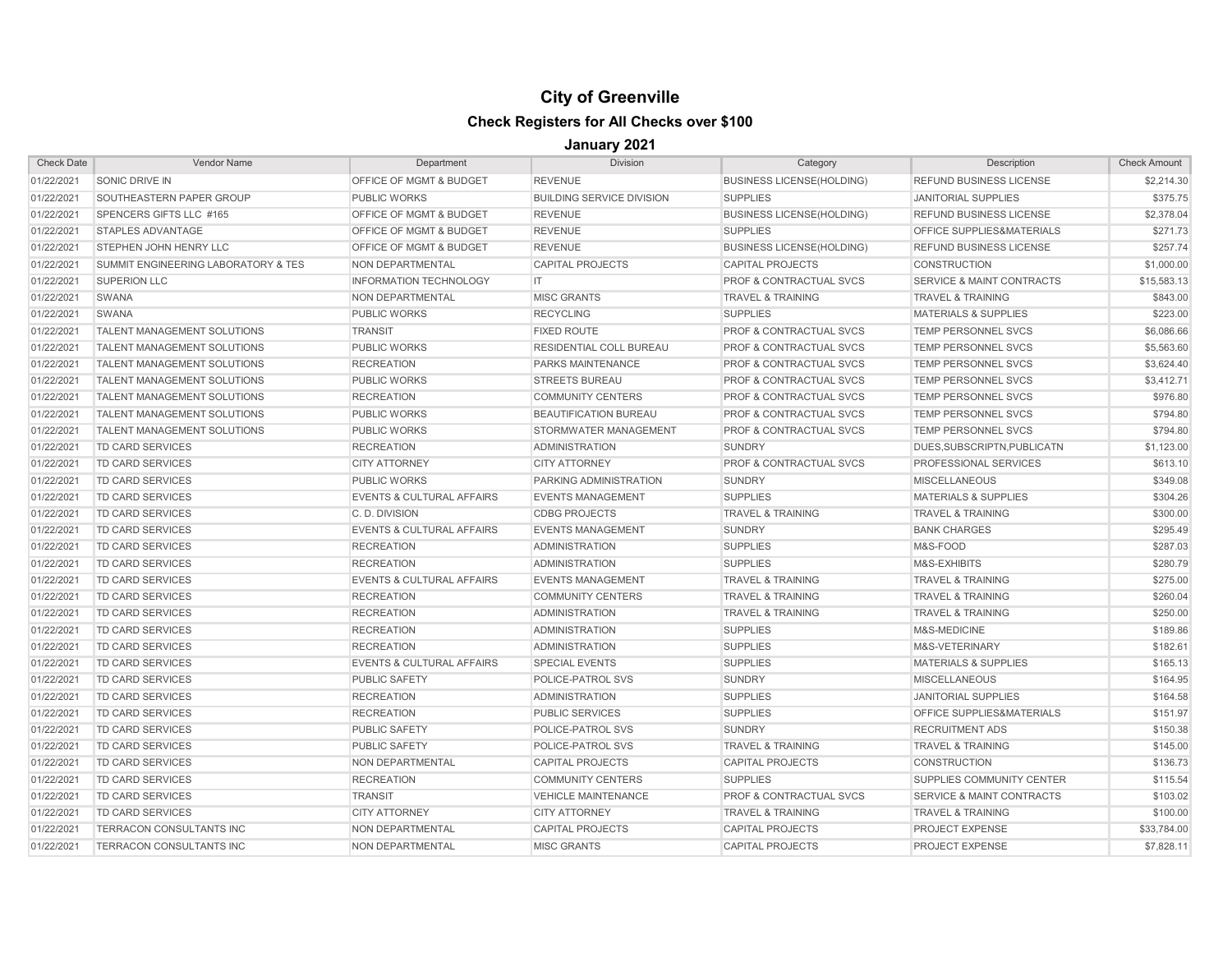# City of Greenville

## Check Registers for All Checks over $100

### January 2021

| Check Date | Vendor Name | Department | Division | Category | Description | Check Amount |
|---|---|---|---|---|---|---|
| 01/22/2021 | SONIC DRIVE IN | OFFICE OF MGMT & BUDGET | REVENUE | BUSINESS LICENSE(HOLDING) | REFUND BUSINESS LICENSE | $2,214.30 |
| 01/22/2021 | SOUTHEASTERN PAPER GROUP | PUBLIC WORKS | BUILDING SERVICE DIVISION | SUPPLIES | JANITORIAL SUPPLIES | $375.75 |
| 01/22/2021 | SPENCERS GIFTS LLC #165 | OFFICE OF MGMT & BUDGET | REVENUE | BUSINESS LICENSE(HOLDING) | REFUND BUSINESS LICENSE | $2,378.04 |
| 01/22/2021 | STAPLES ADVANTAGE | OFFICE OF MGMT & BUDGET | REVENUE | SUPPLIES | OFFICE SUPPLIES&MATERIALS | $271.73 |
| 01/22/2021 | STEPHEN JOHN HENRY LLC | OFFICE OF MGMT & BUDGET | REVENUE | BUSINESS LICENSE(HOLDING) | REFUND BUSINESS LICENSE | $257.74 |
| 01/22/2021 | SUMMIT ENGINEERING LABORATORY & TES | NON DEPARTMENTAL | CAPITAL PROJECTS | CAPITAL PROJECTS | CONSTRUCTION | $1,000.00 |
| 01/22/2021 | SUPERION LLC | INFORMATION TECHNOLOGY | IT | PROF & CONTRACTUAL SVCS | SERVICE & MAINT CONTRACTS | $15,583.13 |
| 01/22/2021 | SWANA | NON DEPARTMENTAL | MISC GRANTS | TRAVEL & TRAINING | TRAVEL & TRAINING | $843.00 |
| 01/22/2021 | SWANA | PUBLIC WORKS | RECYCLING | SUPPLIES | MATERIALS & SUPPLIES | $223.00 |
| 01/22/2021 | TALENT MANAGEMENT SOLUTIONS | TRANSIT | FIXED ROUTE | PROF & CONTRACTUAL SVCS | TEMP PERSONNEL SVCS | $6,086.66 |
| 01/22/2021 | TALENT MANAGEMENT SOLUTIONS | PUBLIC WORKS | RESIDENTIAL COLL BUREAU | PROF & CONTRACTUAL SVCS | TEMP PERSONNEL SVCS | $5,563.60 |
| 01/22/2021 | TALENT MANAGEMENT SOLUTIONS | RECREATION | PARKS MAINTENANCE | PROF & CONTRACTUAL SVCS | TEMP PERSONNEL SVCS | $3,624.40 |
| 01/22/2021 | TALENT MANAGEMENT SOLUTIONS | PUBLIC WORKS | STREETS BUREAU | PROF & CONTRACTUAL SVCS | TEMP PERSONNEL SVCS | $3,412.71 |
| 01/22/2021 | TALENT MANAGEMENT SOLUTIONS | RECREATION | COMMUNITY CENTERS | PROF & CONTRACTUAL SVCS | TEMP PERSONNEL SVCS | $976.80 |
| 01/22/2021 | TALENT MANAGEMENT SOLUTIONS | PUBLIC WORKS | BEAUTIFICATION BUREAU | PROF & CONTRACTUAL SVCS | TEMP PERSONNEL SVCS | $794.80 |
| 01/22/2021 | TALENT MANAGEMENT SOLUTIONS | PUBLIC WORKS | STORMWATER MANAGEMENT | PROF & CONTRACTUAL SVCS | TEMP PERSONNEL SVCS | $794.80 |
| 01/22/2021 | TD CARD SERVICES | RECREATION | ADMINISTRATION | SUNDRY | DUES,SUBSCRIPTN,PUBLICATN | $1,123.00 |
| 01/22/2021 | TD CARD SERVICES | CITY ATTORNEY | CITY ATTORNEY | PROF & CONTRACTUAL SVCS | PROFESSIONAL SERVICES | $613.10 |
| 01/22/2021 | TD CARD SERVICES | PUBLIC WORKS | PARKING ADMINISTRATION | SUNDRY | MISCELLANEOUS | $349.08 |
| 01/22/2021 | TD CARD SERVICES | EVENTS & CULTURAL AFFAIRS | EVENTS MANAGEMENT | SUPPLIES | MATERIALS & SUPPLIES | $304.26 |
| 01/22/2021 | TD CARD SERVICES | C. D. DIVISION | CDBG PROJECTS | TRAVEL & TRAINING | TRAVEL & TRAINING | $300.00 |
| 01/22/2021 | TD CARD SERVICES | EVENTS & CULTURAL AFFAIRS | EVENTS MANAGEMENT | SUNDRY | BANK CHARGES | $295.49 |
| 01/22/2021 | TD CARD SERVICES | RECREATION | ADMINISTRATION | SUPPLIES | M&S-FOOD | $287.03 |
| 01/22/2021 | TD CARD SERVICES | RECREATION | ADMINISTRATION | SUPPLIES | M&S-EXHIBITS | $280.79 |
| 01/22/2021 | TD CARD SERVICES | EVENTS & CULTURAL AFFAIRS | EVENTS MANAGEMENT | TRAVEL & TRAINING | TRAVEL & TRAINING | $275.00 |
| 01/22/2021 | TD CARD SERVICES | RECREATION | COMMUNITY CENTERS | TRAVEL & TRAINING | TRAVEL & TRAINING | $260.04 |
| 01/22/2021 | TD CARD SERVICES | RECREATION | ADMINISTRATION | TRAVEL & TRAINING | TRAVEL & TRAINING | $250.00 |
| 01/22/2021 | TD CARD SERVICES | RECREATION | ADMINISTRATION | SUPPLIES | M&S-MEDICINE | $189.86 |
| 01/22/2021 | TD CARD SERVICES | RECREATION | ADMINISTRATION | SUPPLIES | M&S-VETERINARY | $182.61 |
| 01/22/2021 | TD CARD SERVICES | EVENTS & CULTURAL AFFAIRS | SPECIAL EVENTS | SUPPLIES | MATERIALS & SUPPLIES | $165.13 |
| 01/22/2021 | TD CARD SERVICES | PUBLIC SAFETY | POLICE-PATROL SVS | SUNDRY | MISCELLANEOUS | $164.95 |
| 01/22/2021 | TD CARD SERVICES | RECREATION | ADMINISTRATION | SUPPLIES | JANITORIAL SUPPLIES | $164.58 |
| 01/22/2021 | TD CARD SERVICES | RECREATION | PUBLIC SERVICES | SUPPLIES | OFFICE SUPPLIES&MATERIALS | $151.97 |
| 01/22/2021 | TD CARD SERVICES | PUBLIC SAFETY | POLICE-PATROL SVS | SUNDRY | RECRUITMENT ADS | $150.38 |
| 01/22/2021 | TD CARD SERVICES | PUBLIC SAFETY | POLICE-PATROL SVS | TRAVEL & TRAINING | TRAVEL & TRAINING | $145.00 |
| 01/22/2021 | TD CARD SERVICES | NON DEPARTMENTAL | CAPITAL PROJECTS | CAPITAL PROJECTS | CONSTRUCTION | $136.73 |
| 01/22/2021 | TD CARD SERVICES | RECREATION | COMMUNITY CENTERS | SUPPLIES | SUPPLIES COMMUNITY CENTER | $115.54 |
| 01/22/2021 | TD CARD SERVICES | TRANSIT | VEHICLE MAINTENANCE | PROF & CONTRACTUAL SVCS | SERVICE & MAINT CONTRACTS | $103.02 |
| 01/22/2021 | TD CARD SERVICES | CITY ATTORNEY | CITY ATTORNEY | TRAVEL & TRAINING | TRAVEL & TRAINING | $100.00 |
| 01/22/2021 | TERRACON CONSULTANTS INC | NON DEPARTMENTAL | CAPITAL PROJECTS | CAPITAL PROJECTS | PROJECT EXPENSE | $33,784.00 |
| 01/22/2021 | TERRACON CONSULTANTS INC | NON DEPARTMENTAL | MISC GRANTS | CAPITAL PROJECTS | PROJECT EXPENSE | $7,828.11 |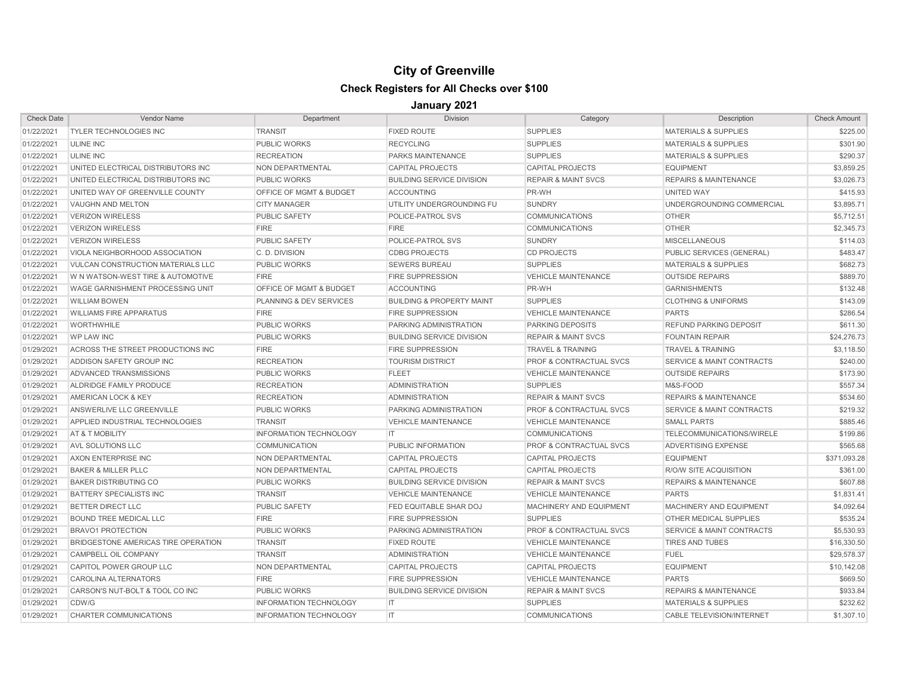# City of Greenville

## Check Registers for All Checks over $100

### January 2021

| Check Date | Vendor Name | Department | Division | Category | Description | Check Amount |
|---|---|---|---|---|---|---|
| 01/22/2021 | TYLER TECHNOLOGIES INC | TRANSIT | FIXED ROUTE | SUPPLIES | MATERIALS & SUPPLIES | $225.00 |
| 01/22/2021 | ULINE INC | PUBLIC WORKS | RECYCLING | SUPPLIES | MATERIALS & SUPPLIES | $301.90 |
| 01/22/2021 | ULINE INC | RECREATION | PARKS MAINTENANCE | SUPPLIES | MATERIALS & SUPPLIES | $290.37 |
| 01/22/2021 | UNITED ELECTRICAL DISTRIBUTORS INC | NON DEPARTMENTAL | CAPITAL PROJECTS | CAPITAL PROJECTS | EQUIPMENT | $3,859.25 |
| 01/22/2021 | UNITED ELECTRICAL DISTRIBUTORS INC | PUBLIC WORKS | BUILDING SERVICE DIVISION | REPAIR & MAINT SVCS | REPAIRS & MAINTENANCE | $3,026.73 |
| 01/22/2021 | UNITED WAY OF GREENVILLE COUNTY | OFFICE OF MGMT & BUDGET | ACCOUNTING | PR-WH | UNITED WAY | $415.93 |
| 01/22/2021 | VAUGHN AND MELTON | CITY MANAGER | UTILITY UNDERGROUNDING FU | SUNDRY | UNDERGROUNDING COMMERCIAL | $3,895.71 |
| 01/22/2021 | VERIZON WIRELESS | PUBLIC SAFETY | POLICE-PATROL SVS | COMMUNICATIONS | OTHER | $5,712.51 |
| 01/22/2021 | VERIZON WIRELESS | FIRE | FIRE | COMMUNICATIONS | OTHER | $2,345.73 |
| 01/22/2021 | VERIZON WIRELESS | PUBLIC SAFETY | POLICE-PATROL SVS | SUNDRY | MISCELLANEOUS | $114.03 |
| 01/22/2021 | VIOLA NEIGHBORHOOD ASSOCIATION | C. D. DIVISION | CDBG PROJECTS | CD PROJECTS | PUBLIC SERVICES (GENERAL) | $483.47 |
| 01/22/2021 | VULCAN CONSTRUCTION MATERIALS LLC | PUBLIC WORKS | SEWERS BUREAU | SUPPLIES | MATERIALS & SUPPLIES | $682.73 |
| 01/22/2021 | W N WATSON-WEST TIRE & AUTOMOTIVE | FIRE | FIRE SUPPRESSION | VEHICLE MAINTENANCE | OUTSIDE REPAIRS | $889.70 |
| 01/22/2021 | WAGE GARNISHMENT PROCESSING UNIT | OFFICE OF MGMT & BUDGET | ACCOUNTING | PR-WH | GARNISHMENTS | $132.48 |
| 01/22/2021 | WILLIAM BOWEN | PLANNING & DEV SERVICES | BUILDING & PROPERTY MAINT | SUPPLIES | CLOTHING & UNIFORMS | $143.09 |
| 01/22/2021 | WILLIAMS FIRE APPARATUS | FIRE | FIRE SUPPRESSION | VEHICLE MAINTENANCE | PARTS | $286.54 |
| 01/22/2021 | WORTHWHILE | PUBLIC WORKS | PARKING ADMINISTRATION | PARKING DEPOSITS | REFUND PARKING DEPOSIT | $611.30 |
| 01/22/2021 | WP LAW INC | PUBLIC WORKS | BUILDING SERVICE DIVISION | REPAIR & MAINT SVCS | FOUNTAIN REPAIR | $24,276.73 |
| 01/29/2021 | ACROSS THE STREET PRODUCTIONS INC | FIRE | FIRE SUPPRESSION | TRAVEL & TRAINING | TRAVEL & TRAINING | $3,118.50 |
| 01/29/2021 | ADDISON SAFETY GROUP INC | RECREATION | TOURISM DISTRICT | PROF & CONTRACTUAL SVCS | SERVICE & MAINT CONTRACTS | $240.00 |
| 01/29/2021 | ADVANCED TRANSMISSIONS | PUBLIC WORKS | FLEET | VEHICLE MAINTENANCE | OUTSIDE REPAIRS | $173.90 |
| 01/29/2021 | ALDRIDGE FAMILY PRODUCE | RECREATION | ADMINISTRATION | SUPPLIES | M&S-FOOD | $557.34 |
| 01/29/2021 | AMERICAN LOCK & KEY | RECREATION | ADMINISTRATION | REPAIR & MAINT SVCS | REPAIRS & MAINTENANCE | $534.60 |
| 01/29/2021 | ANSWERLIVE LLC GREENVILLE | PUBLIC WORKS | PARKING ADMINISTRATION | PROF & CONTRACTUAL SVCS | SERVICE & MAINT CONTRACTS | $219.32 |
| 01/29/2021 | APPLIED INDUSTRIAL TECHNOLOGIES | TRANSIT | VEHICLE MAINTENANCE | VEHICLE MAINTENANCE | SMALL PARTS | $885.46 |
| 01/29/2021 | AT & T MOBILITY | INFORMATION TECHNOLOGY | IT | COMMUNICATIONS | TELECOMMUNICATIONS/WIRELE | $199.86 |
| 01/29/2021 | AVL SOLUTIONS LLC | COMMUNICATION | PUBLIC INFORMATION | PROF & CONTRACTUAL SVCS | ADVERTISING EXPENSE | $565.68 |
| 01/29/2021 | AXON ENTERPRISE INC | NON DEPARTMENTAL | CAPITAL PROJECTS | CAPITAL PROJECTS | EQUIPMENT | $371,093.28 |
| 01/29/2021 | BAKER & MILLER PLLC | NON DEPARTMENTAL | CAPITAL PROJECTS | CAPITAL PROJECTS | R/O/W SITE ACQUISITION | $361.00 |
| 01/29/2021 | BAKER DISTRIBUTING CO | PUBLIC WORKS | BUILDING SERVICE DIVISION | REPAIR & MAINT SVCS | REPAIRS & MAINTENANCE | $607.88 |
| 01/29/2021 | BATTERY SPECIALISTS INC | TRANSIT | VEHICLE MAINTENANCE | VEHICLE MAINTENANCE | PARTS | $1,831.41 |
| 01/29/2021 | BETTER DIRECT LLC | PUBLIC SAFETY | FED EQUITABLE SHAR DOJ | MACHINERY AND EQUIPMENT | MACHINERY AND EQUIPMENT | $4,092.64 |
| 01/29/2021 | BOUND TREE MEDICAL LLC | FIRE | FIRE SUPPRESSION | SUPPLIES | OTHER MEDICAL SUPPLIES | $535.24 |
| 01/29/2021 | BRAVO1 PROTECTION | PUBLIC WORKS | PARKING ADMINISTRATION | PROF & CONTRACTUAL SVCS | SERVICE & MAINT CONTRACTS | $5,530.93 |
| 01/29/2021 | BRIDGESTONE AMERICAS TIRE OPERATION | TRANSIT | FIXED ROUTE | VEHICLE MAINTENANCE | TIRES AND TUBES | $16,330.50 |
| 01/29/2021 | CAMPBELL OIL COMPANY | TRANSIT | ADMINISTRATION | VEHICLE MAINTENANCE | FUEL | $29,578.37 |
| 01/29/2021 | CAPITOL POWER GROUP LLC | NON DEPARTMENTAL | CAPITAL PROJECTS | CAPITAL PROJECTS | EQUIPMENT | $10,142.08 |
| 01/29/2021 | CAROLINA ALTERNATORS | FIRE | FIRE SUPPRESSION | VEHICLE MAINTENANCE | PARTS | $669.50 |
| 01/29/2021 | CARSON'S NUT-BOLT & TOOL CO INC | PUBLIC WORKS | BUILDING SERVICE DIVISION | REPAIR & MAINT SVCS | REPAIRS & MAINTENANCE | $933.84 |
| 01/29/2021 | CDW/G | INFORMATION TECHNOLOGY | IT | SUPPLIES | MATERIALS & SUPPLIES | $232.62 |
| 01/29/2021 | CHARTER COMMUNICATIONS | INFORMATION TECHNOLOGY | IT | COMMUNICATIONS | CABLE TELEVISION/INTERNET | $1,307.10 |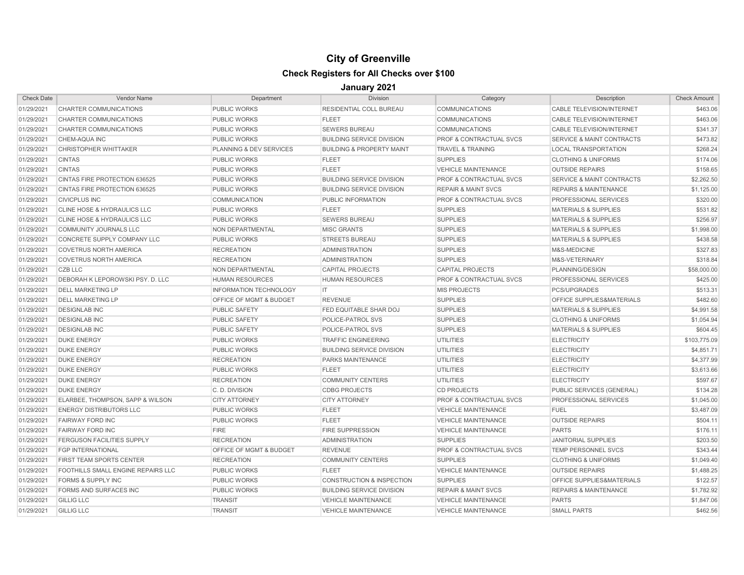# City of Greenville

## Check Registers for All Checks over $100

### January 2021

| Check Date | Vendor Name | Department | Division | Category | Description | Check Amount |
|---|---|---|---|---|---|---|
| 01/29/2021 | CHARTER COMMUNICATIONS | PUBLIC WORKS | RESIDENTIAL COLL BUREAU | COMMUNICATIONS | CABLE TELEVISION/INTERNET | $463.06 |
| 01/29/2021 | CHARTER COMMUNICATIONS | PUBLIC WORKS | FLEET | COMMUNICATIONS | CABLE TELEVISION/INTERNET | $463.06 |
| 01/29/2021 | CHARTER COMMUNICATIONS | PUBLIC WORKS | SEWERS BUREAU | COMMUNICATIONS | CABLE TELEVISION/INTERNET | $341.37 |
| 01/29/2021 | CHEM-AQUA INC | PUBLIC WORKS | BUILDING SERVICE DIVISION | PROF & CONTRACTUAL SVCS | SERVICE & MAINT CONTRACTS | $473.82 |
| 01/29/2021 | CHRISTOPHER WHITTAKER | PLANNING & DEV SERVICES | BUILDING & PROPERTY MAINT | TRAVEL & TRAINING | LOCAL TRANSPORTATION | $268.24 |
| 01/29/2021 | CINTAS | PUBLIC WORKS | FLEET | SUPPLIES | CLOTHING & UNIFORMS | $174.06 |
| 01/29/2021 | CINTAS | PUBLIC WORKS | FLEET | VEHICLE MAINTENANCE | OUTSIDE REPAIRS | $158.65 |
| 01/29/2021 | CINTAS FIRE PROTECTION 636525 | PUBLIC WORKS | BUILDING SERVICE DIVISION | PROF & CONTRACTUAL SVCS | SERVICE & MAINT CONTRACTS | $2,262.50 |
| 01/29/2021 | CINTAS FIRE PROTECTION 636525 | PUBLIC WORKS | BUILDING SERVICE DIVISION | REPAIR & MAINT SVCS | REPAIRS & MAINTENANCE | $1,125.00 |
| 01/29/2021 | CIVICPLUS INC | COMMUNICATION | PUBLIC INFORMATION | PROF & CONTRACTUAL SVCS | PROFESSIONAL SERVICES | $320.00 |
| 01/29/2021 | CLINE HOSE & HYDRAULICS LLC | PUBLIC WORKS | FLEET | SUPPLIES | MATERIALS & SUPPLIES | $531.82 |
| 01/29/2021 | CLINE HOSE & HYDRAULICS LLC | PUBLIC WORKS | SEWERS BUREAU | SUPPLIES | MATERIALS & SUPPLIES | $256.97 |
| 01/29/2021 | COMMUNITY JOURNALS LLC | NON DEPARTMENTAL | MISC GRANTS | SUPPLIES | MATERIALS & SUPPLIES | $1,998.00 |
| 01/29/2021 | CONCRETE SUPPLY COMPANY LLC | PUBLIC WORKS | STREETS BUREAU | SUPPLIES | MATERIALS & SUPPLIES | $438.58 |
| 01/29/2021 | COVETRUS NORTH AMERICA | RECREATION | ADMINISTRATION | SUPPLIES | M&S-MEDICINE | $327.83 |
| 01/29/2021 | COVETRUS NORTH AMERICA | RECREATION | ADMINISTRATION | SUPPLIES | M&S-VETERINARY | $318.84 |
| 01/29/2021 | CZB LLC | NON DEPARTMENTAL | CAPITAL PROJECTS | CAPITAL PROJECTS | PLANNING/DESIGN | $58,000.00 |
| 01/29/2021 | DEBORAH K LEPOROWSKI PSY. D. LLC | HUMAN RESOURCES | HUMAN RESOURCES | PROF & CONTRACTUAL SVCS | PROFESSIONAL SERVICES | $425.00 |
| 01/29/2021 | DELL MARKETING LP | INFORMATION TECHNOLOGY | IT | MIS PROJECTS | PCS/UPGRADES | $513.31 |
| 01/29/2021 | DELL MARKETING LP | OFFICE OF MGMT & BUDGET | REVENUE | SUPPLIES | OFFICE SUPPLIES&MATERIALS | $482.60 |
| 01/29/2021 | DESIGNLAB INC | PUBLIC SAFETY | FED EQUITABLE SHAR DOJ | SUPPLIES | MATERIALS & SUPPLIES | $4,991.58 |
| 01/29/2021 | DESIGNLAB INC | PUBLIC SAFETY | POLICE-PATROL SVS | SUPPLIES | CLOTHING & UNIFORMS | $1,054.94 |
| 01/29/2021 | DESIGNLAB INC | PUBLIC SAFETY | POLICE-PATROL SVS | SUPPLIES | MATERIALS & SUPPLIES | $604.45 |
| 01/29/2021 | DUKE ENERGY | PUBLIC WORKS | TRAFFIC ENGINEERING | UTILITIES | ELECTRICITY | $103,775.09 |
| 01/29/2021 | DUKE ENERGY | PUBLIC WORKS | BUILDING SERVICE DIVISION | UTILITIES | ELECTRICITY | $4,851.71 |
| 01/29/2021 | DUKE ENERGY | RECREATION | PARKS MAINTENANCE | UTILITIES | ELECTRICITY | $4,377.99 |
| 01/29/2021 | DUKE ENERGY | PUBLIC WORKS | FLEET | UTILITIES | ELECTRICITY | $3,613.66 |
| 01/29/2021 | DUKE ENERGY | RECREATION | COMMUNITY CENTERS | UTILITIES | ELECTRICITY | $597.67 |
| 01/29/2021 | DUKE ENERGY | C. D. DIVISION | CDBG PROJECTS | CD PROJECTS | PUBLIC SERVICES (GENERAL) | $134.28 |
| 01/29/2021 | ELARBEE, THOMPSON, SAPP & WILSON | CITY ATTORNEY | CITY ATTORNEY | PROF & CONTRACTUAL SVCS | PROFESSIONAL SERVICES | $1,045.00 |
| 01/29/2021 | ENERGY DISTRIBUTORS LLC | PUBLIC WORKS | FLEET | VEHICLE MAINTENANCE | FUEL | $3,487.09 |
| 01/29/2021 | FAIRWAY FORD INC | PUBLIC WORKS | FLEET | VEHICLE MAINTENANCE | OUTSIDE REPAIRS | $504.11 |
| 01/29/2021 | FAIRWAY FORD INC | FIRE | FIRE SUPPRESSION | VEHICLE MAINTENANCE | PARTS | $176.11 |
| 01/29/2021 | FERGUSON FACILITIES SUPPLY | RECREATION | ADMINISTRATION | SUPPLIES | JANITORIAL SUPPLIES | $203.50 |
| 01/29/2021 | FGP INTERNATIONAL | OFFICE OF MGMT & BUDGET | REVENUE | PROF & CONTRACTUAL SVCS | TEMP PERSONNEL SVCS | $343.44 |
| 01/29/2021 | FIRST TEAM SPORTS CENTER | RECREATION | COMMUNITY CENTERS | SUPPLIES | CLOTHING & UNIFORMS | $1,049.40 |
| 01/29/2021 | FOOTHILLS SMALL ENGINE REPAIRS LLC | PUBLIC WORKS | FLEET | VEHICLE MAINTENANCE | OUTSIDE REPAIRS | $1,488.25 |
| 01/29/2021 | FORMS & SUPPLY INC | PUBLIC WORKS | CONSTRUCTION & INSPECTION | SUPPLIES | OFFICE SUPPLIES&MATERIALS | $122.57 |
| 01/29/2021 | FORMS AND SURFACES INC | PUBLIC WORKS | BUILDING SERVICE DIVISION | REPAIR & MAINT SVCS | REPAIRS & MAINTENANCE | $1,782.92 |
| 01/29/2021 | GILLIG LLC | TRANSIT | VEHICLE MAINTENANCE | VEHICLE MAINTENANCE | PARTS | $1,847.06 |
| 01/29/2021 | GILLIG LLC | TRANSIT | VEHICLE MAINTENANCE | VEHICLE MAINTENANCE | SMALL PARTS | $462.56 |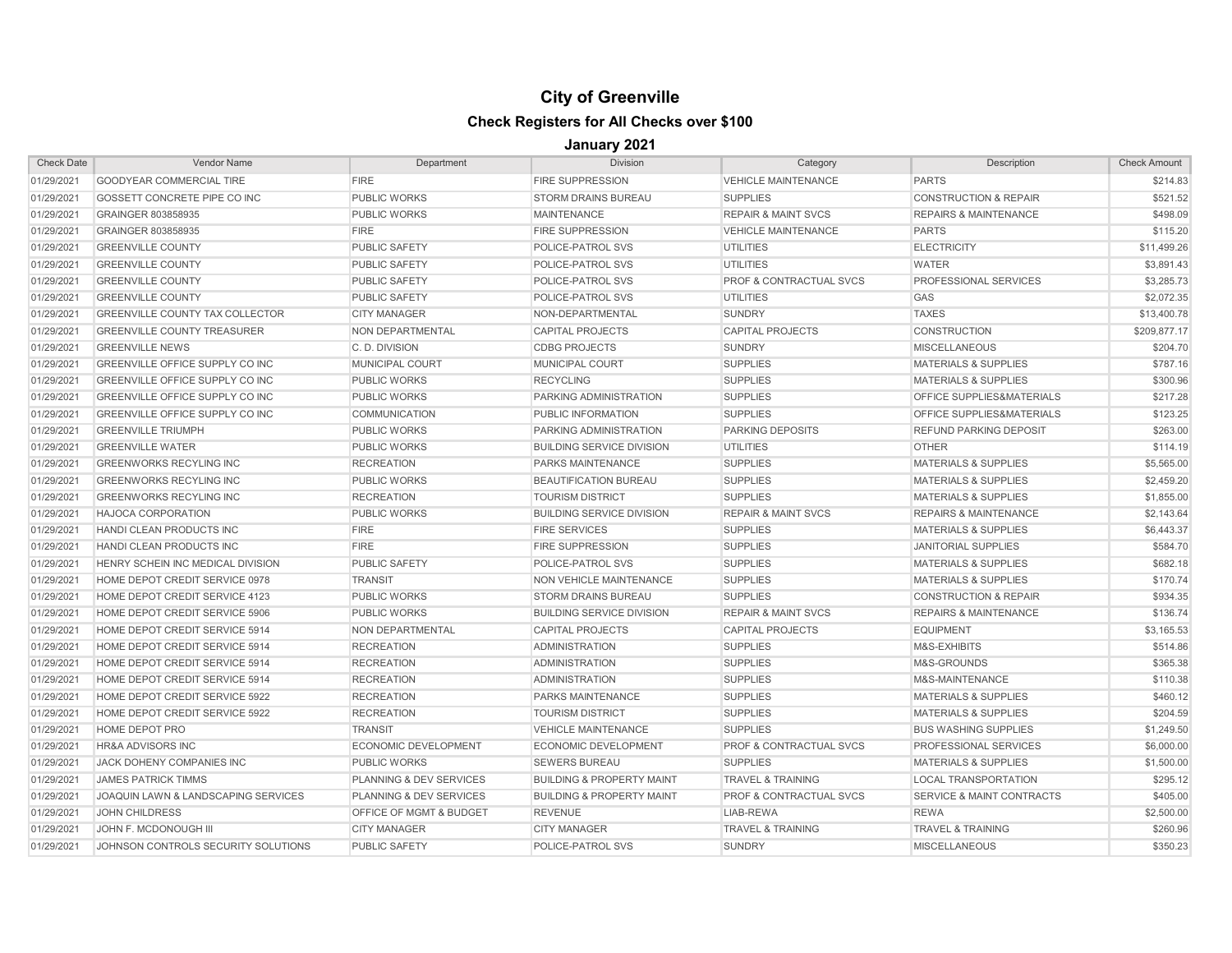# City of Greenville

## Check Registers for All Checks over $100

### January 2021

| Check Date | Vendor Name | Department | Division | Category | Description | Check Amount |
|---|---|---|---|---|---|---|
| 01/29/2021 | GOODYEAR COMMERCIAL TIRE | FIRE | FIRE SUPPRESSION | VEHICLE MAINTENANCE | PARTS | $214.83 |
| 01/29/2021 | GOSSETT CONCRETE PIPE CO INC | PUBLIC WORKS | STORM DRAINS BUREAU | SUPPLIES | CONSTRUCTION & REPAIR | $521.52 |
| 01/29/2021 | GRAINGER 803858935 | PUBLIC WORKS | MAINTENANCE | REPAIR & MAINT SVCS | REPAIRS & MAINTENANCE | $498.09 |
| 01/29/2021 | GRAINGER 803858935 | FIRE | FIRE SUPPRESSION | VEHICLE MAINTENANCE | PARTS | $115.20 |
| 01/29/2021 | GREENVILLE COUNTY | PUBLIC SAFETY | POLICE-PATROL SVS | UTILITIES | ELECTRICITY | $11,499.26 |
| 01/29/2021 | GREENVILLE COUNTY | PUBLIC SAFETY | POLICE-PATROL SVS | UTILITIES | WATER | $3,891.43 |
| 01/29/2021 | GREENVILLE COUNTY | PUBLIC SAFETY | POLICE-PATROL SVS | PROF & CONTRACTUAL SVCS | PROFESSIONAL SERVICES | $3,285.73 |
| 01/29/2021 | GREENVILLE COUNTY | PUBLIC SAFETY | POLICE-PATROL SVS | UTILITIES | GAS | $2,072.35 |
| 01/29/2021 | GREENVILLE COUNTY TAX COLLECTOR | CITY MANAGER | NON-DEPARTMENTAL | SUNDRY | TAXES | $13,400.78 |
| 01/29/2021 | GREENVILLE COUNTY TREASURER | NON DEPARTMENTAL | CAPITAL PROJECTS | CAPITAL PROJECTS | CONSTRUCTION | $209,877.17 |
| 01/29/2021 | GREENVILLE NEWS | C. D. DIVISION | CDBG PROJECTS | SUNDRY | MISCELLANEOUS | $204.70 |
| 01/29/2021 | GREENVILLE OFFICE SUPPLY CO INC | MUNICIPAL COURT | MUNICIPAL COURT | SUPPLIES | MATERIALS & SUPPLIES | $787.16 |
| 01/29/2021 | GREENVILLE OFFICE SUPPLY CO INC | PUBLIC WORKS | RECYCLING | SUPPLIES | MATERIALS & SUPPLIES | $300.96 |
| 01/29/2021 | GREENVILLE OFFICE SUPPLY CO INC | PUBLIC WORKS | PARKING ADMINISTRATION | SUPPLIES | OFFICE SUPPLIES&MATERIALS | $217.28 |
| 01/29/2021 | GREENVILLE OFFICE SUPPLY CO INC | COMMUNICATION | PUBLIC INFORMATION | SUPPLIES | OFFICE SUPPLIES&MATERIALS | $123.25 |
| 01/29/2021 | GREENVILLE TRIUMPH | PUBLIC WORKS | PARKING ADMINISTRATION | PARKING DEPOSITS | REFUND PARKING DEPOSIT | $263.00 |
| 01/29/2021 | GREENVILLE WATER | PUBLIC WORKS | BUILDING SERVICE DIVISION | UTILITIES | OTHER | $114.19 |
| 01/29/2021 | GREENWORKS RECYLING INC | RECREATION | PARKS MAINTENANCE | SUPPLIES | MATERIALS & SUPPLIES | $5,565.00 |
| 01/29/2021 | GREENWORKS RECYLING INC | PUBLIC WORKS | BEAUTIFICATION BUREAU | SUPPLIES | MATERIALS & SUPPLIES | $2,459.20 |
| 01/29/2021 | GREENWORKS RECYLING INC | RECREATION | TOURISM DISTRICT | SUPPLIES | MATERIALS & SUPPLIES | $1,855.00 |
| 01/29/2021 | HAJOCA CORPORATION | PUBLIC WORKS | BUILDING SERVICE DIVISION | REPAIR & MAINT SVCS | REPAIRS & MAINTENANCE | $2,143.64 |
| 01/29/2021 | HANDI CLEAN PRODUCTS INC | FIRE | FIRE SERVICES | SUPPLIES | MATERIALS & SUPPLIES | $6,443.37 |
| 01/29/2021 | HANDI CLEAN PRODUCTS INC | FIRE | FIRE SUPPRESSION | SUPPLIES | JANITORIAL SUPPLIES | $584.70 |
| 01/29/2021 | HENRY SCHEIN INC MEDICAL DIVISION | PUBLIC SAFETY | POLICE-PATROL SVS | SUPPLIES | MATERIALS & SUPPLIES | $682.18 |
| 01/29/2021 | HOME DEPOT CREDIT SERVICE 0978 | TRANSIT | NON VEHICLE MAINTENANCE | SUPPLIES | MATERIALS & SUPPLIES | $170.74 |
| 01/29/2021 | HOME DEPOT CREDIT SERVICE 4123 | PUBLIC WORKS | STORM DRAINS BUREAU | SUPPLIES | CONSTRUCTION & REPAIR | $934.35 |
| 01/29/2021 | HOME DEPOT CREDIT SERVICE 5906 | PUBLIC WORKS | BUILDING SERVICE DIVISION | REPAIR & MAINT SVCS | REPAIRS & MAINTENANCE | $136.74 |
| 01/29/2021 | HOME DEPOT CREDIT SERVICE 5914 | NON DEPARTMENTAL | CAPITAL PROJECTS | CAPITAL PROJECTS | EQUIPMENT | $3,165.53 |
| 01/29/2021 | HOME DEPOT CREDIT SERVICE 5914 | RECREATION | ADMINISTRATION | SUPPLIES | M&S-EXHIBITS | $514.86 |
| 01/29/2021 | HOME DEPOT CREDIT SERVICE 5914 | RECREATION | ADMINISTRATION | SUPPLIES | M&S-GROUNDS | $365.38 |
| 01/29/2021 | HOME DEPOT CREDIT SERVICE 5914 | RECREATION | ADMINISTRATION | SUPPLIES | M&S-MAINTENANCE | $110.38 |
| 01/29/2021 | HOME DEPOT CREDIT SERVICE 5922 | RECREATION | PARKS MAINTENANCE | SUPPLIES | MATERIALS & SUPPLIES | $460.12 |
| 01/29/2021 | HOME DEPOT CREDIT SERVICE 5922 | RECREATION | TOURISM DISTRICT | SUPPLIES | MATERIALS & SUPPLIES | $204.59 |
| 01/29/2021 | HOME DEPOT PRO | TRANSIT | VEHICLE MAINTENANCE | SUPPLIES | BUS WASHING SUPPLIES | $1,249.50 |
| 01/29/2021 | HR&A ADVISORS INC | ECONOMIC DEVELOPMENT | ECONOMIC DEVELOPMENT | PROF & CONTRACTUAL SVCS | PROFESSIONAL SERVICES | $6,000.00 |
| 01/29/2021 | JACK DOHENY COMPANIES INC | PUBLIC WORKS | SEWERS BUREAU | SUPPLIES | MATERIALS & SUPPLIES | $1,500.00 |
| 01/29/2021 | JAMES PATRICK TIMMS | PLANNING & DEV SERVICES | BUILDING & PROPERTY MAINT | TRAVEL & TRAINING | LOCAL TRANSPORTATION | $295.12 |
| 01/29/2021 | JOAQUIN LAWN & LANDSCAPING SERVICES | PLANNING & DEV SERVICES | BUILDING & PROPERTY MAINT | PROF & CONTRACTUAL SVCS | SERVICE & MAINT CONTRACTS | $405.00 |
| 01/29/2021 | JOHN CHILDRESS | OFFICE OF MGMT & BUDGET | REVENUE | LIAB-REWA | REWA | $2,500.00 |
| 01/29/2021 | JOHN F. MCDONOUGH III | CITY MANAGER | CITY MANAGER | TRAVEL & TRAINING | TRAVEL & TRAINING | $260.96 |
| 01/29/2021 | JOHNSON CONTROLS SECURITY SOLUTIONS | PUBLIC SAFETY | POLICE-PATROL SVS | SUNDRY | MISCELLANEOUS | $350.23 |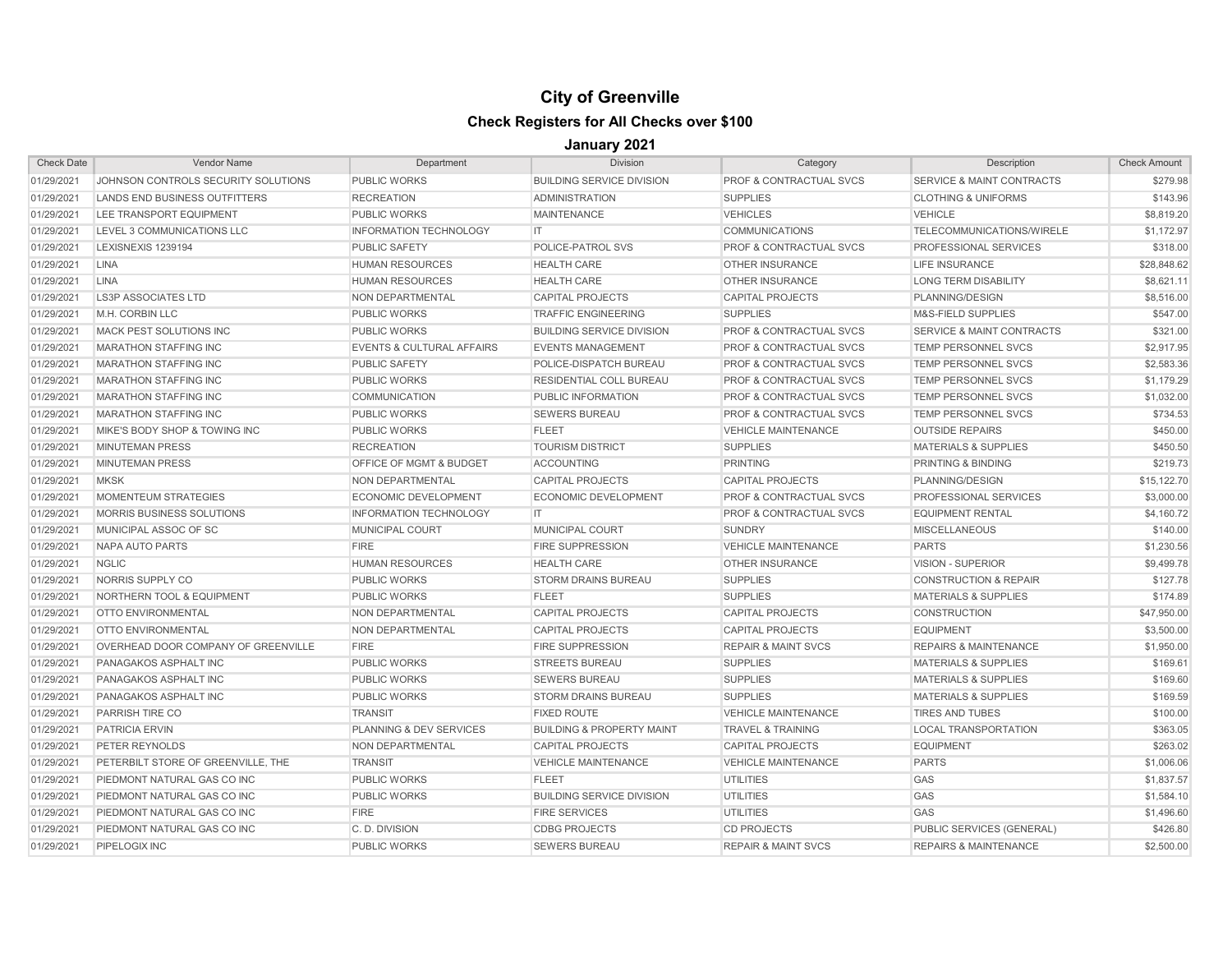# City of Greenville

## Check Registers for All Checks over $100

### January 2021

| Check Date | Vendor Name | Department | Division | Category | Description | Check Amount |
|---|---|---|---|---|---|---|
| 01/29/2021 | JOHNSON CONTROLS SECURITY SOLUTIONS | PUBLIC WORKS | BUILDING SERVICE DIVISION | PROF & CONTRACTUAL SVCS | SERVICE & MAINT CONTRACTS | $279.98 |
| 01/29/2021 | LANDS END BUSINESS OUTFITTERS | RECREATION | ADMINISTRATION | SUPPLIES | CLOTHING & UNIFORMS | $143.96 |
| 01/29/2021 | LEE TRANSPORT EQUIPMENT | PUBLIC WORKS | MAINTENANCE | VEHICLES | VEHICLE | $8,819.20 |
| 01/29/2021 | LEVEL 3 COMMUNICATIONS LLC | INFORMATION TECHNOLOGY | IT | COMMUNICATIONS | TELECOMMUNICATIONS/WIRELE | $1,172.97 |
| 01/29/2021 | LEXISNEXIS 1239194 | PUBLIC SAFETY | POLICE-PATROL SVS | PROF & CONTRACTUAL SVCS | PROFESSIONAL SERVICES | $318.00 |
| 01/29/2021 | LINA | HUMAN RESOURCES | HEALTH CARE | OTHER INSURANCE | LIFE INSURANCE | $28,848.62 |
| 01/29/2021 | LINA | HUMAN RESOURCES | HEALTH CARE | OTHER INSURANCE | LONG TERM DISABILITY | $8,621.11 |
| 01/29/2021 | LS3P ASSOCIATES LTD | NON DEPARTMENTAL | CAPITAL PROJECTS | CAPITAL PROJECTS | PLANNING/DESIGN | $8,516.00 |
| 01/29/2021 | M.H. CORBIN LLC | PUBLIC WORKS | TRAFFIC ENGINEERING | SUPPLIES | M&S-FIELD SUPPLIES | $547.00 |
| 01/29/2021 | MACK PEST SOLUTIONS INC | PUBLIC WORKS | BUILDING SERVICE DIVISION | PROF & CONTRACTUAL SVCS | SERVICE & MAINT CONTRACTS | $321.00 |
| 01/29/2021 | MARATHON STAFFING INC | EVENTS & CULTURAL AFFAIRS | EVENTS MANAGEMENT | PROF & CONTRACTUAL SVCS | TEMP PERSONNEL SVCS | $2,917.95 |
| 01/29/2021 | MARATHON STAFFING INC | PUBLIC SAFETY | POLICE-DISPATCH BUREAU | PROF & CONTRACTUAL SVCS | TEMP PERSONNEL SVCS | $2,583.36 |
| 01/29/2021 | MARATHON STAFFING INC | PUBLIC WORKS | RESIDENTIAL COLL BUREAU | PROF & CONTRACTUAL SVCS | TEMP PERSONNEL SVCS | $1,179.29 |
| 01/29/2021 | MARATHON STAFFING INC | COMMUNICATION | PUBLIC INFORMATION | PROF & CONTRACTUAL SVCS | TEMP PERSONNEL SVCS | $1,032.00 |
| 01/29/2021 | MARATHON STAFFING INC | PUBLIC WORKS | SEWERS BUREAU | PROF & CONTRACTUAL SVCS | TEMP PERSONNEL SVCS | $734.53 |
| 01/29/2021 | MIKE'S BODY SHOP & TOWING INC | PUBLIC WORKS | FLEET | VEHICLE MAINTENANCE | OUTSIDE REPAIRS | $450.00 |
| 01/29/2021 | MINUTEMAN PRESS | RECREATION | TOURISM DISTRICT | SUPPLIES | MATERIALS & SUPPLIES | $450.50 |
| 01/29/2021 | MINUTEMAN PRESS | OFFICE OF MGMT & BUDGET | ACCOUNTING | PRINTING | PRINTING & BINDING | $219.73 |
| 01/29/2021 | MKSK | NON DEPARTMENTAL | CAPITAL PROJECTS | CAPITAL PROJECTS | PLANNING/DESIGN | $15,122.70 |
| 01/29/2021 | MOMENTEUM STRATEGIES | ECONOMIC DEVELOPMENT | ECONOMIC DEVELOPMENT | PROF & CONTRACTUAL SVCS | PROFESSIONAL SERVICES | $3,000.00 |
| 01/29/2021 | MORRIS BUSINESS SOLUTIONS | INFORMATION TECHNOLOGY | IT | PROF & CONTRACTUAL SVCS | EQUIPMENT RENTAL | $4,160.72 |
| 01/29/2021 | MUNICIPAL ASSOC OF SC | MUNICIPAL COURT | MUNICIPAL COURT | SUNDRY | MISCELLANEOUS | $140.00 |
| 01/29/2021 | NAPA AUTO PARTS | FIRE | FIRE SUPPRESSION | VEHICLE MAINTENANCE | PARTS | $1,230.56 |
| 01/29/2021 | NGLIC | HUMAN RESOURCES | HEALTH CARE | OTHER INSURANCE | VISION - SUPERIOR | $9,499.78 |
| 01/29/2021 | NORRIS SUPPLY CO | PUBLIC WORKS | STORM DRAINS BUREAU | SUPPLIES | CONSTRUCTION & REPAIR | $127.78 |
| 01/29/2021 | NORTHERN TOOL & EQUIPMENT | PUBLIC WORKS | FLEET | SUPPLIES | MATERIALS & SUPPLIES | $174.89 |
| 01/29/2021 | OTTO ENVIRONMENTAL | NON DEPARTMENTAL | CAPITAL PROJECTS | CAPITAL PROJECTS | CONSTRUCTION | $47,950.00 |
| 01/29/2021 | OTTO ENVIRONMENTAL | NON DEPARTMENTAL | CAPITAL PROJECTS | CAPITAL PROJECTS | EQUIPMENT | $3,500.00 |
| 01/29/2021 | OVERHEAD DOOR COMPANY OF GREENVILLE | FIRE | FIRE SUPPRESSION | REPAIR & MAINT SVCS | REPAIRS & MAINTENANCE | $1,950.00 |
| 01/29/2021 | PANAGAKOS ASPHALT INC | PUBLIC WORKS | STREETS BUREAU | SUPPLIES | MATERIALS & SUPPLIES | $169.61 |
| 01/29/2021 | PANAGAKOS ASPHALT INC | PUBLIC WORKS | SEWERS BUREAU | SUPPLIES | MATERIALS & SUPPLIES | $169.60 |
| 01/29/2021 | PANAGAKOS ASPHALT INC | PUBLIC WORKS | STORM DRAINS BUREAU | SUPPLIES | MATERIALS & SUPPLIES | $169.59 |
| 01/29/2021 | PARRISH TIRE CO | TRANSIT | FIXED ROUTE | VEHICLE MAINTENANCE | TIRES AND TUBES | $100.00 |
| 01/29/2021 | PATRICIA ERVIN | PLANNING & DEV SERVICES | BUILDING & PROPERTY MAINT | TRAVEL & TRAINING | LOCAL TRANSPORTATION | $363.05 |
| 01/29/2021 | PETER REYNOLDS | NON DEPARTMENTAL | CAPITAL PROJECTS | CAPITAL PROJECTS | EQUIPMENT | $263.02 |
| 01/29/2021 | PETERBILT STORE OF GREENVILLE, THE | TRANSIT | VEHICLE MAINTENANCE | VEHICLE MAINTENANCE | PARTS | $1,006.06 |
| 01/29/2021 | PIEDMONT NATURAL GAS CO INC | PUBLIC WORKS | FLEET | UTILITIES | GAS | $1,837.57 |
| 01/29/2021 | PIEDMONT NATURAL GAS CO INC | PUBLIC WORKS | BUILDING SERVICE DIVISION | UTILITIES | GAS | $1,584.10 |
| 01/29/2021 | PIEDMONT NATURAL GAS CO INC | FIRE | FIRE SERVICES | UTILITIES | GAS | $1,496.60 |
| 01/29/2021 | PIEDMONT NATURAL GAS CO INC | C. D. DIVISION | CDBG PROJECTS | CD PROJECTS | PUBLIC SERVICES (GENERAL) | $426.80 |
| 01/29/2021 | PIPELOGIX INC | PUBLIC WORKS | SEWERS BUREAU | REPAIR & MAINT SVCS | REPAIRS & MAINTENANCE | $2,500.00 |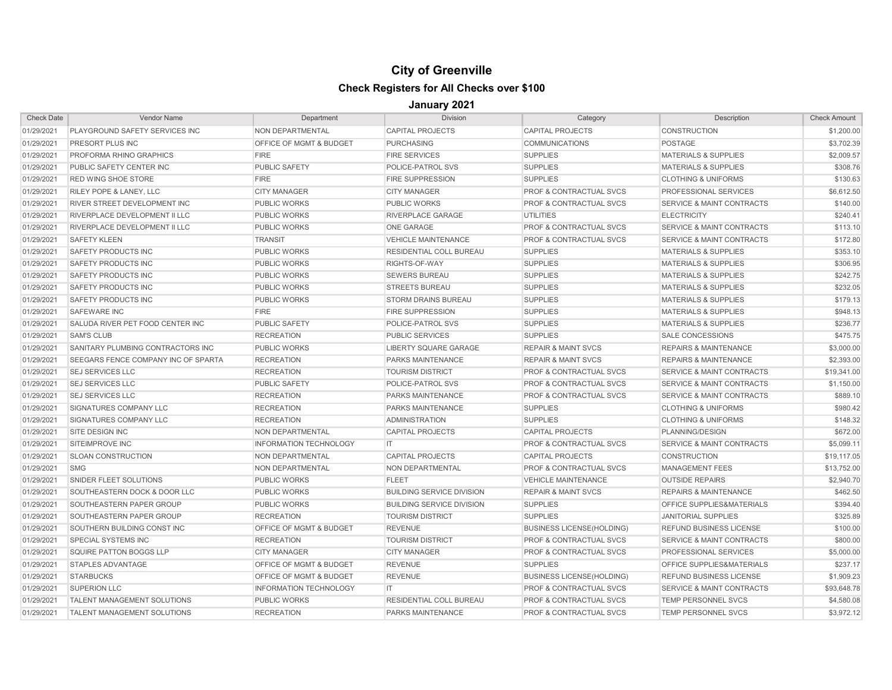# City of Greenville

## Check Registers for All Checks over $100

### January 2021

| Check Date | Vendor Name | Department | Division | Category | Description | Check Amount |
|---|---|---|---|---|---|---|
| 01/29/2021 | PLAYGROUND SAFETY SERVICES INC | NON DEPARTMENTAL | CAPITAL PROJECTS | CAPITAL PROJECTS | CONSTRUCTION | $1,200.00 |
| 01/29/2021 | PRESORT PLUS INC | OFFICE OF MGMT & BUDGET | PURCHASING | COMMUNICATIONS | POSTAGE | $3,702.39 |
| 01/29/2021 | PROFORMA RHINO GRAPHICS | FIRE | FIRE SERVICES | SUPPLIES | MATERIALS & SUPPLIES | $2,009.57 |
| 01/29/2021 | PUBLIC SAFETY CENTER INC | PUBLIC SAFETY | POLICE-PATROL SVS | SUPPLIES | MATERIALS & SUPPLIES | $308.76 |
| 01/29/2021 | RED WING SHOE STORE | FIRE | FIRE SUPPRESSION | SUPPLIES | CLOTHING & UNIFORMS | $130.63 |
| 01/29/2021 | RILEY POPE & LANEY, LLC | CITY MANAGER | CITY MANAGER | PROF & CONTRACTUAL SVCS | PROFESSIONAL SERVICES | $6,612.50 |
| 01/29/2021 | RIVER STREET DEVELOPMENT INC | PUBLIC WORKS | PUBLIC WORKS | PROF & CONTRACTUAL SVCS | SERVICE & MAINT CONTRACTS | $140.00 |
| 01/29/2021 | RIVERPLACE DEVELOPMENT II LLC | PUBLIC WORKS | RIVERPLACE GARAGE | UTILITIES | ELECTRICITY | $240.41 |
| 01/29/2021 | RIVERPLACE DEVELOPMENT II LLC | PUBLIC WORKS | ONE GARAGE | PROF & CONTRACTUAL SVCS | SERVICE & MAINT CONTRACTS | $113.10 |
| 01/29/2021 | SAFETY KLEEN | TRANSIT | VEHICLE MAINTENANCE | PROF & CONTRACTUAL SVCS | SERVICE & MAINT CONTRACTS | $172.80 |
| 01/29/2021 | SAFETY PRODUCTS INC | PUBLIC WORKS | RESIDENTIAL COLL BUREAU | SUPPLIES | MATERIALS & SUPPLIES | $353.10 |
| 01/29/2021 | SAFETY PRODUCTS INC | PUBLIC WORKS | RIGHTS-OF-WAY | SUPPLIES | MATERIALS & SUPPLIES | $306.95 |
| 01/29/2021 | SAFETY PRODUCTS INC | PUBLIC WORKS | SEWERS BUREAU | SUPPLIES | MATERIALS & SUPPLIES | $242.75 |
| 01/29/2021 | SAFETY PRODUCTS INC | PUBLIC WORKS | STREETS BUREAU | SUPPLIES | MATERIALS & SUPPLIES | $232.05 |
| 01/29/2021 | SAFETY PRODUCTS INC | PUBLIC WORKS | STORM DRAINS BUREAU | SUPPLIES | MATERIALS & SUPPLIES | $179.13 |
| 01/29/2021 | SAFEWARE INC | FIRE | FIRE SUPPRESSION | SUPPLIES | MATERIALS & SUPPLIES | $948.13 |
| 01/29/2021 | SALUDA RIVER PET FOOD CENTER INC | PUBLIC SAFETY | POLICE-PATROL SVS | SUPPLIES | MATERIALS & SUPPLIES | $236.77 |
| 01/29/2021 | SAM'S CLUB | RECREATION | PUBLIC SERVICES | SUPPLIES | SALE CONCESSIONS | $475.75 |
| 01/29/2021 | SANITARY PLUMBING CONTRACTORS INC | PUBLIC WORKS | LIBERTY SQUARE GARAGE | REPAIR & MAINT SVCS | REPAIRS & MAINTENANCE | $3,000.00 |
| 01/29/2021 | SEEGARS FENCE COMPANY INC OF SPARTA | RECREATION | PARKS MAINTENANCE | REPAIR & MAINT SVCS | REPAIRS & MAINTENANCE | $2,393.00 |
| 01/29/2021 | SEJ SERVICES LLC | RECREATION | TOURISM DISTRICT | PROF & CONTRACTUAL SVCS | SERVICE & MAINT CONTRACTS | $19,341.00 |
| 01/29/2021 | SEJ SERVICES LLC | PUBLIC SAFETY | POLICE-PATROL SVS | PROF & CONTRACTUAL SVCS | SERVICE & MAINT CONTRACTS | $1,150.00 |
| 01/29/2021 | SEJ SERVICES LLC | RECREATION | PARKS MAINTENANCE | PROF & CONTRACTUAL SVCS | SERVICE & MAINT CONTRACTS | $889.10 |
| 01/29/2021 | SIGNATURES COMPANY LLC | RECREATION | PARKS MAINTENANCE | SUPPLIES | CLOTHING & UNIFORMS | $980.42 |
| 01/29/2021 | SIGNATURES COMPANY LLC | RECREATION | ADMINISTRATION | SUPPLIES | CLOTHING & UNIFORMS | $148.32 |
| 01/29/2021 | SITE DESIGN INC | NON DEPARTMENTAL | CAPITAL PROJECTS | CAPITAL PROJECTS | PLANNING/DESIGN | $672.00 |
| 01/29/2021 | SITEIMPROVE INC | INFORMATION TECHNOLOGY | IT | PROF & CONTRACTUAL SVCS | SERVICE & MAINT CONTRACTS | $5,099.11 |
| 01/29/2021 | SLOAN CONSTRUCTION | NON DEPARTMENTAL | CAPITAL PROJECTS | CAPITAL PROJECTS | CONSTRUCTION | $19,117.05 |
| 01/29/2021 | SMG | NON DEPARTMENTAL | NON DEPARTMENTAL | PROF & CONTRACTUAL SVCS | MANAGEMENT FEES | $13,752.00 |
| 01/29/2021 | SNIDER FLEET SOLUTIONS | PUBLIC WORKS | FLEET | VEHICLE MAINTENANCE | OUTSIDE REPAIRS | $2,940.70 |
| 01/29/2021 | SOUTHEASTERN DOCK & DOOR LLC | PUBLIC WORKS | BUILDING SERVICE DIVISION | REPAIR & MAINT SVCS | REPAIRS & MAINTENANCE | $462.50 |
| 01/29/2021 | SOUTHEASTERN PAPER GROUP | PUBLIC WORKS | BUILDING SERVICE DIVISION | SUPPLIES | OFFICE SUPPLIES&MATERIALS | $394.40 |
| 01/29/2021 | SOUTHEASTERN PAPER GROUP | RECREATION | TOURISM DISTRICT | SUPPLIES | JANITORIAL SUPPLIES | $325.89 |
| 01/29/2021 | SOUTHERN BUILDING CONST INC | OFFICE OF MGMT & BUDGET | REVENUE | BUSINESS LICENSE(HOLDING) | REFUND BUSINESS LICENSE | $100.00 |
| 01/29/2021 | SPECIAL SYSTEMS INC | RECREATION | TOURISM DISTRICT | PROF & CONTRACTUAL SVCS | SERVICE & MAINT CONTRACTS | $800.00 |
| 01/29/2021 | SQUIRE PATTON BOGGS LLP | CITY MANAGER | CITY MANAGER | PROF & CONTRACTUAL SVCS | PROFESSIONAL SERVICES | $5,000.00 |
| 01/29/2021 | STAPLES ADVANTAGE | OFFICE OF MGMT & BUDGET | REVENUE | SUPPLIES | OFFICE SUPPLIES&MATERIALS | $237.17 |
| 01/29/2021 | STARBUCKS | OFFICE OF MGMT & BUDGET | REVENUE | BUSINESS LICENSE(HOLDING) | REFUND BUSINESS LICENSE | $1,909.23 |
| 01/29/2021 | SUPERION LLC | INFORMATION TECHNOLOGY | IT | PROF & CONTRACTUAL SVCS | SERVICE & MAINT CONTRACTS | $93,648.78 |
| 01/29/2021 | TALENT MANAGEMENT SOLUTIONS | PUBLIC WORKS | RESIDENTIAL COLL BUREAU | PROF & CONTRACTUAL SVCS | TEMP PERSONNEL SVCS | $4,580.08 |
| 01/29/2021 | TALENT MANAGEMENT SOLUTIONS | RECREATION | PARKS MAINTENANCE | PROF & CONTRACTUAL SVCS | TEMP PERSONNEL SVCS | $3,972.12 |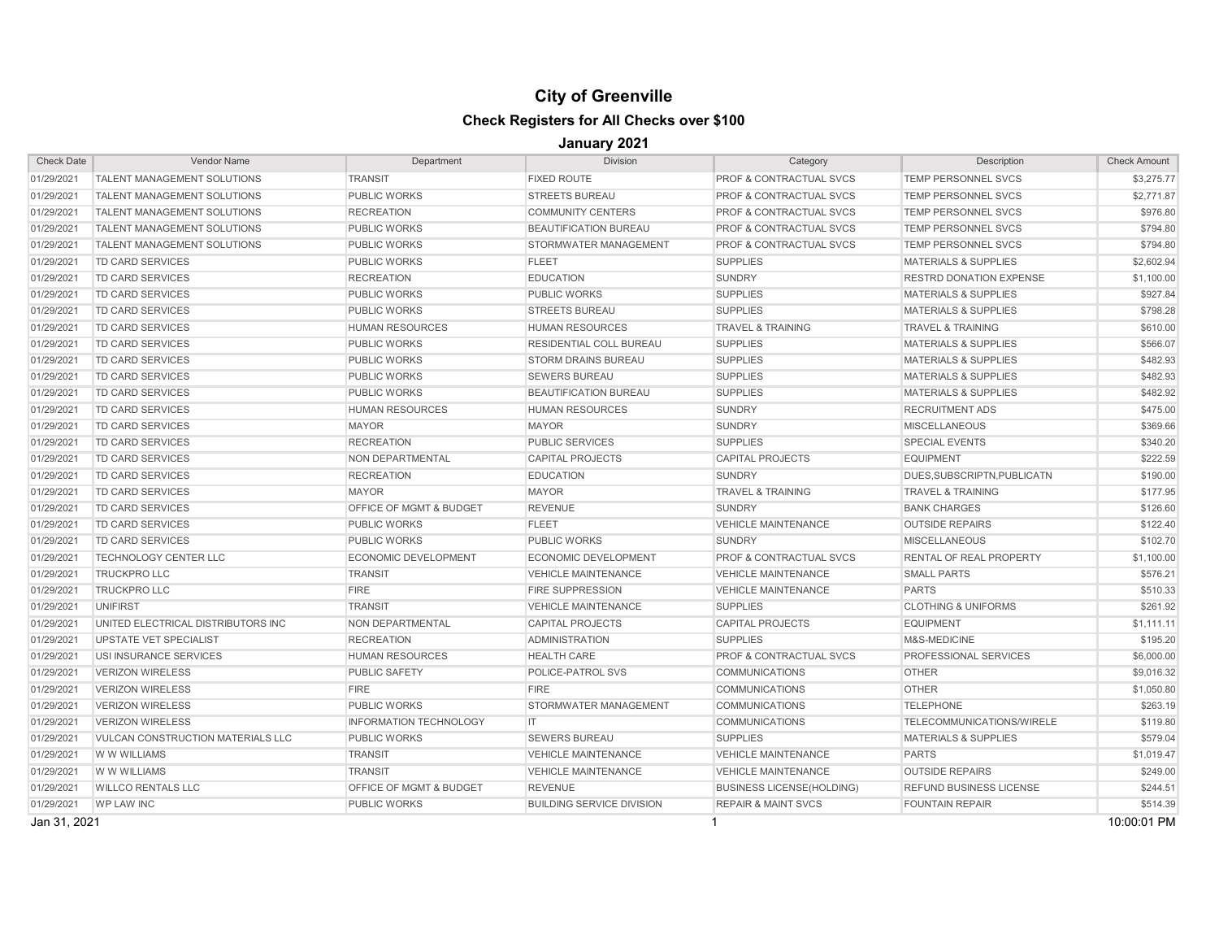# City of Greenville

## Check Registers for All Checks over $100

### January 2021

| Check Date | Vendor Name | Department | Division | Category | Description | Check Amount |
|---|---|---|---|---|---|---|
| 01/29/2021 | TALENT MANAGEMENT SOLUTIONS | TRANSIT | FIXED ROUTE | PROF & CONTRACTUAL SVCS | TEMP PERSONNEL SVCS | $3,275.77 |
| 01/29/2021 | TALENT MANAGEMENT SOLUTIONS | PUBLIC WORKS | STREETS BUREAU | PROF & CONTRACTUAL SVCS | TEMP PERSONNEL SVCS | $2,771.87 |
| 01/29/2021 | TALENT MANAGEMENT SOLUTIONS | RECREATION | COMMUNITY CENTERS | PROF & CONTRACTUAL SVCS | TEMP PERSONNEL SVCS | $976.80 |
| 01/29/2021 | TALENT MANAGEMENT SOLUTIONS | PUBLIC WORKS | BEAUTIFICATION BUREAU | PROF & CONTRACTUAL SVCS | TEMP PERSONNEL SVCS | $794.80 |
| 01/29/2021 | TALENT MANAGEMENT SOLUTIONS | PUBLIC WORKS | STORMWATER MANAGEMENT | PROF & CONTRACTUAL SVCS | TEMP PERSONNEL SVCS | $794.80 |
| 01/29/2021 | TD CARD SERVICES | PUBLIC WORKS | FLEET | SUPPLIES | MATERIALS & SUPPLIES | $2,602.94 |
| 01/29/2021 | TD CARD SERVICES | RECREATION | EDUCATION | SUNDRY | RESTRD DONATION EXPENSE | $1,100.00 |
| 01/29/2021 | TD CARD SERVICES | PUBLIC WORKS | PUBLIC WORKS | SUPPLIES | MATERIALS & SUPPLIES | $927.84 |
| 01/29/2021 | TD CARD SERVICES | PUBLIC WORKS | STREETS BUREAU | SUPPLIES | MATERIALS & SUPPLIES | $798.28 |
| 01/29/2021 | TD CARD SERVICES | HUMAN RESOURCES | HUMAN RESOURCES | TRAVEL & TRAINING | TRAVEL & TRAINING | $610.00 |
| 01/29/2021 | TD CARD SERVICES | PUBLIC WORKS | RESIDENTIAL COLL BUREAU | SUPPLIES | MATERIALS & SUPPLIES | $566.07 |
| 01/29/2021 | TD CARD SERVICES | PUBLIC WORKS | STORM DRAINS BUREAU | SUPPLIES | MATERIALS & SUPPLIES | $482.93 |
| 01/29/2021 | TD CARD SERVICES | PUBLIC WORKS | SEWERS BUREAU | SUPPLIES | MATERIALS & SUPPLIES | $482.93 |
| 01/29/2021 | TD CARD SERVICES | PUBLIC WORKS | BEAUTIFICATION BUREAU | SUPPLIES | MATERIALS & SUPPLIES | $482.92 |
| 01/29/2021 | TD CARD SERVICES | HUMAN RESOURCES | HUMAN RESOURCES | SUNDRY | RECRUITMENT ADS | $475.00 |
| 01/29/2021 | TD CARD SERVICES | MAYOR | MAYOR | SUNDRY | MISCELLANEOUS | $369.66 |
| 01/29/2021 | TD CARD SERVICES | RECREATION | PUBLIC SERVICES | SUPPLIES | SPECIAL EVENTS | $340.20 |
| 01/29/2021 | TD CARD SERVICES | NON DEPARTMENTAL | CAPITAL PROJECTS | CAPITAL PROJECTS | EQUIPMENT | $222.59 |
| 01/29/2021 | TD CARD SERVICES | RECREATION | EDUCATION | SUNDRY | DUES,SUBSCRIPTN,PUBLICATN | $190.00 |
| 01/29/2021 | TD CARD SERVICES | MAYOR | MAYOR | TRAVEL & TRAINING | TRAVEL & TRAINING | $177.95 |
| 01/29/2021 | TD CARD SERVICES | OFFICE OF MGMT & BUDGET | REVENUE | SUNDRY | BANK CHARGES | $126.60 |
| 01/29/2021 | TD CARD SERVICES | PUBLIC WORKS | FLEET | VEHICLE MAINTENANCE | OUTSIDE REPAIRS | $122.40 |
| 01/29/2021 | TD CARD SERVICES | PUBLIC WORKS | PUBLIC WORKS | SUNDRY | MISCELLANEOUS | $102.70 |
| 01/29/2021 | TECHNOLOGY CENTER LLC | ECONOMIC DEVELOPMENT | ECONOMIC DEVELOPMENT | PROF & CONTRACTUAL SVCS | RENTAL OF REAL PROPERTY | $1,100.00 |
| 01/29/2021 | TRUCKPRO LLC | TRANSIT | VEHICLE MAINTENANCE | VEHICLE MAINTENANCE | SMALL PARTS | $576.21 |
| 01/29/2021 | TRUCKPRO LLC | FIRE | FIRE SUPPRESSION | VEHICLE MAINTENANCE | PARTS | $510.33 |
| 01/29/2021 | UNIFIRST | TRANSIT | VEHICLE MAINTENANCE | SUPPLIES | CLOTHING & UNIFORMS | $261.92 |
| 01/29/2021 | UNITED ELECTRICAL DISTRIBUTORS INC | NON DEPARTMENTAL | CAPITAL PROJECTS | CAPITAL PROJECTS | EQUIPMENT | $1,111.11 |
| 01/29/2021 | UPSTATE VET SPECIALIST | RECREATION | ADMINISTRATION | SUPPLIES | M&S-MEDICINE | $195.20 |
| 01/29/2021 | USI INSURANCE SERVICES | HUMAN RESOURCES | HEALTH CARE | PROF & CONTRACTUAL SVCS | PROFESSIONAL SERVICES | $6,000.00 |
| 01/29/2021 | VERIZON WIRELESS | PUBLIC SAFETY | POLICE-PATROL SVS | COMMUNICATIONS | OTHER | $9,016.32 |
| 01/29/2021 | VERIZON WIRELESS | FIRE | FIRE | COMMUNICATIONS | OTHER | $1,050.80 |
| 01/29/2021 | VERIZON WIRELESS | PUBLIC WORKS | STORMWATER MANAGEMENT | COMMUNICATIONS | TELEPHONE | $263.19 |
| 01/29/2021 | VERIZON WIRELESS | INFORMATION TECHNOLOGY | IT | COMMUNICATIONS | TELECOMMUNICATIONS/WIRELE | $119.80 |
| 01/29/2021 | VULCAN CONSTRUCTION MATERIALS LLC | PUBLIC WORKS | SEWERS BUREAU | SUPPLIES | MATERIALS & SUPPLIES | $579.04 |
| 01/29/2021 | W W WILLIAMS | TRANSIT | VEHICLE MAINTENANCE | VEHICLE MAINTENANCE | PARTS | $1,019.47 |
| 01/29/2021 | W W WILLIAMS | TRANSIT | VEHICLE MAINTENANCE | VEHICLE MAINTENANCE | OUTSIDE REPAIRS | $249.00 |
| 01/29/2021 | WILLCO RENTALS LLC | OFFICE OF MGMT & BUDGET | REVENUE | BUSINESS LICENSE(HOLDING) | REFUND BUSINESS LICENSE | $244.51 |
| 01/29/2021 | WP LAW INC | PUBLIC WORKS | BUILDING SERVICE DIVISION | REPAIR & MAINT SVCS | FOUNTAIN REPAIR | $514.39 |